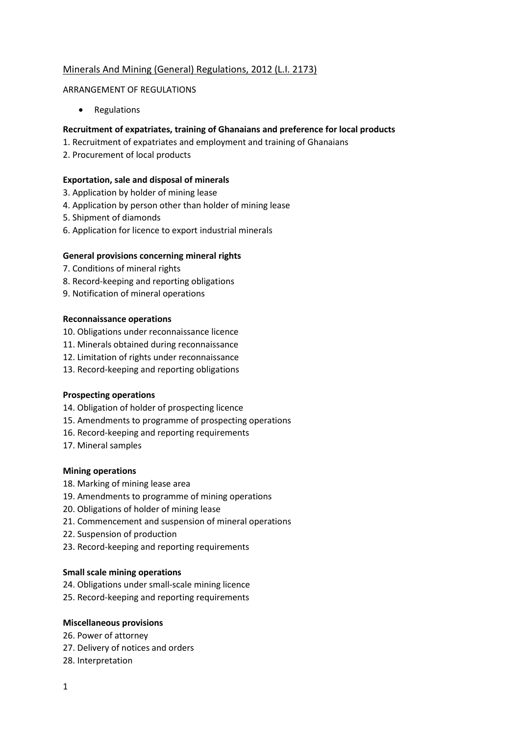# Minerals And Mining (General) Regulations, 2012 (L.I. 2173)

ARRANGEMENT OF REGULATIONS

- Regulations

**Recruitment of expatriates, training of Ghanaians and preference for local products**

1. Recruitment of expatriates and employment and training of Ghanaians
2. Procurement of local products

**Exportation, sale and disposal of minerals**

3. Application by holder of mining lease
4. Application by person other than holder of mining lease
5. Shipment of diamonds
6. Application for licence to export industrial minerals

**General provisions concerning mineral rights**

7. Conditions of mineral rights
8. Record-keeping and reporting obligations
9. Notification of mineral operations

**Reconnaissance operations**

10. Obligations under reconnaissance licence
11. Minerals obtained during reconnaissance
12. Limitation of rights under reconnaissance
13. Record-keeping and reporting obligations

**Prospecting operations**

14. Obligation of holder of prospecting licence
15. Amendments to programme of prospecting operations
16. Record-keeping and reporting requirements
17. Mineral samples

**Mining operations**

18. Marking of mining lease area
19. Amendments to programme of mining operations
20. Obligations of holder of mining lease
21. Commencement and suspension of mineral operations
22. Suspension of production
23. Record-keeping and reporting requirements

**Small scale mining operations**

24. Obligations under small-scale mining licence
25. Record-keeping and reporting requirements

**Miscellaneous provisions**

26. Power of attorney
27. Delivery of notices and orders
28. Interpretation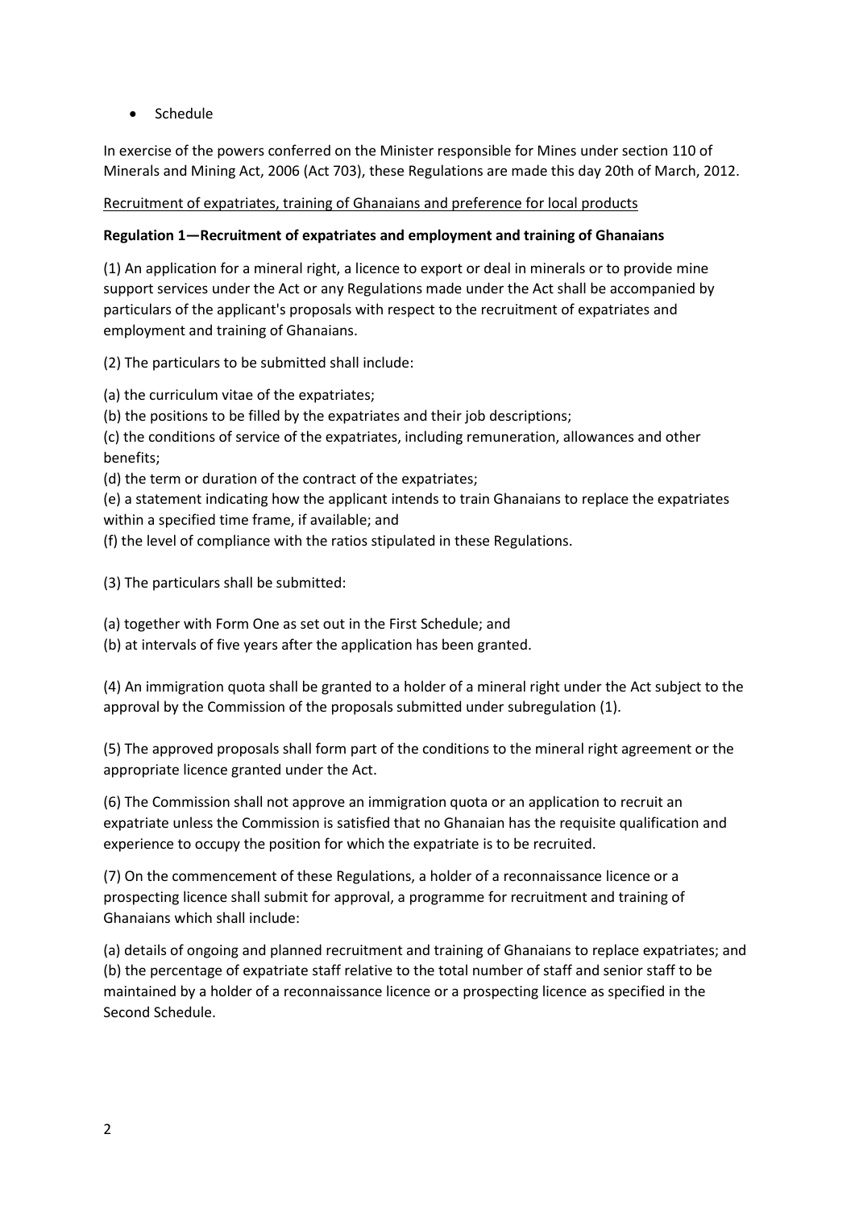- Schedule

In exercise of the powers conferred on the Minister responsible for Mines under section 110 of Minerals and Mining Act, 2006 (Act 703), these Regulations are made this day 20th of March, 2012.

Recruitment of expatriates, training of Ghanaians and preference for local products

**Regulation 1—Recruitment of expatriates and employment and training of Ghanaians**

(1) An application for a mineral right, a licence to export or deal in minerals or to provide mine support services under the Act or any Regulations made under the Act shall be accompanied by particulars of the applicant's proposals with respect to the recruitment of expatriates and employment and training of Ghanaians.

(2) The particulars to be submitted shall include:

(a) the curriculum vitae of the expatriates;
(b) the positions to be filled by the expatriates and their job descriptions;
(c) the conditions of service of the expatriates, including remuneration, allowances and other benefits;
(d) the term or duration of the contract of the expatriates;
(e) a statement indicating how the applicant intends to train Ghanaians to replace the expatriates within a specified time frame, if available; and
(f) the level of compliance with the ratios stipulated in these Regulations.

(3) The particulars shall be submitted:

(a) together with Form One as set out in the First Schedule; and
(b) at intervals of five years after the application has been granted.

(4) An immigration quota shall be granted to a holder of a mineral right under the Act subject to the approval by the Commission of the proposals submitted under subregulation (1).

(5) The approved proposals shall form part of the conditions to the mineral right agreement or the appropriate licence granted under the Act.

(6) The Commission shall not approve an immigration quota or an application to recruit an expatriate unless the Commission is satisfied that no Ghanaian has the requisite qualification and experience to occupy the position for which the expatriate is to be recruited.

(7) On the commencement of these Regulations, a holder of a reconnaissance licence or a prospecting licence shall submit for approval, a programme for recruitment and training of Ghanaians which shall include:

(a) details of ongoing and planned recruitment and training of Ghanaians to replace expatriates; and
(b) the percentage of expatriate staff relative to the total number of staff and senior staff to be maintained by a holder of a reconnaissance licence or a prospecting licence as specified in the Second Schedule.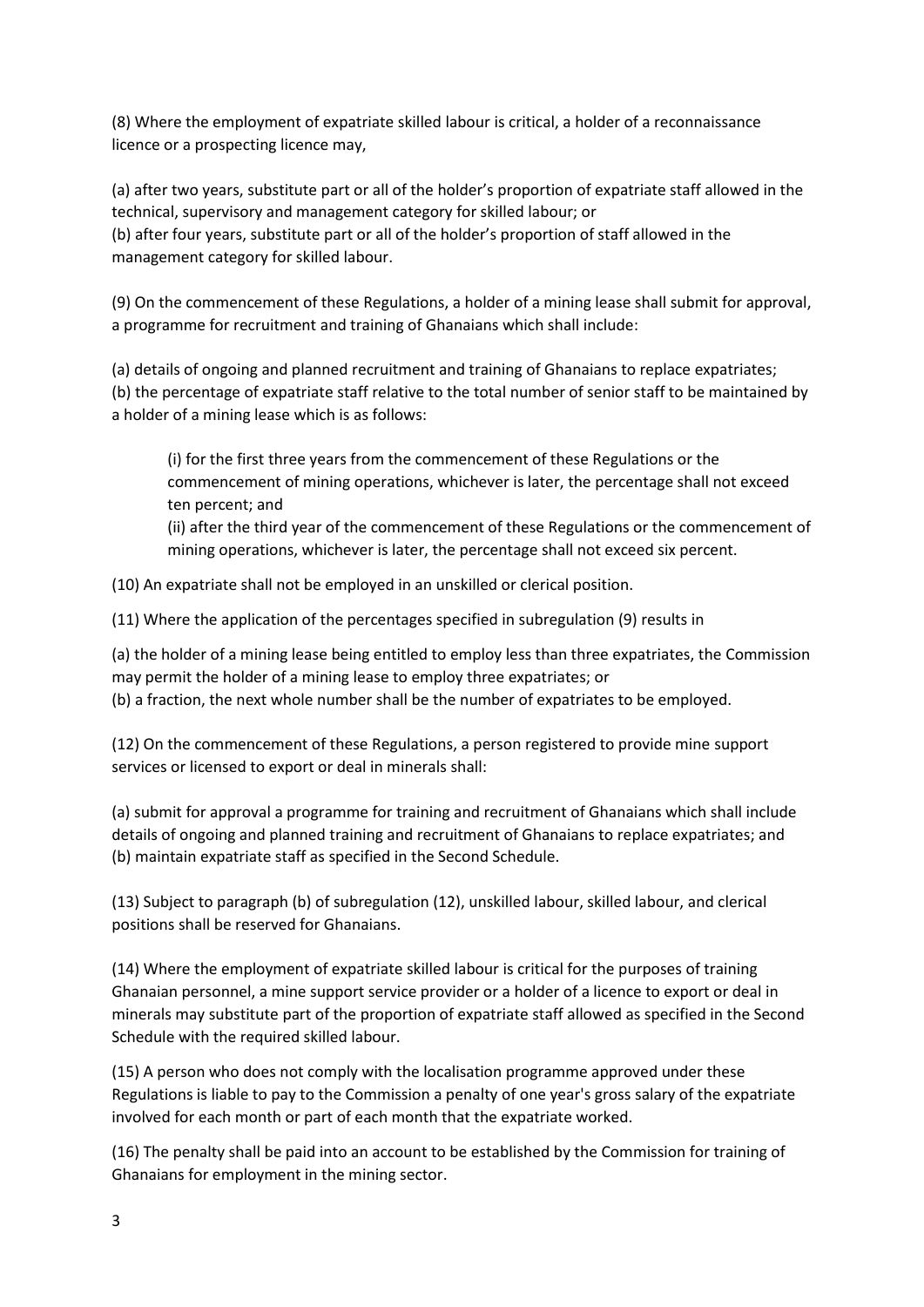(8) Where the employment of expatriate skilled labour is critical, a holder of a reconnaissance licence or a prospecting licence may,

(a) after two years, substitute part or all of the holder's proportion of expatriate staff allowed in the technical, supervisory and management category for skilled labour; or
(b) after four years, substitute part or all of the holder's proportion of staff allowed in the management category for skilled labour.

(9) On the commencement of these Regulations, a holder of a mining lease shall submit for approval, a programme for recruitment and training of Ghanaians which shall include:

(a) details of ongoing and planned recruitment and training of Ghanaians to replace expatriates;
(b) the percentage of expatriate staff relative to the total number of senior staff to be maintained by a holder of a mining lease which is as follows:

> (i) for the first three years from the commencement of these Regulations or the commencement of mining operations, whichever is later, the percentage shall not exceed ten percent; and
> (ii) after the third year of the commencement of these Regulations or the commencement of mining operations, whichever is later, the percentage shall not exceed six percent.

(10) An expatriate shall not be employed in an unskilled or clerical position.

(11) Where the application of the percentages specified in subregulation (9) results in

(a) the holder of a mining lease being entitled to employ less than three expatriates, the Commission may permit the holder of a mining lease to employ three expatriates; or
(b) a fraction, the next whole number shall be the number of expatriates to be employed.

(12) On the commencement of these Regulations, a person registered to provide mine support services or licensed to export or deal in minerals shall:

(a) submit for approval a programme for training and recruitment of Ghanaians which shall include details of ongoing and planned training and recruitment of Ghanaians to replace expatriates; and
(b) maintain expatriate staff as specified in the Second Schedule.

(13) Subject to paragraph (b) of subregulation (12), unskilled labour, skilled labour, and clerical positions shall be reserved for Ghanaians.

(14) Where the employment of expatriate skilled labour is critical for the purposes of training Ghanaian personnel, a mine support service provider or a holder of a licence to export or deal in minerals may substitute part of the proportion of expatriate staff allowed as specified in the Second Schedule with the required skilled labour.

(15) A person who does not comply with the localisation programme approved under these Regulations is liable to pay to the Commission a penalty of one year's gross salary of the expatriate involved for each month or part of each month that the expatriate worked.

(16) The penalty shall be paid into an account to be established by the Commission for training of Ghanaians for employment in the mining sector.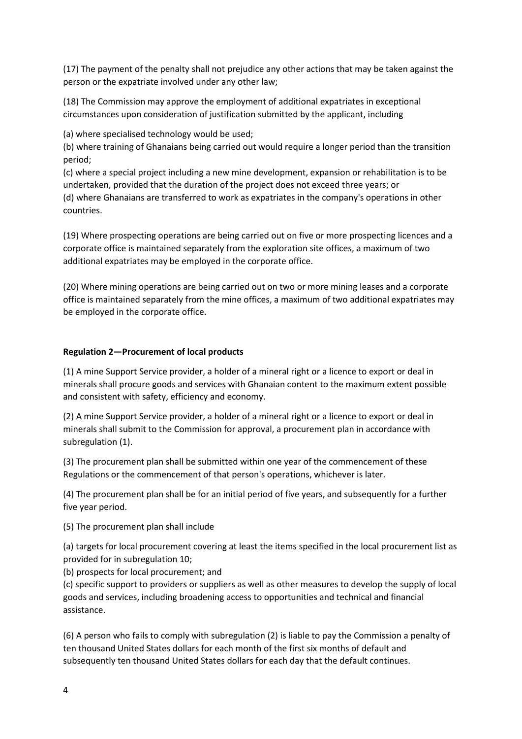(17) The payment of the penalty shall not prejudice any other actions that may be taken against the person or the expatriate involved under any other law;

(18) The Commission may approve the employment of additional expatriates in exceptional circumstances upon consideration of justification submitted by the applicant, including

(a) where specialised technology would be used;
(b) where training of Ghanaians being carried out would require a longer period than the transition period;
(c) where a special project including a new mine development, expansion or rehabilitation is to be undertaken, provided that the duration of the project does not exceed three years; or
(d) where Ghanaians are transferred to work as expatriates in the company's operations in other countries.

(19) Where prospecting operations are being carried out on five or more prospecting licences and a corporate office is maintained separately from the exploration site offices, a maximum of two additional expatriates may be employed in the corporate office.

(20) Where mining operations are being carried out on two or more mining leases and a corporate office is maintained separately from the mine offices, a maximum of two additional expatriates may be employed in the corporate office.

**Regulation 2—Procurement of local products**

(1) A mine Support Service provider, a holder of a mineral right or a licence to export or deal in minerals shall procure goods and services with Ghanaian content to the maximum extent possible and consistent with safety, efficiency and economy.

(2) A mine Support Service provider, a holder of a mineral right or a licence to export or deal in minerals shall submit to the Commission for approval, a procurement plan in accordance with subregulation (1).

(3) The procurement plan shall be submitted within one year of the commencement of these Regulations or the commencement of that person's operations, whichever is later.

(4) The procurement plan shall be for an initial period of five years, and subsequently for a further five year period.

(5) The procurement plan shall include

(a) targets for local procurement covering at least the items specified in the local procurement list as provided for in subregulation 10;
(b) prospects for local procurement; and
(c) specific support to providers or suppliers as well as other measures to develop the supply of local goods and services, including broadening access to opportunities and technical and financial assistance.

(6) A person who fails to comply with subregulation (2) is liable to pay the Commission a penalty of ten thousand United States dollars for each month of the first six months of default and subsequently ten thousand United States dollars for each day that the default continues.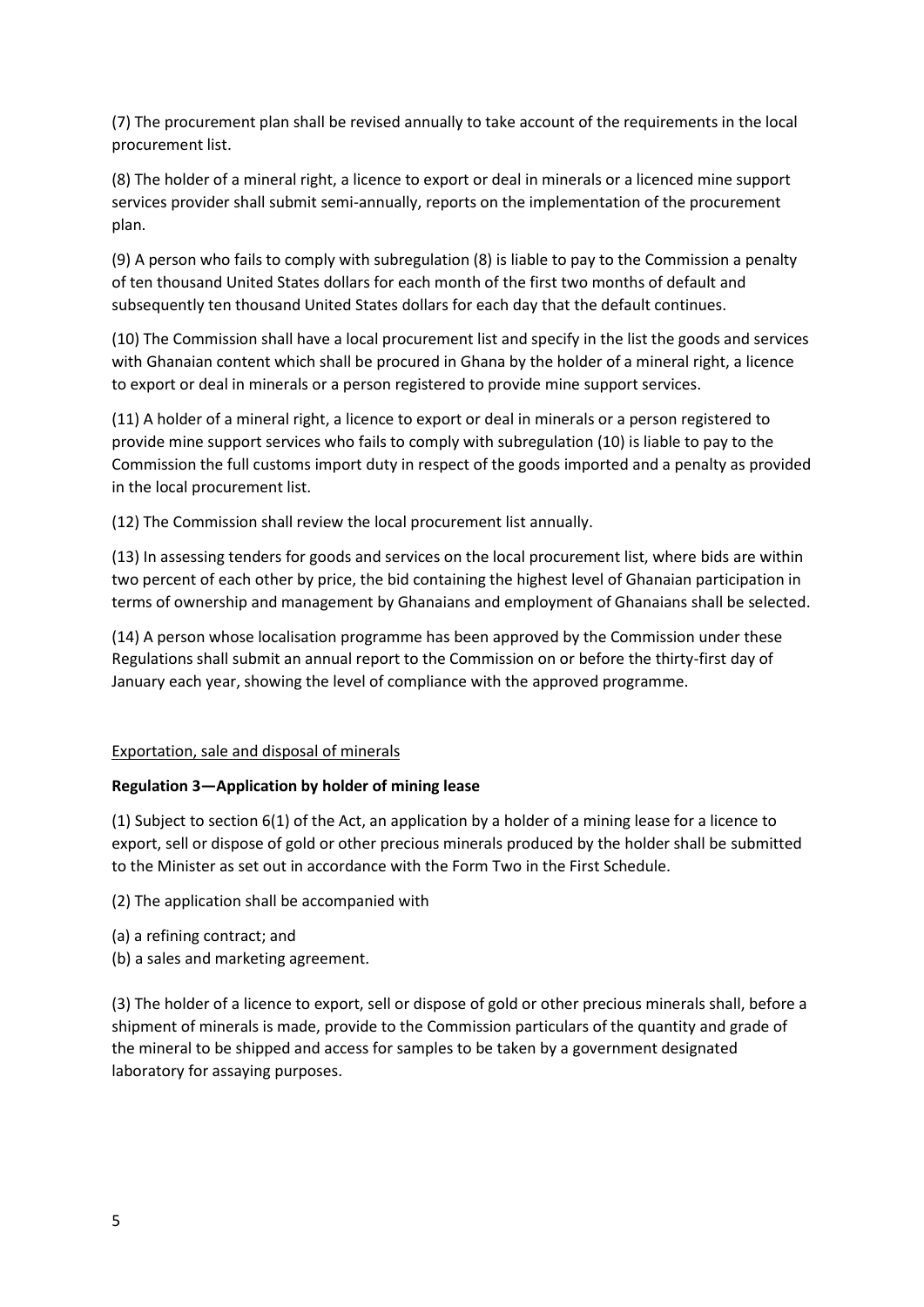(7) The procurement plan shall be revised annually to take account of the requirements in the local procurement list.

(8) The holder of a mineral right, a licence to export or deal in minerals or a licenced mine support services provider shall submit semi-annually, reports on the implementation of the procurement plan.

(9) A person who fails to comply with subregulation (8) is liable to pay to the Commission a penalty of ten thousand United States dollars for each month of the first two months of default and subsequently ten thousand United States dollars for each day that the default continues.

(10) The Commission shall have a local procurement list and specify in the list the goods and services with Ghanaian content which shall be procured in Ghana by the holder of a mineral right, a licence to export or deal in minerals or a person registered to provide mine support services.

(11) A holder of a mineral right, a licence to export or deal in minerals or a person registered to provide mine support services who fails to comply with subregulation (10) is liable to pay to the Commission the full customs import duty in respect of the goods imported and a penalty as provided in the local procurement list.

(12) The Commission shall review the local procurement list annually.

(13) In assessing tenders for goods and services on the local procurement list, where bids are within two percent of each other by price, the bid containing the highest level of Ghanaian participation in terms of ownership and management by Ghanaians and employment of Ghanaians shall be selected.

(14) A person whose localisation programme has been approved by the Commission under these Regulations shall submit an annual report to the Commission on or before the thirty-first day of January each year, showing the level of compliance with the approved programme.

<u>Exportation, sale and disposal of minerals</u>

**Regulation 3—Application by holder of mining lease**

(1) Subject to section 6(1) of the Act, an application by a holder of a mining lease for a licence to export, sell or dispose of gold or other precious minerals produced by the holder shall be submitted to the Minister as set out in accordance with the Form Two in the First Schedule.

(2) The application shall be accompanied with

(a) a refining contract; and
(b) a sales and marketing agreement.

(3) The holder of a licence to export, sell or dispose of gold or other precious minerals shall, before a shipment of minerals is made, provide to the Commission particulars of the quantity and grade of the mineral to be shipped and access for samples to be taken by a government designated laboratory for assaying purposes.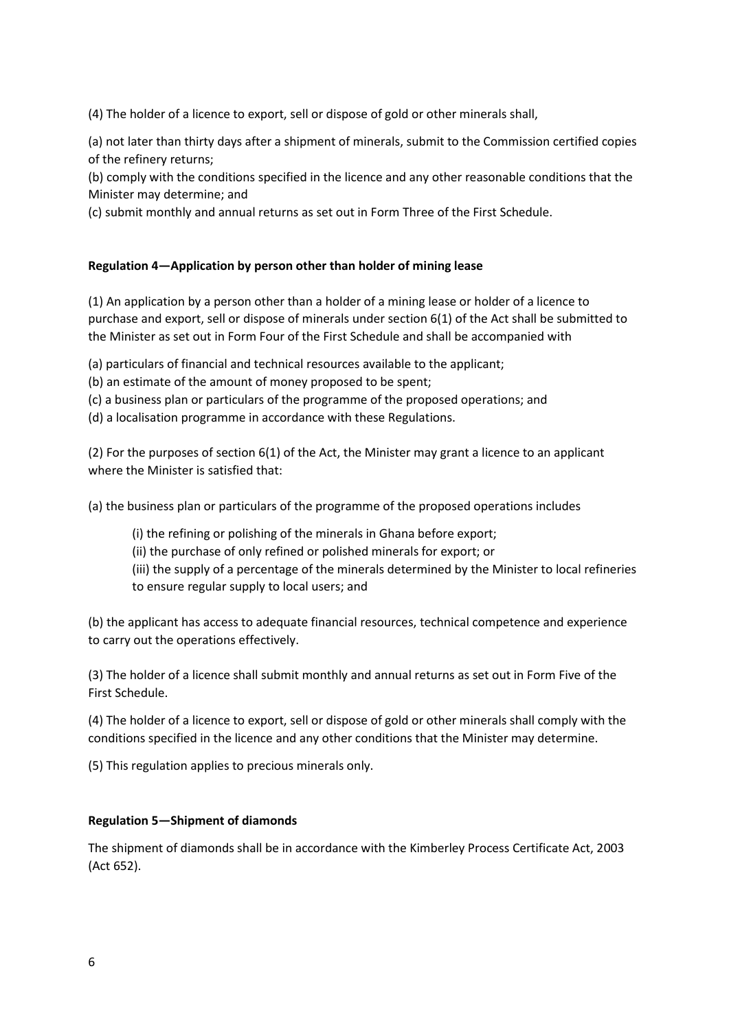(4) The holder of a licence to export, sell or dispose of gold or other minerals shall,

(a) not later than thirty days after a shipment of minerals, submit to the Commission certified copies of the refinery returns;

(b) comply with the conditions specified in the licence and any other reasonable conditions that the Minister may determine; and

(c) submit monthly and annual returns as set out in Form Three of the First Schedule.

**Regulation 4—Application by person other than holder of mining lease**

(1) An application by a person other than a holder of a mining lease or holder of a licence to purchase and export, sell or dispose of minerals under section 6(1) of the Act shall be submitted to the Minister as set out in Form Four of the First Schedule and shall be accompanied with

(a) particulars of financial and technical resources available to the applicant;

(b) an estimate of the amount of money proposed to be spent;

(c) a business plan or particulars of the programme of the proposed operations; and

(d) a localisation programme in accordance with these Regulations.

(2) For the purposes of section 6(1) of the Act, the Minister may grant a licence to an applicant where the Minister is satisfied that:

(a) the business plan or particulars of the programme of the proposed operations includes

> (i) the refining or polishing of the minerals in Ghana before export;
>
> (ii) the purchase of only refined or polished minerals for export; or
>
> (iii) the supply of a percentage of the minerals determined by the Minister to local refineries to ensure regular supply to local users; and

(b) the applicant has access to adequate financial resources, technical competence and experience to carry out the operations effectively.

(3) The holder of a licence shall submit monthly and annual returns as set out in Form Five of the First Schedule.

(4) The holder of a licence to export, sell or dispose of gold or other minerals shall comply with the conditions specified in the licence and any other conditions that the Minister may determine.

(5) This regulation applies to precious minerals only.

**Regulation 5—Shipment of diamonds**

The shipment of diamonds shall be in accordance with the Kimberley Process Certificate Act, 2003 (Act 652).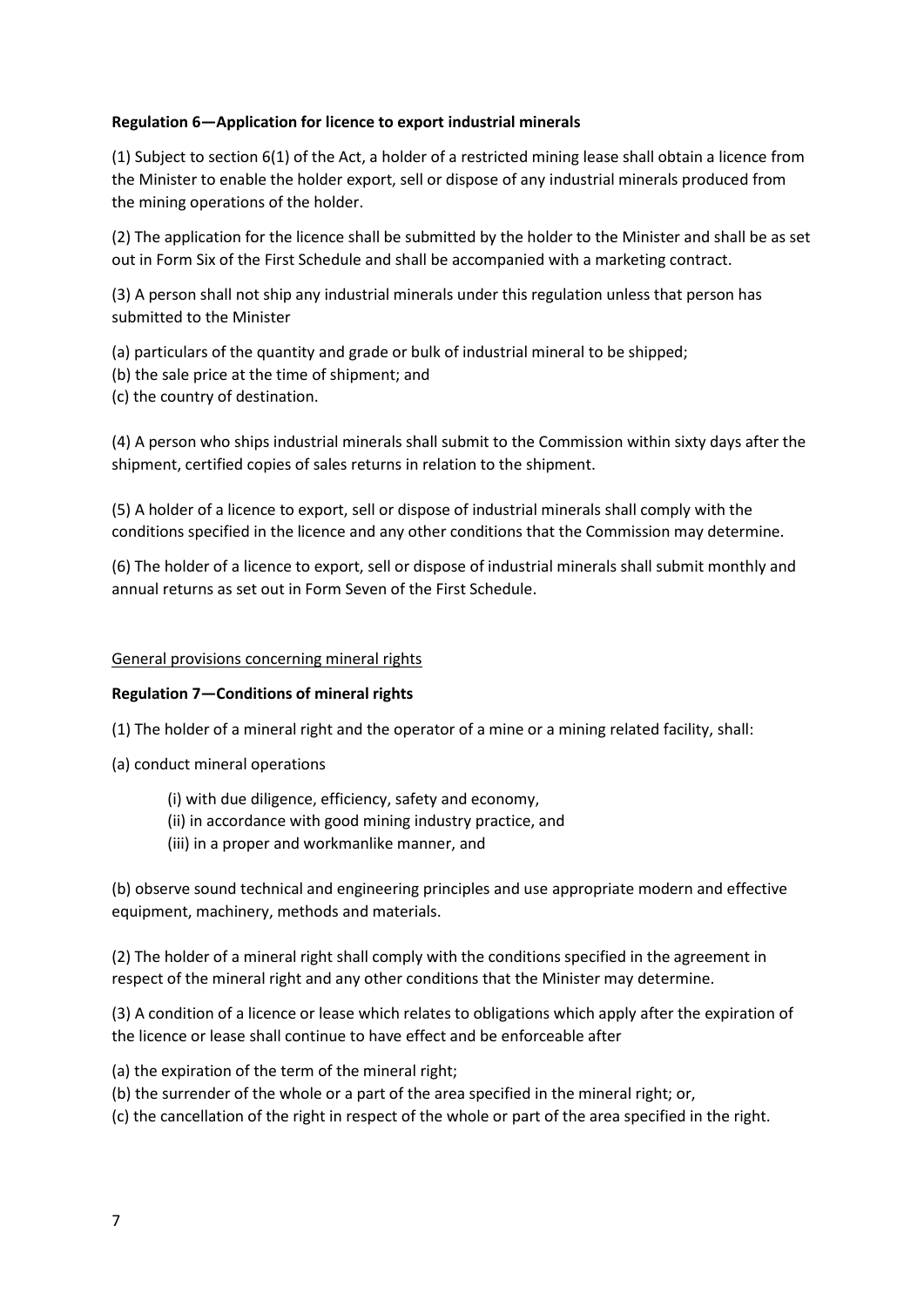**Regulation 6—Application for licence to export industrial minerals**

(1) Subject to section 6(1) of the Act, a holder of a restricted mining lease shall obtain a licence from the Minister to enable the holder export, sell or dispose of any industrial minerals produced from the mining operations of the holder.

(2) The application for the licence shall be submitted by the holder to the Minister and shall be as set out in Form Six of the First Schedule and shall be accompanied with a marketing contract.

(3) A person shall not ship any industrial minerals under this regulation unless that person has submitted to the Minister

(a) particulars of the quantity and grade or bulk of industrial mineral to be shipped;
(b) the sale price at the time of shipment; and
(c) the country of destination.

(4) A person who ships industrial minerals shall submit to the Commission within sixty days after the shipment, certified copies of sales returns in relation to the shipment.

(5) A holder of a licence to export, sell or dispose of industrial minerals shall comply with the conditions specified in the licence and any other conditions that the Commission may determine.

(6) The holder of a licence to export, sell or dispose of industrial minerals shall submit monthly and annual returns as set out in Form Seven of the First Schedule.

<u>General provisions concerning mineral rights</u>

**Regulation 7—Conditions of mineral rights**

(1) The holder of a mineral right and the operator of a mine or a mining related facility, shall:

(a) conduct mineral operations

(i) with due diligence, efficiency, safety and economy,
(ii) in accordance with good mining industry practice, and
(iii) in a proper and workmanlike manner, and

(b) observe sound technical and engineering principles and use appropriate modern and effective equipment, machinery, methods and materials.

(2) The holder of a mineral right shall comply with the conditions specified in the agreement in respect of the mineral right and any other conditions that the Minister may determine.

(3) A condition of a licence or lease which relates to obligations which apply after the expiration of the licence or lease shall continue to have effect and be enforceable after

(a) the expiration of the term of the mineral right;
(b) the surrender of the whole or a part of the area specified in the mineral right; or,
(c) the cancellation of the right in respect of the whole or part of the area specified in the right.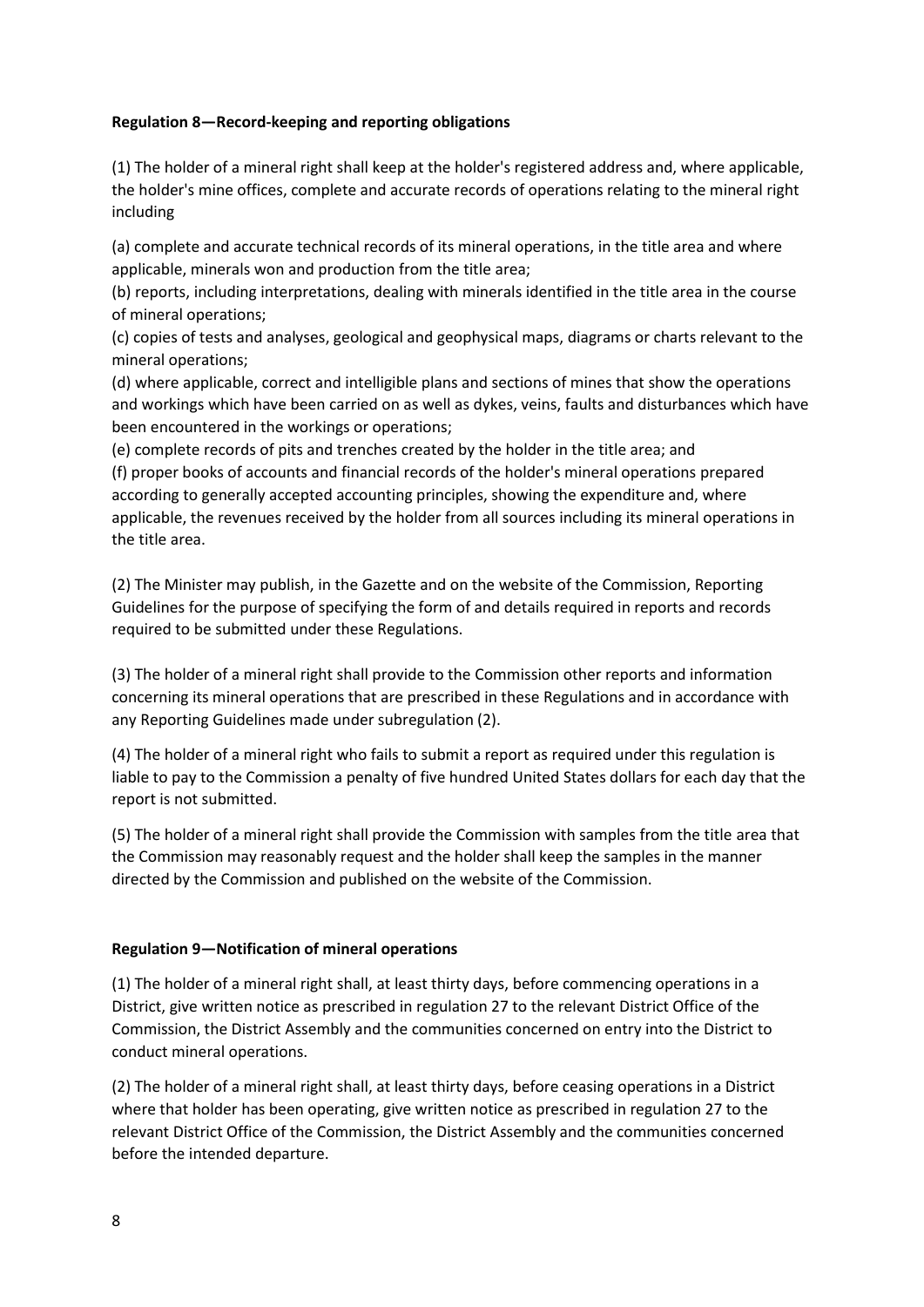**Regulation 8—Record-keeping and reporting obligations**

(1) The holder of a mineral right shall keep at the holder's registered address and, where applicable, the holder's mine offices, complete and accurate records of operations relating to the mineral right including

(a) complete and accurate technical records of its mineral operations, in the title area and where applicable, minerals won and production from the title area;
(b) reports, including interpretations, dealing with minerals identified in the title area in the course of mineral operations;
(c) copies of tests and analyses, geological and geophysical maps, diagrams or charts relevant to the mineral operations;
(d) where applicable, correct and intelligible plans and sections of mines that show the operations and workings which have been carried on as well as dykes, veins, faults and disturbances which have been encountered in the workings or operations;
(e) complete records of pits and trenches created by the holder in the title area; and
(f) proper books of accounts and financial records of the holder's mineral operations prepared according to generally accepted accounting principles, showing the expenditure and, where applicable, the revenues received by the holder from all sources including its mineral operations in the title area.

(2) The Minister may publish, in the Gazette and on the website of the Commission, Reporting Guidelines for the purpose of specifying the form of and details required in reports and records required to be submitted under these Regulations.

(3) The holder of a mineral right shall provide to the Commission other reports and information concerning its mineral operations that are prescribed in these Regulations and in accordance with any Reporting Guidelines made under subregulation (2).

(4) The holder of a mineral right who fails to submit a report as required under this regulation is liable to pay to the Commission a penalty of five hundred United States dollars for each day that the report is not submitted.

(5) The holder of a mineral right shall provide the Commission with samples from the title area that the Commission may reasonably request and the holder shall keep the samples in the manner directed by the Commission and published on the website of the Commission.

**Regulation 9—Notification of mineral operations**

(1) The holder of a mineral right shall, at least thirty days, before commencing operations in a District, give written notice as prescribed in regulation 27 to the relevant District Office of the Commission, the District Assembly and the communities concerned on entry into the District to conduct mineral operations.

(2) The holder of a mineral right shall, at least thirty days, before ceasing operations in a District where that holder has been operating, give written notice as prescribed in regulation 27 to the relevant District Office of the Commission, the District Assembly and the communities concerned before the intended departure.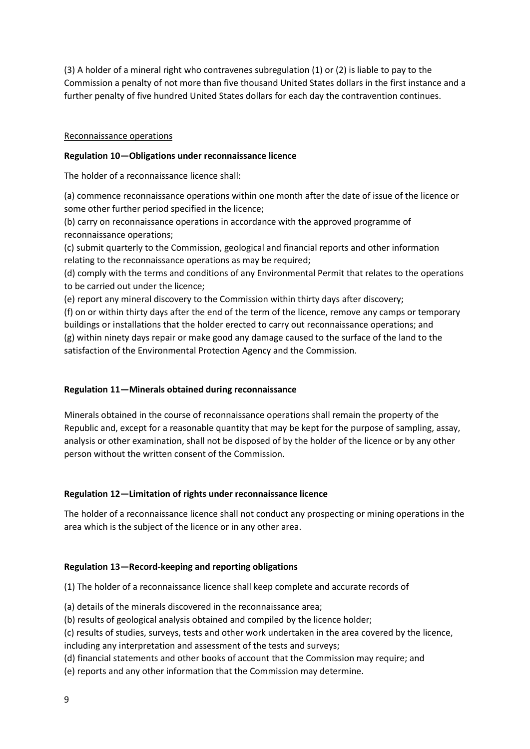(3) A holder of a mineral right who contravenes subregulation (1) or (2) is liable to pay to the Commission a penalty of not more than five thousand United States dollars in the first instance and a further penalty of five hundred United States dollars for each day the contravention continues.

<u>Reconnaissance operations</u>

**Regulation 10—Obligations under reconnaissance licence**

The holder of a reconnaissance licence shall:

(a) commence reconnaissance operations within one month after the date of issue of the licence or some other further period specified in the licence;
(b) carry on reconnaissance operations in accordance with the approved programme of reconnaissance operations;
(c) submit quarterly to the Commission, geological and financial reports and other information relating to the reconnaissance operations as may be required;
(d) comply with the terms and conditions of any Environmental Permit that relates to the operations to be carried out under the licence;
(e) report any mineral discovery to the Commission within thirty days after discovery;
(f) on or within thirty days after the end of the term of the licence, remove any camps or temporary buildings or installations that the holder erected to carry out reconnaissance operations; and
(g) within ninety days repair or make good any damage caused to the surface of the land to the satisfaction of the Environmental Protection Agency and the Commission.

**Regulation 11—Minerals obtained during reconnaissance**

Minerals obtained in the course of reconnaissance operations shall remain the property of the Republic and, except for a reasonable quantity that may be kept for the purpose of sampling, assay, analysis or other examination, shall not be disposed of by the holder of the licence or by any other person without the written consent of the Commission.

**Regulation 12—Limitation of rights under reconnaissance licence**

The holder of a reconnaissance licence shall not conduct any prospecting or mining operations in the area which is the subject of the licence or in any other area.

**Regulation 13—Record-keeping and reporting obligations**

(1) The holder of a reconnaissance licence shall keep complete and accurate records of

(a) details of the minerals discovered in the reconnaissance area;
(b) results of geological analysis obtained and compiled by the licence holder;
(c) results of studies, surveys, tests and other work undertaken in the area covered by the licence, including any interpretation and assessment of the tests and surveys;
(d) financial statements and other books of account that the Commission may require; and
(e) reports and any other information that the Commission may determine.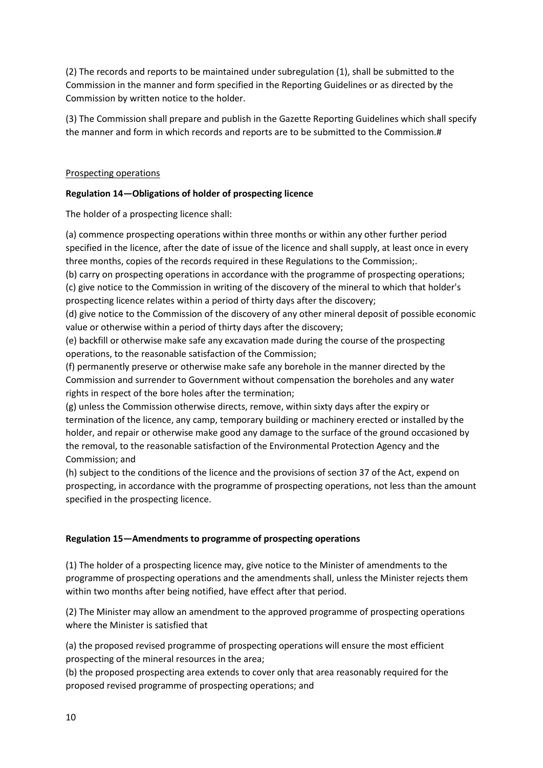(2) The records and reports to be maintained under subregulation (1), shall be submitted to the Commission in the manner and form specified in the Reporting Guidelines or as directed by the Commission by written notice to the holder.

(3) The Commission shall prepare and publish in the Gazette Reporting Guidelines which shall specify the manner and form in which records and reports are to be submitted to the Commission.#

<u>Prospecting operations</u>

**Regulation 14—Obligations of holder of prospecting licence**

The holder of a prospecting licence shall:

(a) commence prospecting operations within three months or within any other further period specified in the licence, after the date of issue of the licence and shall supply, at least once in every three months, copies of the records required in these Regulations to the Commission;.
(b) carry on prospecting operations in accordance with the programme of prospecting operations;
(c) give notice to the Commission in writing of the discovery of the mineral to which that holder's prospecting licence relates within a period of thirty days after the discovery;
(d) give notice to the Commission of the discovery of any other mineral deposit of possible economic value or otherwise within a period of thirty days after the discovery;
(e) backfill or otherwise make safe any excavation made during the course of the prospecting operations, to the reasonable satisfaction of the Commission;
(f) permanently preserve or otherwise make safe any borehole in the manner directed by the Commission and surrender to Government without compensation the boreholes and any water rights in respect of the bore holes after the termination;
(g) unless the Commission otherwise directs, remove, within sixty days after the expiry or termination of the licence, any camp, temporary building or machinery erected or installed by the holder, and repair or otherwise make good any damage to the surface of the ground occasioned by the removal, to the reasonable satisfaction of the Environmental Protection Agency and the Commission; and
(h) subject to the conditions of the licence and the provisions of section 37 of the Act, expend on prospecting, in accordance with the programme of prospecting operations, not less than the amount specified in the prospecting licence.

**Regulation 15—Amendments to programme of prospecting operations**

(1) The holder of a prospecting licence may, give notice to the Minister of amendments to the programme of prospecting operations and the amendments shall, unless the Minister rejects them within two months after being notified, have effect after that period.

(2) The Minister may allow an amendment to the approved programme of prospecting operations where the Minister is satisfied that

(a) the proposed revised programme of prospecting operations will ensure the most efficient prospecting of the mineral resources in the area;
(b) the proposed prospecting area extends to cover only that area reasonably required for the proposed revised programme of prospecting operations; and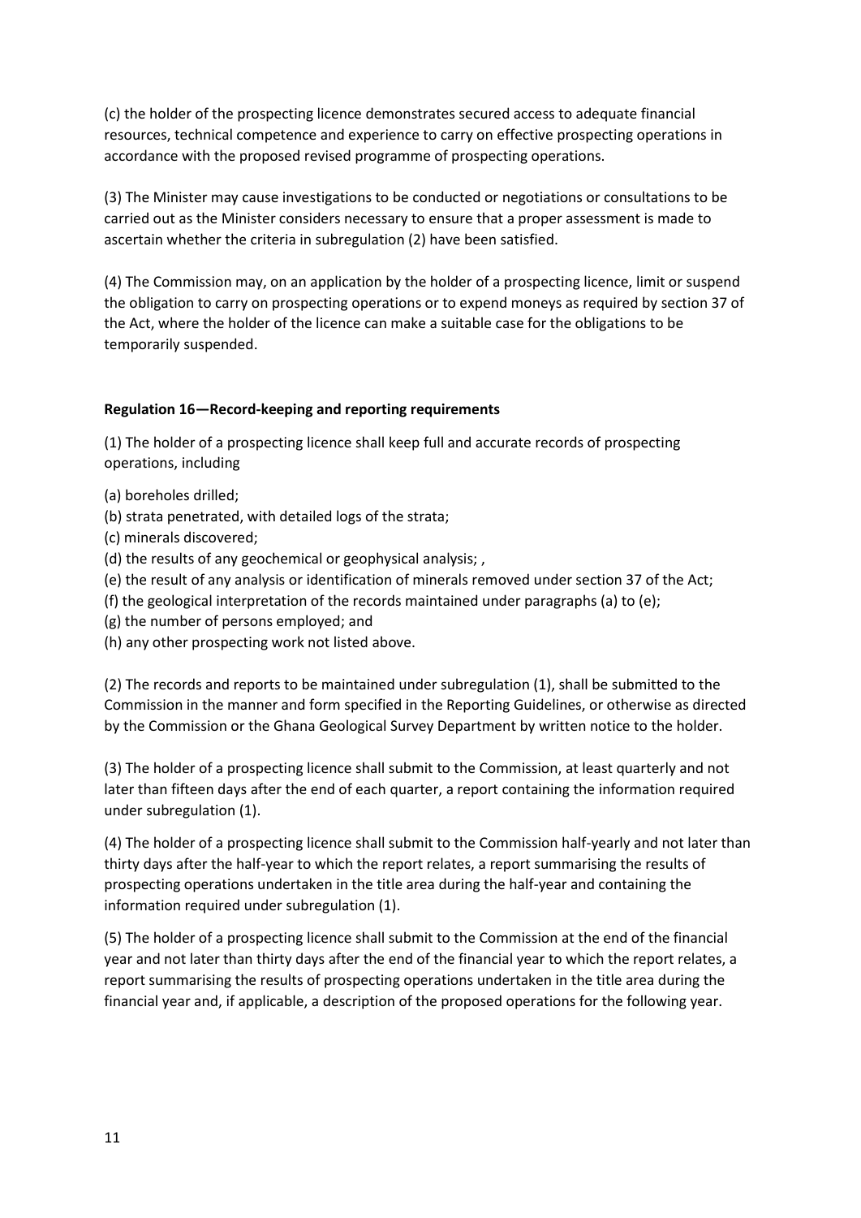(c) the holder of the prospecting licence demonstrates secured access to adequate financial resources, technical competence and experience to carry on effective prospecting operations in accordance with the proposed revised programme of prospecting operations.

(3) The Minister may cause investigations to be conducted or negotiations or consultations to be carried out as the Minister considers necessary to ensure that a proper assessment is made to ascertain whether the criteria in subregulation (2) have been satisfied.

(4) The Commission may, on an application by the holder of a prospecting licence, limit or suspend the obligation to carry on prospecting operations or to expend moneys as required by section 37 of the Act, where the holder of the licence can make a suitable case for the obligations to be temporarily suspended.

**Regulation 16—Record-keeping and reporting requirements**

(1) The holder of a prospecting licence shall keep full and accurate records of prospecting operations, including

(a) boreholes drilled;
(b) strata penetrated, with detailed logs of the strata;
(c) minerals discovered;
(d) the results of any geochemical or geophysical analysis; ,
(e) the result of any analysis or identification of minerals removed under section 37 of the Act;
(f) the geological interpretation of the records maintained under paragraphs (a) to (e);
(g) the number of persons employed; and
(h) any other prospecting work not listed above.

(2) The records and reports to be maintained under subregulation (1), shall be submitted to the Commission in the manner and form specified in the Reporting Guidelines, or otherwise as directed by the Commission or the Ghana Geological Survey Department by written notice to the holder.

(3) The holder of a prospecting licence shall submit to the Commission, at least quarterly and not later than fifteen days after the end of each quarter, a report containing the information required under subregulation (1).

(4) The holder of a prospecting licence shall submit to the Commission half-yearly and not later than thirty days after the half-year to which the report relates, a report summarising the results of prospecting operations undertaken in the title area during the half-year and containing the information required under subregulation (1).

(5) The holder of a prospecting licence shall submit to the Commission at the end of the financial year and not later than thirty days after the end of the financial year to which the report relates, a report summarising the results of prospecting operations undertaken in the title area during the financial year and, if applicable, a description of the proposed operations for the following year.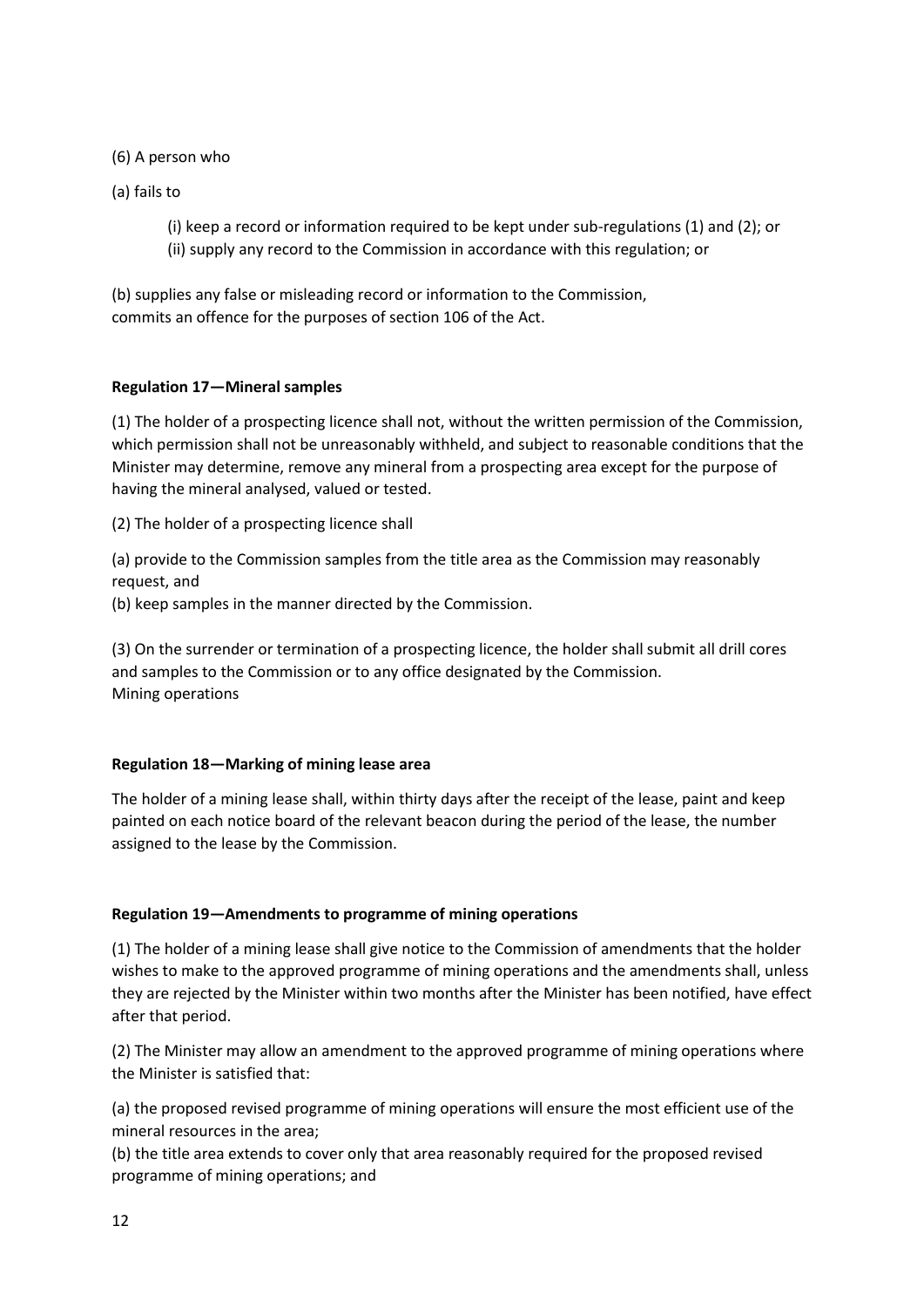(6) A person who

(a) fails to

(i) keep a record or information required to be kept under sub-regulations (1) and (2); or
(ii) supply any record to the Commission in accordance with this regulation; or

(b) supplies any false or misleading record or information to the Commission,
commits an offence for the purposes of section 106 of the Act.

**Regulation 17—Mineral samples**

(1) The holder of a prospecting licence shall not, without the written permission of the Commission, which permission shall not be unreasonably withheld, and subject to reasonable conditions that the Minister may determine, remove any mineral from a prospecting area except for the purpose of having the mineral analysed, valued or tested.

(2) The holder of a prospecting licence shall

(a) provide to the Commission samples from the title area as the Commission may reasonably request, and
(b) keep samples in the manner directed by the Commission.

(3) On the surrender or termination of a prospecting licence, the holder shall submit all drill cores and samples to the Commission or to any office designated by the Commission.
Mining operations

**Regulation 18—Marking of mining lease area**

The holder of a mining lease shall, within thirty days after the receipt of the lease, paint and keep painted on each notice board of the relevant beacon during the period of the lease, the number assigned to the lease by the Commission.

**Regulation 19—Amendments to programme of mining operations**

(1) The holder of a mining lease shall give notice to the Commission of amendments that the holder wishes to make to the approved programme of mining operations and the amendments shall, unless they are rejected by the Minister within two months after the Minister has been notified, have effect after that period.

(2) The Minister may allow an amendment to the approved programme of mining operations where the Minister is satisfied that:

(a) the proposed revised programme of mining operations will ensure the most efficient use of the mineral resources in the area;
(b) the title area extends to cover only that area reasonably required for the proposed revised programme of mining operations; and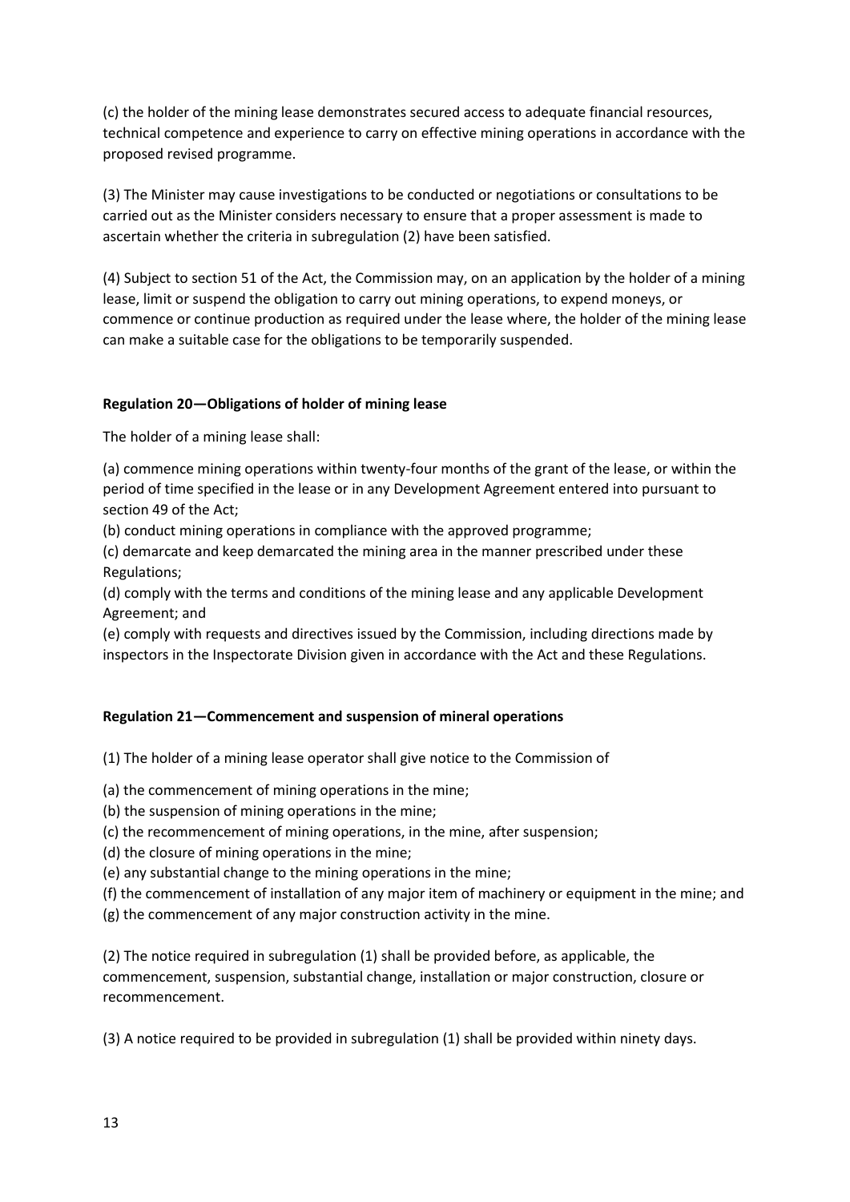(c) the holder of the mining lease demonstrates secured access to adequate financial resources, technical competence and experience to carry on effective mining operations in accordance with the proposed revised programme.

(3) The Minister may cause investigations to be conducted or negotiations or consultations to be carried out as the Minister considers necessary to ensure that a proper assessment is made to ascertain whether the criteria in subregulation (2) have been satisfied.

(4) Subject to section 51 of the Act, the Commission may, on an application by the holder of a mining lease, limit or suspend the obligation to carry out mining operations, to expend moneys, or commence or continue production as required under the lease where, the holder of the mining lease can make a suitable case for the obligations to be temporarily suspended.

**Regulation 20—Obligations of holder of mining lease**

The holder of a mining lease shall:

(a) commence mining operations within twenty-four months of the grant of the lease, or within the period of time specified in the lease or in any Development Agreement entered into pursuant to section 49 of the Act;

(b) conduct mining operations in compliance with the approved programme;

(c) demarcate and keep demarcated the mining area in the manner prescribed under these Regulations;

(d) comply with the terms and conditions of the mining lease and any applicable Development Agreement; and

(e) comply with requests and directives issued by the Commission, including directions made by inspectors in the Inspectorate Division given in accordance with the Act and these Regulations.

**Regulation 21—Commencement and suspension of mineral operations**

(1) The holder of a mining lease operator shall give notice to the Commission of

(a) the commencement of mining operations in the mine;

(b) the suspension of mining operations in the mine;

(c) the recommencement of mining operations, in the mine, after suspension;

(d) the closure of mining operations in the mine;

(e) any substantial change to the mining operations in the mine;

(f) the commencement of installation of any major item of machinery or equipment in the mine; and

(g) the commencement of any major construction activity in the mine.

(2) The notice required in subregulation (1) shall be provided before, as applicable, the commencement, suspension, substantial change, installation or major construction, closure or recommencement.

(3) A notice required to be provided in subregulation (1) shall be provided within ninety days.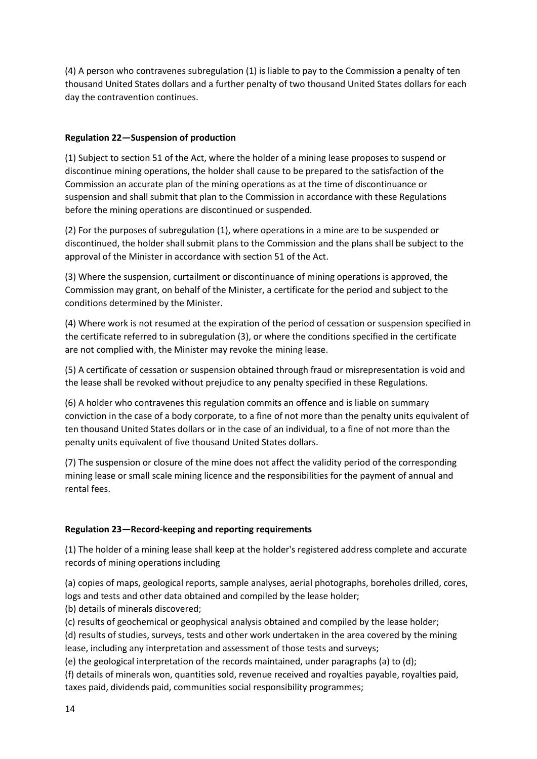(4) A person who contravenes subregulation (1) is liable to pay to the Commission a penalty of ten thousand United States dollars and a further penalty of two thousand United States dollars for each day the contravention continues.

**Regulation 22—Suspension of production**

(1) Subject to section 51 of the Act, where the holder of a mining lease proposes to suspend or discontinue mining operations, the holder shall cause to be prepared to the satisfaction of the Commission an accurate plan of the mining operations as at the time of discontinuance or suspension and shall submit that plan to the Commission in accordance with these Regulations before the mining operations are discontinued or suspended.

(2) For the purposes of subregulation (1), where operations in a mine are to be suspended or discontinued, the holder shall submit plans to the Commission and the plans shall be subject to the approval of the Minister in accordance with section 51 of the Act.

(3) Where the suspension, curtailment or discontinuance of mining operations is approved, the Commission may grant, on behalf of the Minister, a certificate for the period and subject to the conditions determined by the Minister.

(4) Where work is not resumed at the expiration of the period of cessation or suspension specified in the certificate referred to in subregulation (3), or where the conditions specified in the certificate are not complied with, the Minister may revoke the mining lease.

(5) A certificate of cessation or suspension obtained through fraud or misrepresentation is void and the lease shall be revoked without prejudice to any penalty specified in these Regulations.

(6) A holder who contravenes this regulation commits an offence and is liable on summary conviction in the case of a body corporate, to a fine of not more than the penalty units equivalent of ten thousand United States dollars or in the case of an individual, to a fine of not more than the penalty units equivalent of five thousand United States dollars.

(7) The suspension or closure of the mine does not affect the validity period of the corresponding mining lease or small scale mining licence and the responsibilities for the payment of annual and rental fees.

**Regulation 23—Record-keeping and reporting requirements**

(1) The holder of a mining lease shall keep at the holder's registered address complete and accurate records of mining operations including

(a) copies of maps, geological reports, sample analyses, aerial photographs, boreholes drilled, cores, logs and tests and other data obtained and compiled by the lease holder;
(b) details of minerals discovered;
(c) results of geochemical or geophysical analysis obtained and compiled by the lease holder;
(d) results of studies, surveys, tests and other work undertaken in the area covered by the mining lease, including any interpretation and assessment of those tests and surveys;
(e) the geological interpretation of the records maintained, under paragraphs (a) to (d);
(f) details of minerals won, quantities sold, revenue received and royalties payable, royalties paid, taxes paid, dividends paid, communities social responsibility programmes;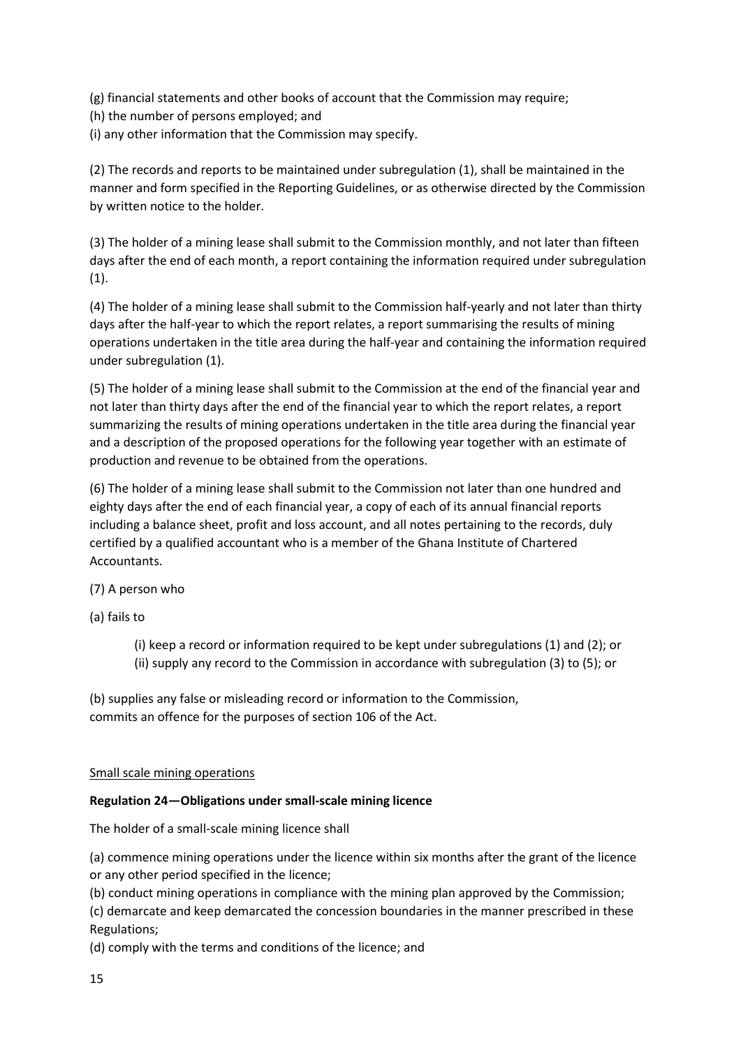(g) financial statements and other books of account that the Commission may require;
(h) the number of persons employed; and
(i) any other information that the Commission may specify.

(2) The records and reports to be maintained under subregulation (1), shall be maintained in the manner and form specified in the Reporting Guidelines, or as otherwise directed by the Commission by written notice to the holder.

(3) The holder of a mining lease shall submit to the Commission monthly, and not later than fifteen days after the end of each month, a report containing the information required under subregulation (1).

(4) The holder of a mining lease shall submit to the Commission half-yearly and not later than thirty days after the half-year to which the report relates, a report summarising the results of mining operations undertaken in the title area during the half-year and containing the information required under subregulation (1).

(5) The holder of a mining lease shall submit to the Commission at the end of the financial year and not later than thirty days after the end of the financial year to which the report relates, a report summarizing the results of mining operations undertaken in the title area during the financial year and a description of the proposed operations for the following year together with an estimate of production and revenue to be obtained from the operations.

(6) The holder of a mining lease shall submit to the Commission not later than one hundred and eighty days after the end of each financial year, a copy of each of its annual financial reports including a balance sheet, profit and loss account, and all notes pertaining to the records, duly certified by a qualified accountant who is a member of the Ghana Institute of Chartered Accountants.

(7) A person who

(a) fails to

> (i) keep a record or information required to be kept under subregulations (1) and (2); or
> (ii) supply any record to the Commission in accordance with subregulation (3) to (5); or

(b) supplies any false or misleading record or information to the Commission,
commits an offence for the purposes of section 106 of the Act.

<u>Small scale mining operations</u>

**Regulation 24—Obligations under small-scale mining licence**

The holder of a small-scale mining licence shall

(a) commence mining operations under the licence within six months after the grant of the licence or any other period specified in the licence;
(b) conduct mining operations in compliance with the mining plan approved by the Commission;
(c) demarcate and keep demarcated the concession boundaries in the manner prescribed in these Regulations;
(d) comply with the terms and conditions of the licence; and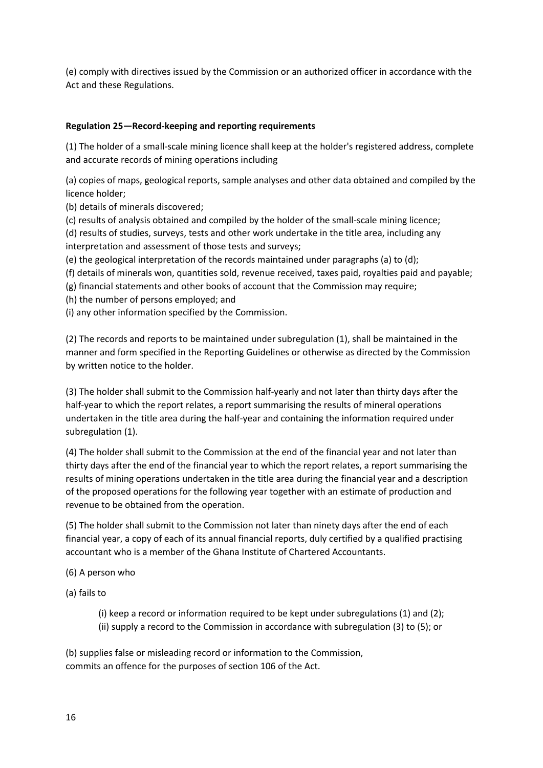(e) comply with directives issued by the Commission or an authorized officer in accordance with the Act and these Regulations.

**Regulation 25—Record-keeping and reporting requirements**

(1) The holder of a small-scale mining licence shall keep at the holder's registered address, complete and accurate records of mining operations including

(a) copies of maps, geological reports, sample analyses and other data obtained and compiled by the licence holder;
(b) details of minerals discovered;
(c) results of analysis obtained and compiled by the holder of the small-scale mining licence;
(d) results of studies, surveys, tests and other work undertake in the title area, including any interpretation and assessment of those tests and surveys;
(e) the geological interpretation of the records maintained under paragraphs (a) to (d);
(f) details of minerals won, quantities sold, revenue received, taxes paid, royalties paid and payable;
(g) financial statements and other books of account that the Commission may require;
(h) the number of persons employed; and
(i) any other information specified by the Commission.

(2) The records and reports to be maintained under subregulation (1), shall be maintained in the manner and form specified in the Reporting Guidelines or otherwise as directed by the Commission by written notice to the holder.

(3) The holder shall submit to the Commission half-yearly and not later than thirty days after the half-year to which the report relates, a report summarising the results of mineral operations undertaken in the title area during the half-year and containing the information required under subregulation (1).

(4) The holder shall submit to the Commission at the end of the financial year and not later than thirty days after the end of the financial year to which the report relates, a report summarising the results of mining operations undertaken in the title area during the financial year and a description of the proposed operations for the following year together with an estimate of production and revenue to be obtained from the operation.

(5) The holder shall submit to the Commission not later than ninety days after the end of each financial year, a copy of each of its annual financial reports, duly certified by a qualified practising accountant who is a member of the Ghana Institute of Chartered Accountants.

(6) A person who

(a) fails to

(i) keep a record or information required to be kept under subregulations (1) and (2);
(ii) supply a record to the Commission in accordance with subregulation (3) to (5); or

(b) supplies false or misleading record or information to the Commission,
commits an offence for the purposes of section 106 of the Act.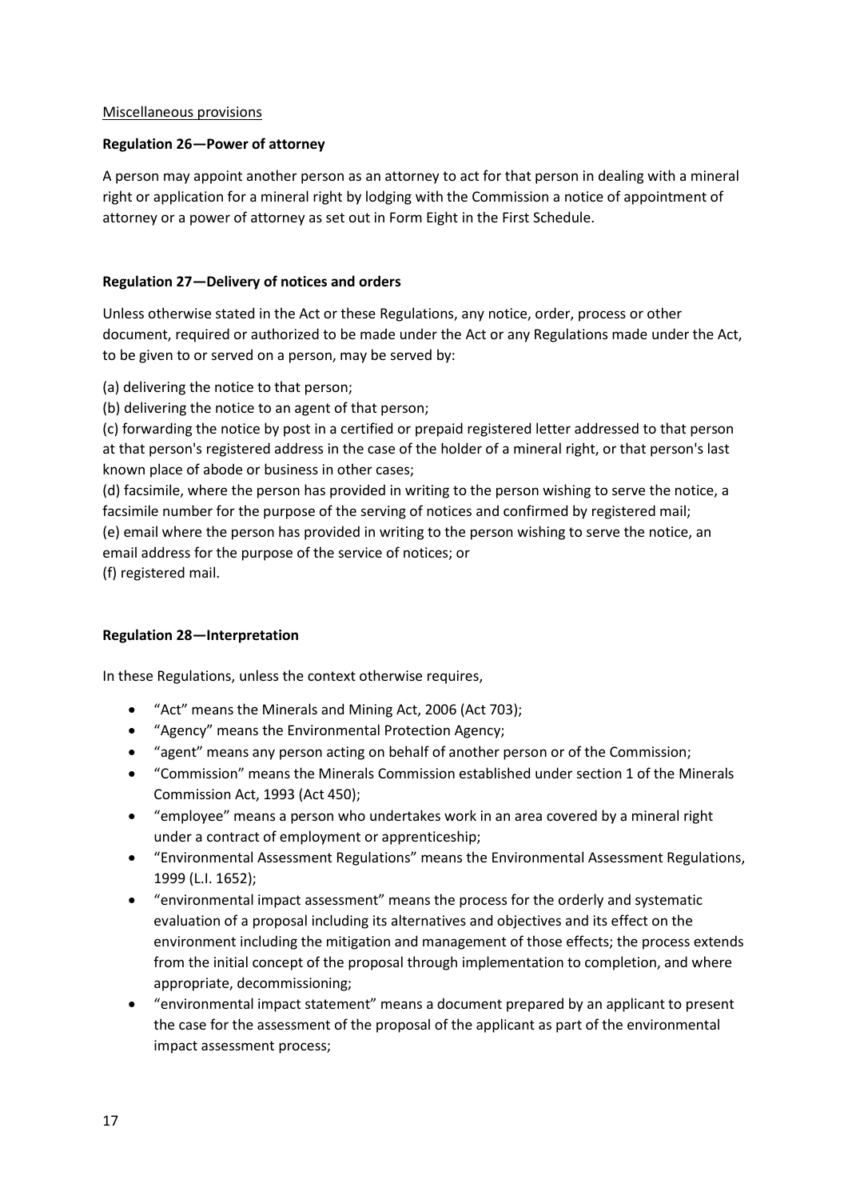Miscellaneous provisions

**Regulation 26—Power of attorney**

A person may appoint another person as an attorney to act for that person in dealing with a mineral right or application for a mineral right by lodging with the Commission a notice of appointment of attorney or a power of attorney as set out in Form Eight in the First Schedule.

**Regulation 27—Delivery of notices and orders**

Unless otherwise stated in the Act or these Regulations, any notice, order, process or other document, required or authorized to be made under the Act or any Regulations made under the Act, to be given to or served on a person, may be served by:

(a) delivering the notice to that person;
(b) delivering the notice to an agent of that person;
(c) forwarding the notice by post in a certified or prepaid registered letter addressed to that person at that person's registered address in the case of the holder of a mineral right, or that person's last known place of abode or business in other cases;
(d) facsimile, where the person has provided in writing to the person wishing to serve the notice, a facsimile number for the purpose of the serving of notices and confirmed by registered mail;
(e) email where the person has provided in writing to the person wishing to serve the notice, an email address for the purpose of the service of notices; or
(f) registered mail.

**Regulation 28—Interpretation**

In these Regulations, unless the context otherwise requires,

- "Act" means the Minerals and Mining Act, 2006 (Act 703);
- "Agency" means the Environmental Protection Agency;
- "agent" means any person acting on behalf of another person or of the Commission;
- "Commission" means the Minerals Commission established under section 1 of the Minerals Commission Act, 1993 (Act 450);
- "employee" means a person who undertakes work in an area covered by a mineral right under a contract of employment or apprenticeship;
- "Environmental Assessment Regulations" means the Environmental Assessment Regulations, 1999 (L.I. 1652);
- "environmental impact assessment" means the process for the orderly and systematic evaluation of a proposal including its alternatives and objectives and its effect on the environment including the mitigation and management of those effects; the process extends from the initial concept of the proposal through implementation to completion, and where appropriate, decommissioning;
- "environmental impact statement" means a document prepared by an applicant to present the case for the assessment of the proposal of the applicant as part of the environmental impact assessment process;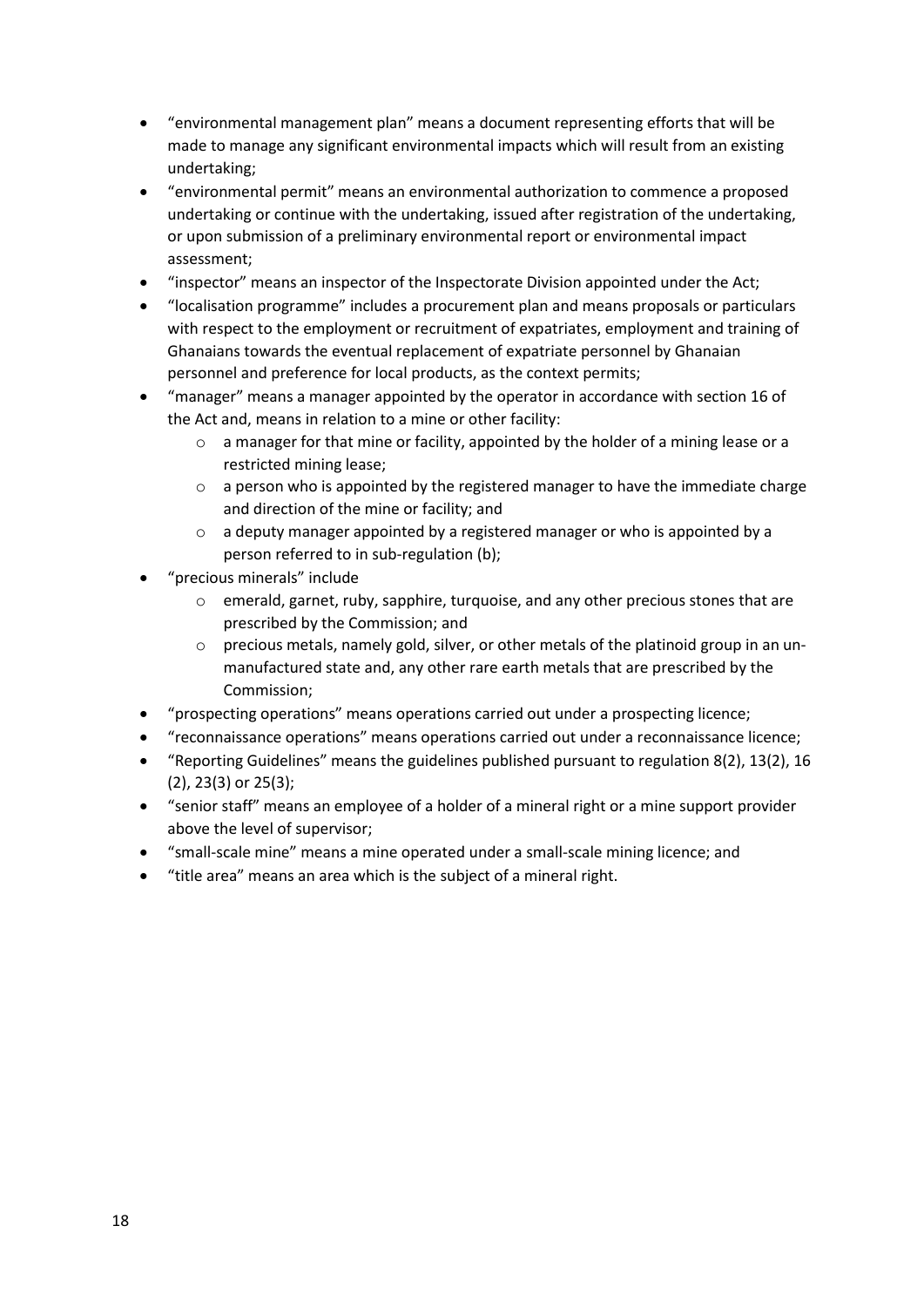- "environmental management plan" means a document representing efforts that will be made to manage any significant environmental impacts which will result from an existing undertaking;
- "environmental permit" means an environmental authorization to commence a proposed undertaking or continue with the undertaking, issued after registration of the undertaking, or upon submission of a preliminary environmental report or environmental impact assessment;
- "inspector" means an inspector of the Inspectorate Division appointed under the Act;
- "localisation programme" includes a procurement plan and means proposals or particulars with respect to the employment or recruitment of expatriates, employment and training of Ghanaians towards the eventual replacement of expatriate personnel by Ghanaian personnel and preference for local products, as the context permits;
- "manager" means a manager appointed by the operator in accordance with section 16 of the Act and, means in relation to a mine or other facility:
    - a manager for that mine or facility, appointed by the holder of a mining lease or a restricted mining lease;
    - a person who is appointed by the registered manager to have the immediate charge and direction of the mine or facility; and
    - a deputy manager appointed by a registered manager or who is appointed by a person referred to in sub-regulation (b);
- "precious minerals" include
    - emerald, garnet, ruby, sapphire, turquoise, and any other precious stones that are prescribed by the Commission; and
    - precious metals, namely gold, silver, or other metals of the platinoid group in an un-manufactured state and, any other rare earth metals that are prescribed by the Commission;
- "prospecting operations" means operations carried out under a prospecting licence;
- "reconnaissance operations" means operations carried out under a reconnaissance licence;
- "Reporting Guidelines" means the guidelines published pursuant to regulation 8(2), 13(2), 16 (2), 23(3) or 25(3);
- "senior staff" means an employee of a holder of a mineral right or a mine support provider above the level of supervisor;
- "small-scale mine" means a mine operated under a small-scale mining licence; and
- "title area" means an area which is the subject of a mineral right.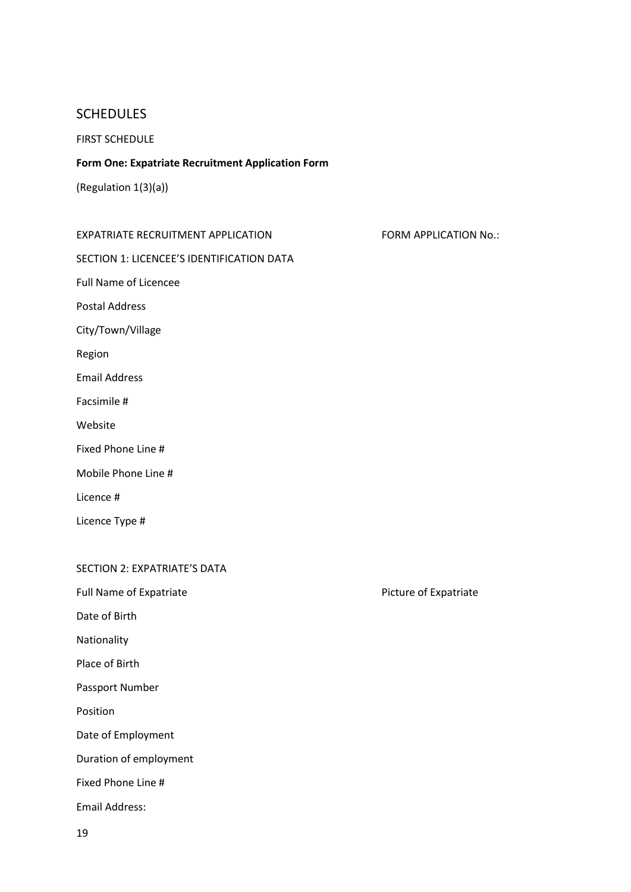## SCHEDULES

FIRST SCHEDULE

**Form One: Expatriate Recruitment Application Form**

(Regulation 1(3)(a))

EXPATRIATE RECRUITMENT APPLICATION FORM APPLICATION No.:

SECTION 1: LICENCEE'S IDENTIFICATION DATA

Full Name of Licencee

Postal Address

City/Town/Village

Region

Email Address

Facsimile #

Website

Fixed Phone Line #

Mobile Phone Line #

Licence #

Licence Type #

SECTION 2: EXPATRIATE'S DATA

Full Name of Expatriate

Picture of Expatriate

Date of Birth

Nationality

Place of Birth

Passport Number

Position

Date of Employment

Duration of employment

Fixed Phone Line #

Email Address: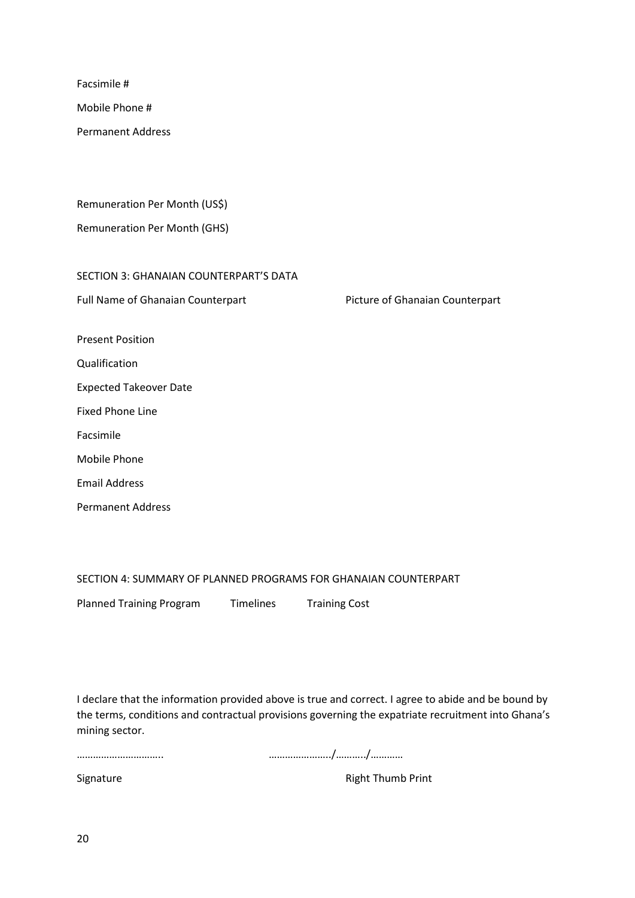Facsimile #

Mobile Phone #

Permanent Address

Remuneration Per Month (US$)

Remuneration Per Month (GHS)

SECTION 3: GHANAIAN COUNTERPART'S DATA

Full Name of Ghanaian Counterpart

Picture of Ghanaian Counterpart

Present Position

Qualification

Expected Takeover Date

Fixed Phone Line

Facsimile

Mobile Phone

Email Address

Permanent Address

SECTION 4: SUMMARY OF PLANNED PROGRAMS FOR GHANAIAN COUNTERPART

| Planned Training Program | Timelines | Training Cost |
|---|---|---|
| | | |

I declare that the information provided above is true and correct. I agree to abide and be bound by the terms, conditions and contractual provisions governing the expatriate recruitment into Ghana's mining sector.

………………………….. ………………..../………../…………

Signature Right Thumb Print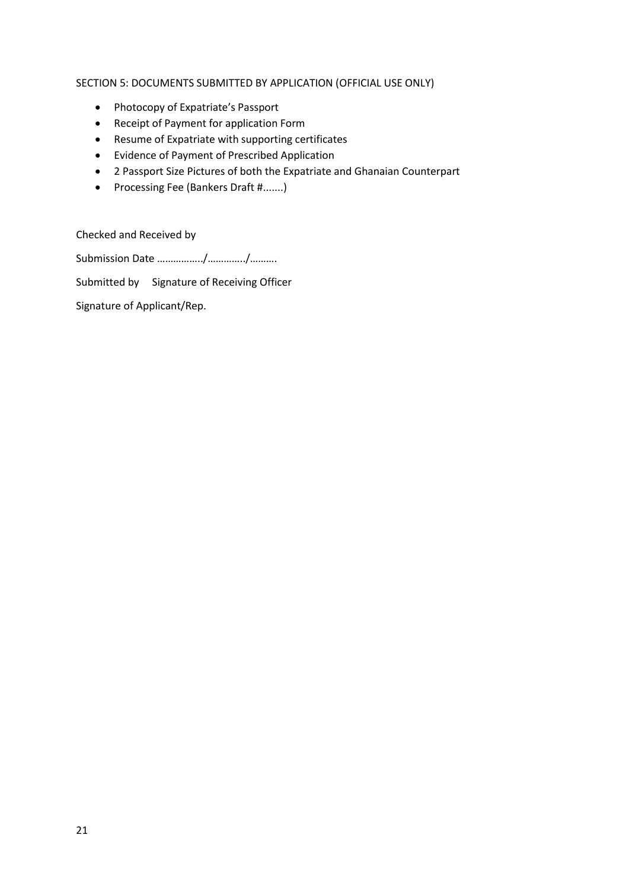SECTION 5: DOCUMENTS SUBMITTED BY APPLICATION (OFFICIAL USE ONLY)

- Photocopy of Expatriate's Passport
- Receipt of Payment for application Form
- Resume of Expatriate with supporting certificates
- Evidence of Payment of Prescribed Application
- 2 Passport Size Pictures of both the Expatriate and Ghanaian Counterpart
- Processing Fee (Bankers Draft #.......)

Checked and Received by

Submission Date ……………../…………../……….

Submitted by    Signature of Receiving Officer

Signature of Applicant/Rep.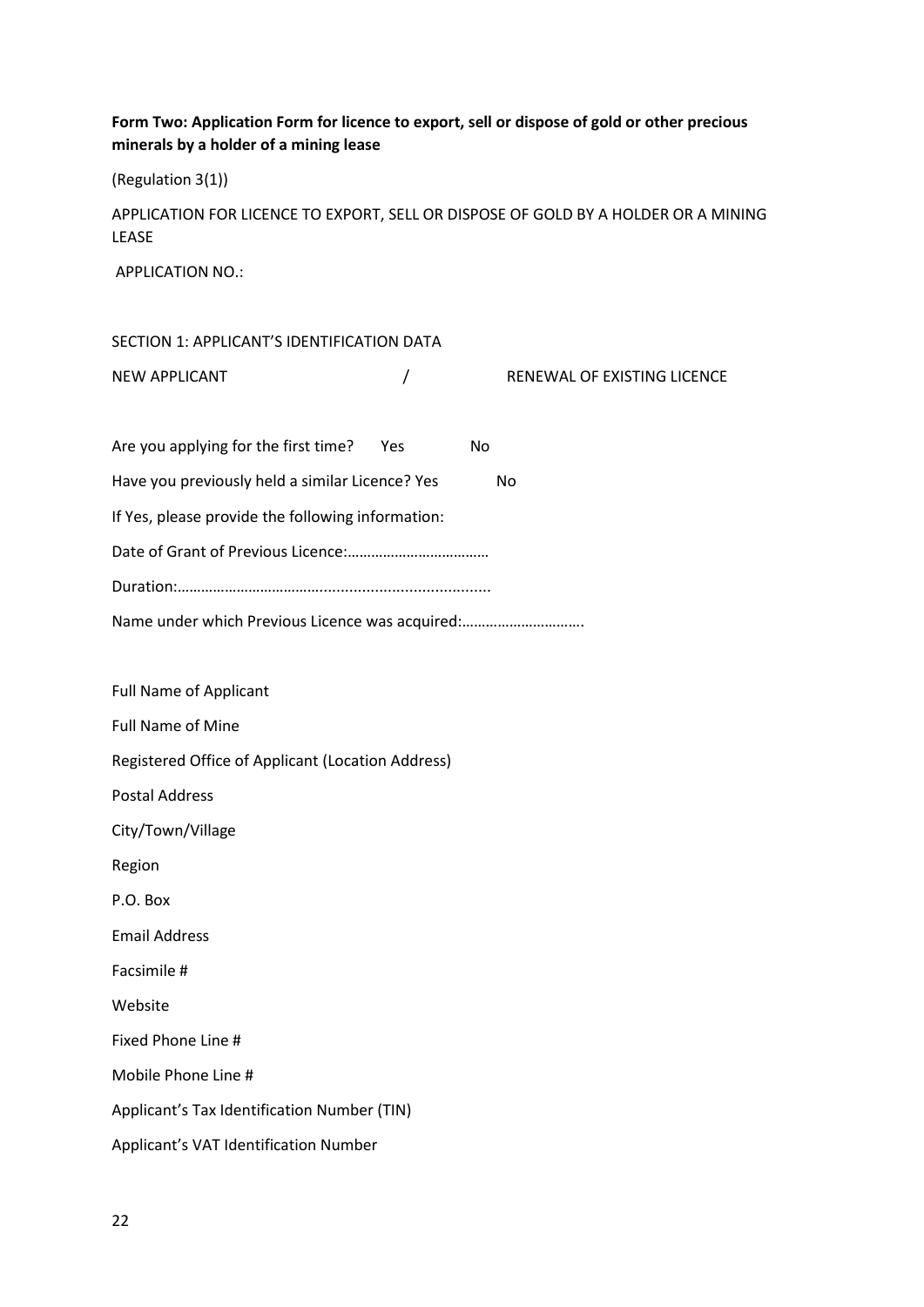**Form Two: Application Form for licence to export, sell or dispose of gold or other precious minerals by a holder of a mining lease**

(Regulation 3(1))

APPLICATION FOR LICENCE TO EXPORT, SELL OR DISPOSE OF GOLD BY A HOLDER OR A MINING LEASE

APPLICATION NO.:

SECTION 1: APPLICANT'S IDENTIFICATION DATA

NEW APPLICANT / RENEWAL OF EXISTING LICENCE

Are you applying for the first time? Yes No

Have you previously held a similar Licence? Yes No

If Yes, please provide the following information:

Date of Grant of Previous Licence:………………………………

Duration:…………………………………...................................

Name under which Previous Licence was acquired:………………………….

Full Name of Applicant

Full Name of Mine

Registered Office of Applicant (Location Address)

Postal Address

City/Town/Village

Region

P.O. Box

Email Address

Facsimile #

Website

Fixed Phone Line #

Mobile Phone Line #

Applicant's Tax Identification Number (TIN)

Applicant's VAT Identification Number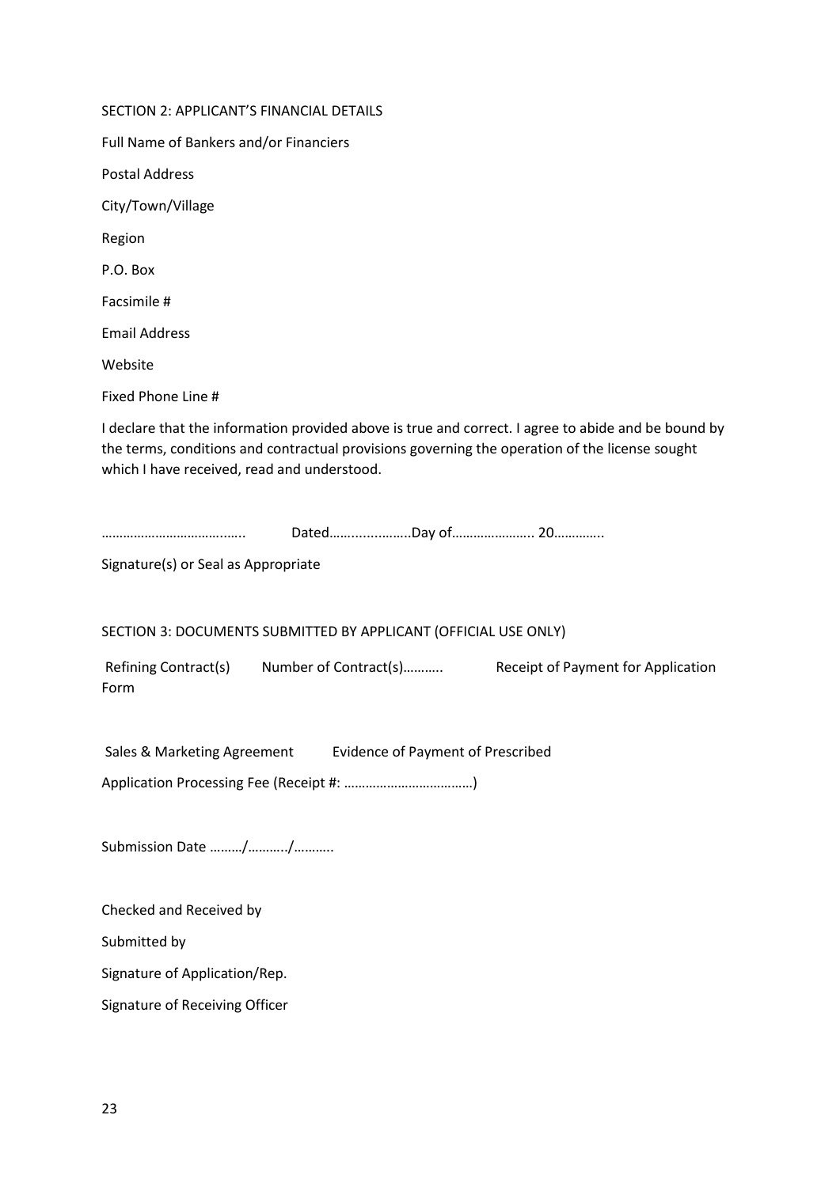SECTION 2: APPLICANT'S FINANCIAL DETAILS

Full Name of Bankers and/or Financiers

Postal Address

City/Town/Village

Region

P.O. Box

Facsimile #

Email Address

Website

Fixed Phone Line #

I declare that the information provided above is true and correct. I agree to abide and be bound by the terms, conditions and contractual provisions governing the operation of the license sought which I have received, read and understood.

……………………………….. Dated…….............Day of………………….. 20…………..

Signature(s) or Seal as Appropriate

SECTION 3: DOCUMENTS SUBMITTED BY APPLICANT (OFFICIAL USE ONLY)

Refining Contract(s) Number of Contract(s)……….. Receipt of Payment for Application Form

Sales & Marketing Agreement Evidence of Payment of Prescribed

Application Processing Fee (Receipt #: ………………………………)

Submission Date ………/………../………..

Checked and Received by

Submitted by

Signature of Application/Rep.

Signature of Receiving Officer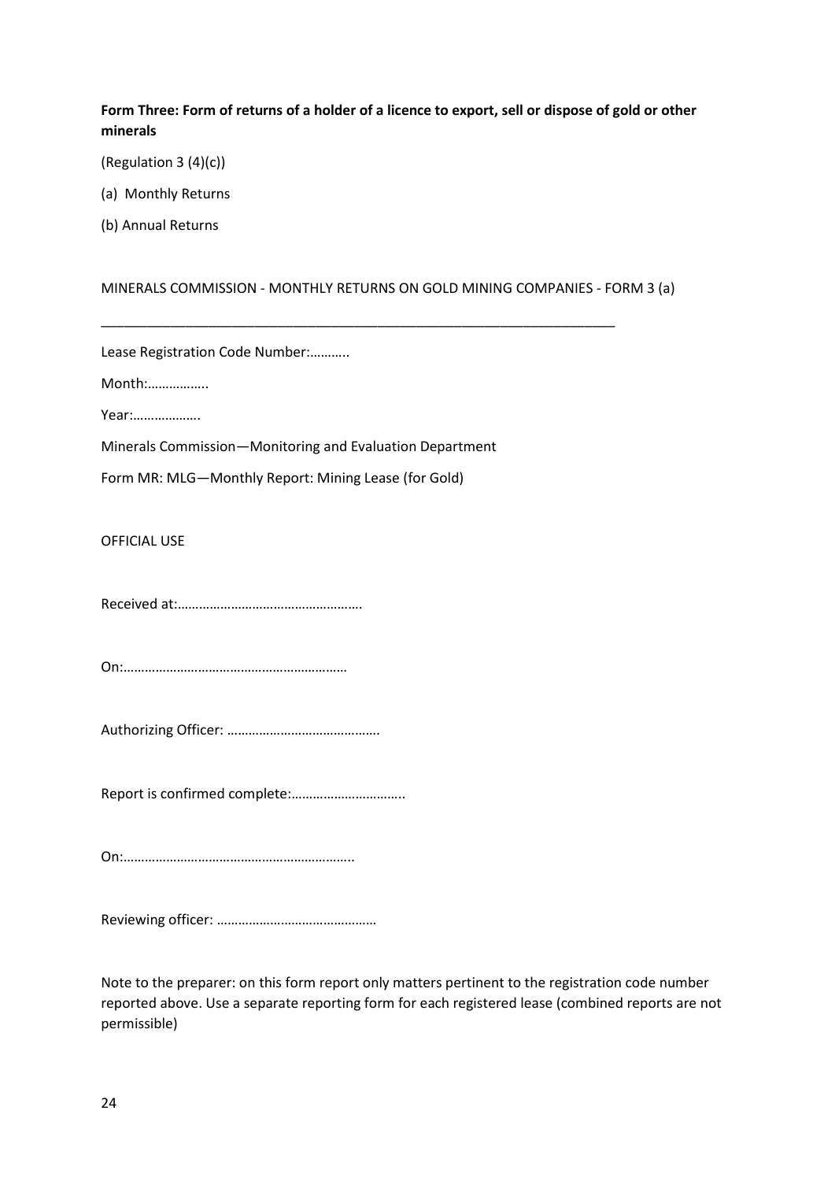**Form Three: Form of returns of a holder of a licence to export, sell or dispose of gold or other minerals**

(Regulation 3 (4)(c))

(a) Monthly Returns

(b) Annual Returns

MINERALS COMMISSION - MONTHLY RETURNS ON GOLD MINING COMPANIES - FORM 3 (a)

---

Lease Registration Code Number:………..

Month:……………..

Year:……………….

Minerals Commission—Monitoring and Evaluation Department

Form MR: MLG—Monthly Report: Mining Lease (for Gold)

OFFICIAL USE

Received at:…………………………………………….

On:……………………………………………………..

Authorizing Officer: …………………………………….

Report is confirmed complete:…………………………..

On:………………………………………………………..

Reviewing officer: ………………………………………

Note to the preparer: on this form report only matters pertinent to the registration code number reported above. Use a separate reporting form for each registered lease (combined reports are not permissible)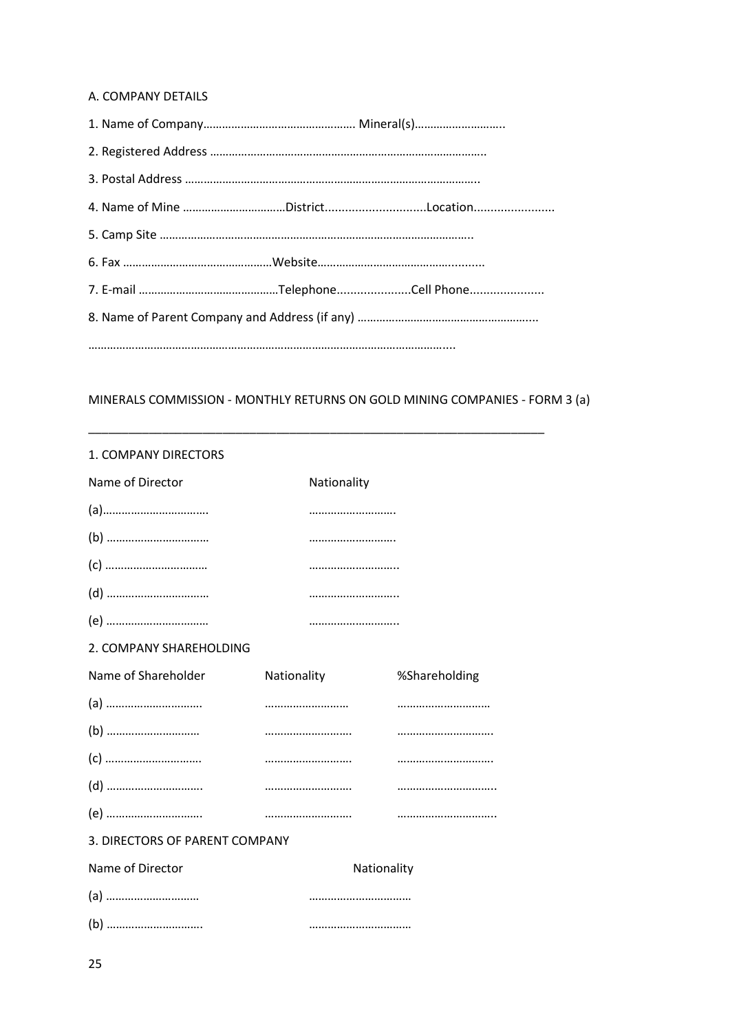A. COMPANY DETAILS

1. Name of Company………………………………………… Mineral(s)………………………..

2. Registered Address ……………………………………………………………………………..

3. Postal Address …………………………………………………………………………………..

4. Name of Mine ……………………………District..............................Location........................

5. Camp Site ………………………………………………………………………………………..

6. Fax …………………………………………Website……………………………………..........

7. E-mail ………………………………………Telephone.....................Cell Phone.....................

8. Name of Parent Company and Address (if any) …………………………………………………...

………………………………………………………………………………………………………....

MINERALS COMMISSION - MONTHLY RETURNS ON GOLD MINING COMPANIES - FORM 3 (a)

---

1. COMPANY DIRECTORS

| Name of Director | Nationality |
|---|---|
| (a)…………………………… | ………………………. |
| (b) …………………………… | ………………………. |
| (c) …………………………… | ……………………….. |
| (d) …………………………… | ……………………….. |
| (e) …………………………… | ……………………….. |

2. COMPANY SHAREHOLDING

| Name of Shareholder | Nationality | %Shareholding |
|---|---|---|
| (a) ………………………….. | ……………………… | ………………………… |
| (b) ………………………… | ………………………. | ………………………….. |
| (c) ………………………….. | ………………………. | ………………………….. |
| (d) ………………………….. | ………………………. | …………………………... |
| (e) ………………………….. | ………………………. | …………………………... |

3. DIRECTORS OF PARENT COMPANY

| Name of Director | Nationality |
|---|---|
| (a) ………………………… | …………………………… |
| (b) ………………………….. | …………………………… |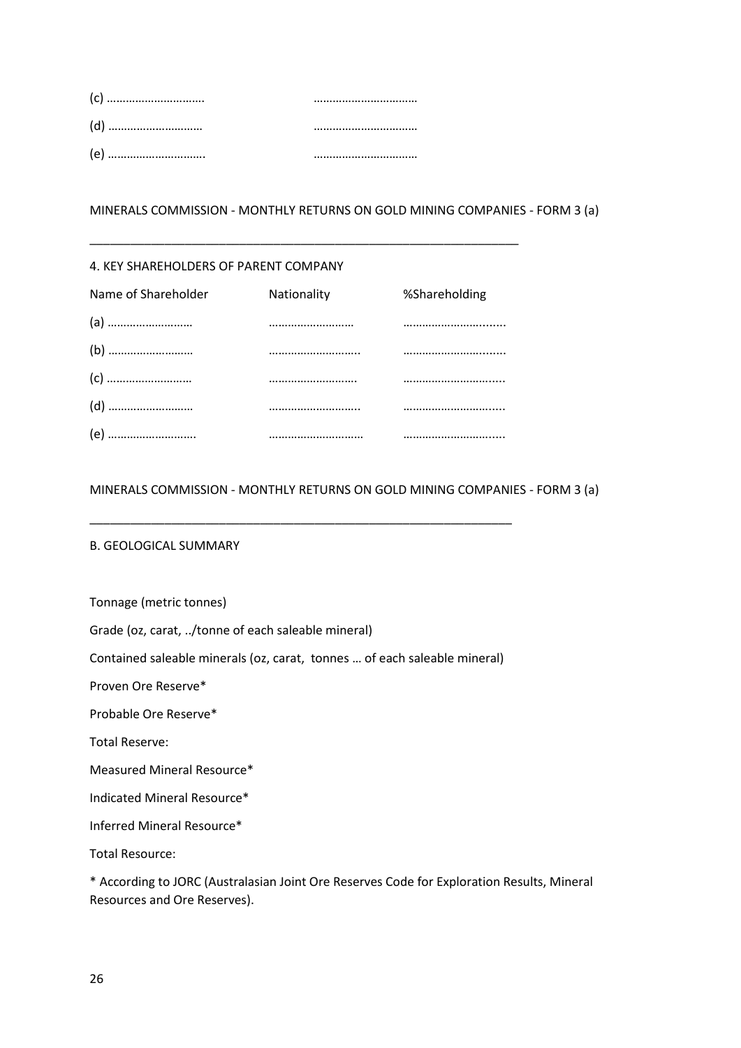(c) …………………………. …………………………… 

(d) ………………………… …………………………… 

(e) …………………………. …………………………… 

MINERALS COMMISSION - MONTHLY RETURNS ON GOLD MINING COMPANIES - FORM 3 (a)

---

4. KEY SHAREHOLDERS OF PARENT COMPANY

| Name of Shareholder | Nationality | %Shareholding |
|---|---|---|
| (a) ……………………… | ……………………… | ………………………...... |
| (b) ……………………… | ……………………….. | ………………………...... |
| (c) ……………………… | ………………………. | ………………………...... |
| (d) ……………………… | ……………………….. | ………………………...... |
| (e) ………………………. | ……………………… | ………………………...... |

MINERALS COMMISSION - MONTHLY RETURNS ON GOLD MINING COMPANIES - FORM 3 (a)

---

B. GEOLOGICAL SUMMARY

Tonnage (metric tonnes)

Grade (oz, carat, ../tonne of each saleable mineral)

Contained saleable minerals (oz, carat, tonnes … of each saleable mineral)

Proven Ore Reserve*

Probable Ore Reserve*

Total Reserve:

Measured Mineral Resource*

Indicated Mineral Resource*

Inferred Mineral Resource*

Total Resource:

* According to JORC (Australasian Joint Ore Reserves Code for Exploration Results, Mineral Resources and Ore Reserves).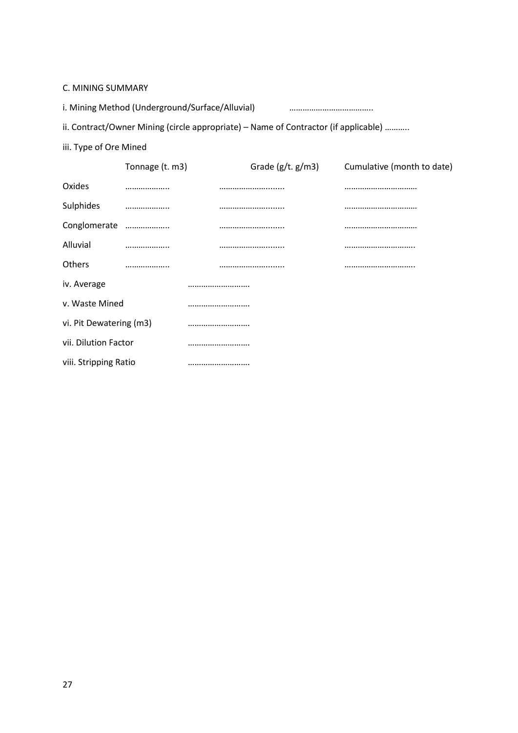C. MINING SUMMARY

i. Mining Method (Underground/Surface/Alluvial) ………………………………..

ii. Contract/Owner Mining (circle appropriate) – Name of Contractor (if applicable) ………..

iii. Type of Ore Mined

| | Tonnage (t. m3) | Grade (g/t. g/m3) | Cumulative (month to date) |
|---|---|---|---|
| Oxides | ……………….. | ………………………...... | …………………………… |
| Sulphides | ……………….. | ………………………...... | …………………………… |
| Conglomerate | ……………….. | ………………………...... | …………………………… |
| Alluvial | ……………….. | ………………………...... | ………………………….. |
| Others | ……………….. | ………………………...... | ………………………….. |

iv. Average ……………………….

v. Waste Mined ……………………….

vi. Pit Dewatering (m3) ……………………….

vii. Dilution Factor ……………………….

viii. Stripping Ratio ……………………….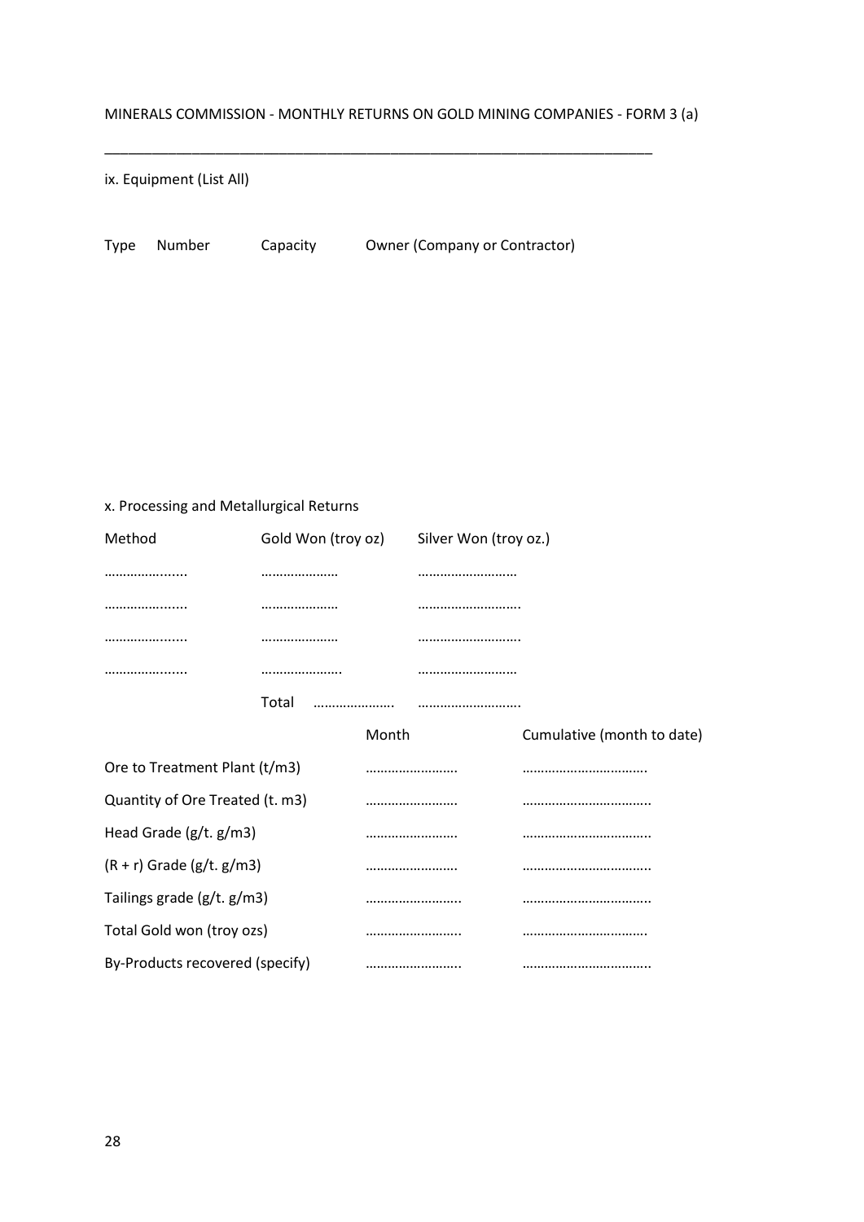MINERALS COMMISSION - MONTHLY RETURNS ON GOLD MINING COMPANIES - FORM 3 (a)

---

ix. Equipment (List All)

| Type | Number | Capacity | Owner (Company or Contractor) |
|---|---|---|---|
| | | | |

x. Processing and Metallurgical Returns

| Method | Gold Won (troy oz) | Silver Won (troy oz.) |
|---|---|---|
| ………......... | ………………… | ……………………… |
| ………......... | ………………… | ………………………. |
| ………......... | ………………… | ………………………. |
| ………......... | …………………. | ……………………… |
| | Total …………………. | ………………………. |

| | Month | Cumulative (month to date) |
|---|---|---|
| Ore to Treatment Plant (t/m3) | ……………………. | ……………………………. |
| Quantity of Ore Treated (t. m3) | ……………………. | …………………………….. |
| Head Grade (g/t. g/m3) | ……………………. | …………………………….. |
| (R + r) Grade (g/t. g/m3) | ……………………. | …………………………….. |
| Tailings grade (g/t. g/m3) | …………………….. | …………………………….. |
| Total Gold won (troy ozs) | …………………….. | ……………………………. |
| By-Products recovered (specify) | …………………….. | …………………………….. |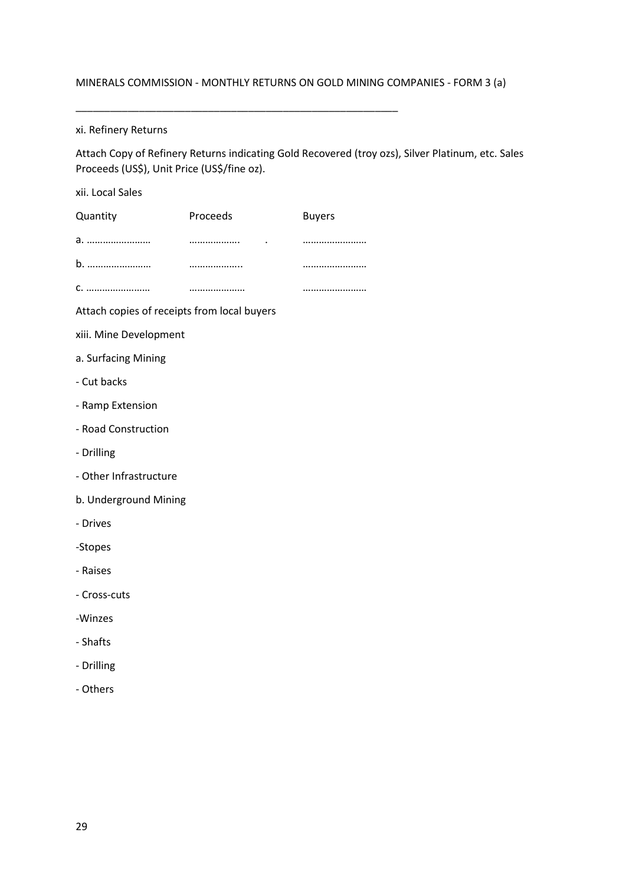MINERALS COMMISSION - MONTHLY RETURNS ON GOLD MINING COMPANIES - FORM 3 (a)

---

xi. Refinery Returns

Attach Copy of Refinery Returns indicating Gold Recovered (troy ozs), Silver Platinum, etc. Sales Proceeds (US$), Unit Price (US$/fine oz).

xii. Local Sales

| Quantity | Proceeds | Buyers |
|---|---|---|
| a. …………………… | ………………. . | …………………… |
| b. …………………… | ……………….. | …………………… |
| c. …………………… | ……………….. | …………………… |

Attach copies of receipts from local buyers

xiii. Mine Development

a. Surfacing Mining

- Cut backs
- Ramp Extension
- Road Construction
- Drilling
- Other Infrastructure

b. Underground Mining

- Drives
- Stopes
- Raises
- Cross-cuts
- Winzes
- Shafts
- Drilling
- Others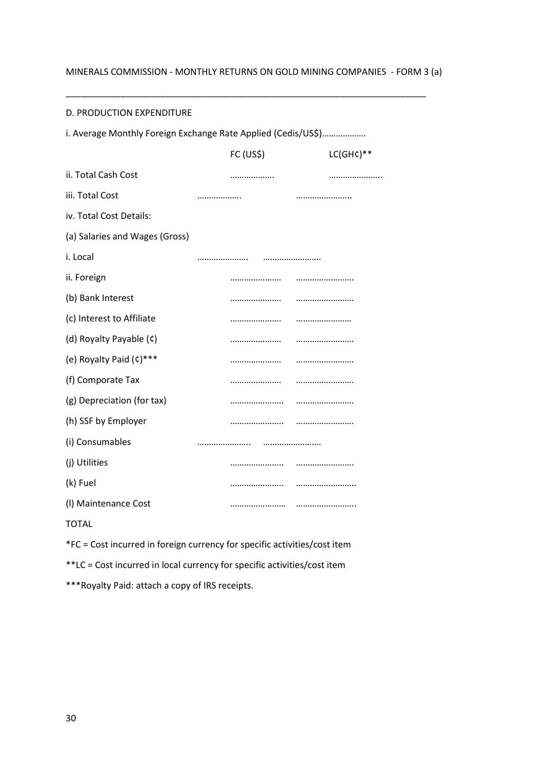MINERALS COMMISSION - MONTHLY RETURNS ON GOLD MINING COMPANIES - FORM 3 (a)

---

D. PRODUCTION EXPENDITURE

i. Average Monthly Foreign Exchange Rate Applied (Cedis/US$)……………….

| | FC (US$) | LC(GH¢)** |
|---|---|---|
| ii. Total Cash Cost | ………………. | ………………….. |
| iii. Total Cost | ………………. | ………………….. |
| iv. Total Cost Details: | | |
| (a) Salaries and Wages (Gross) | | |
| i. Local | …………………. | ……………………. |
| ii. Foreign | …………………. | ……………………. |
| (b) Bank Interest | …………………. | ……………………. |
| (c) Interest to Affiliate | …………………. | …………………… |
| (d) Royalty Payable (¢) | …………………. | ……………………. |
| (e) Royalty Paid (¢)*** | …………………. | ……………………. |
| (f) Comporate Tax | …………………. | ……………………. |
| (g) Depreciation (for tax) | ………………….. | ……………………. |
| (h) SSF by Employer | ………………….. | ……………………. |
| (i) Consumables | ………………….. | ……………………. |
| (j) Utilities | ………………….. | ……………………. |
| (k) Fuel | ………………….. | …………………….. |
| (l) Maintenance Cost | …………………… | …………………….. |
| TOTAL | | |

*FC = Cost incurred in foreign currency for specific activities/cost item

**LC = Cost incurred in local currency for specific activities/cost item

***Royalty Paid: attach a copy of IRS receipts.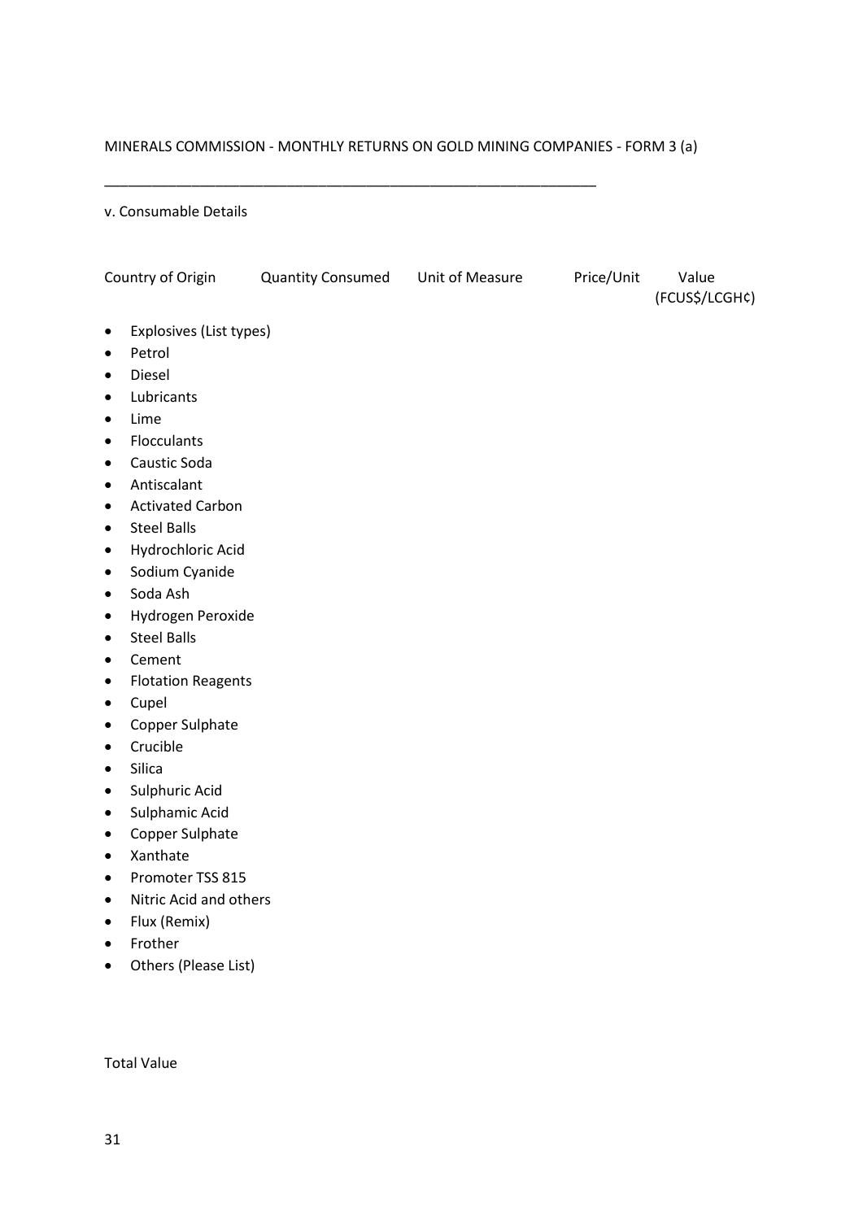MINERALS COMMISSION - MONTHLY RETURNS ON GOLD MINING COMPANIES - FORM 3 (a)

_______________________________________________________________

v. Consumable Details

| | Country of Origin | Quantity Consumed | Unit of Measure | Price/Unit | Value (FCUS$/LCGH¢) |
|---|---|---|---|---|---|
| Explosives (List types) | | | | | |
| Petrol | | | | | |
| Diesel | | | | | |
| Lubricants | | | | | |
| Lime | | | | | |
| Flocculants | | | | | |
| Caustic Soda | | | | | |
| Antiscalant | | | | | |
| Activated Carbon | | | | | |
| Steel Balls | | | | | |
| Hydrochloric Acid | | | | | |
| Sodium Cyanide | | | | | |
| Soda Ash | | | | | |
| Hydrogen Peroxide | | | | | |
| Steel Balls | | | | | |
| Cement | | | | | |
| Flotation Reagents | | | | | |
| Cupel | | | | | |
| Copper Sulphate | | | | | |
| Crucible | | | | | |
| Silica | | | | | |
| Sulphuric Acid | | | | | |
| Sulphamic Acid | | | | | |
| Copper Sulphate | | | | | |
| Xanthate | | | | | |
| Promoter TSS 815 | | | | | |
| Nitric Acid and others | | | | | |
| Flux (Remix) | | | | | |
| Frother | | | | | |
| Others (Please List) | | | | | |

Total Value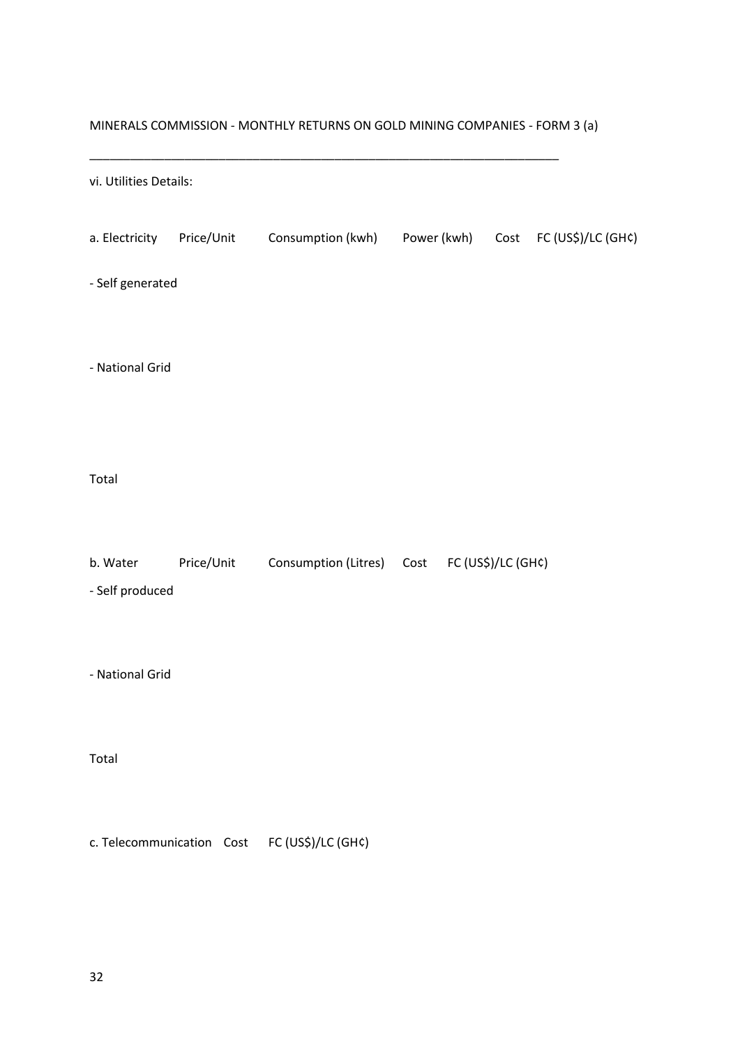MINERALS COMMISSION - MONTHLY RETURNS ON GOLD MINING COMPANIES - FORM 3 (a)

______________________________________________________________________

vi. Utilities Details:

| a. Electricity | Price/Unit | Consumption (kwh) | Power (kwh) | Cost | FC (US$)/LC (GH¢) |
|---|---|---|---|---|---|
| - Self generated | | | | | |
| - National Grid | | | | | |
| Total | | | | | |

| b. Water | Price/Unit | Consumption (Litres) | Cost | FC (US$)/LC (GH¢) |
|---|---|---|---|---|
| - Self produced | | | | |
| - National Grid | | | | |
| Total | | | | |

| c. Telecommunication | Cost | FC (US$)/LC (GH¢) |
|---|---|---|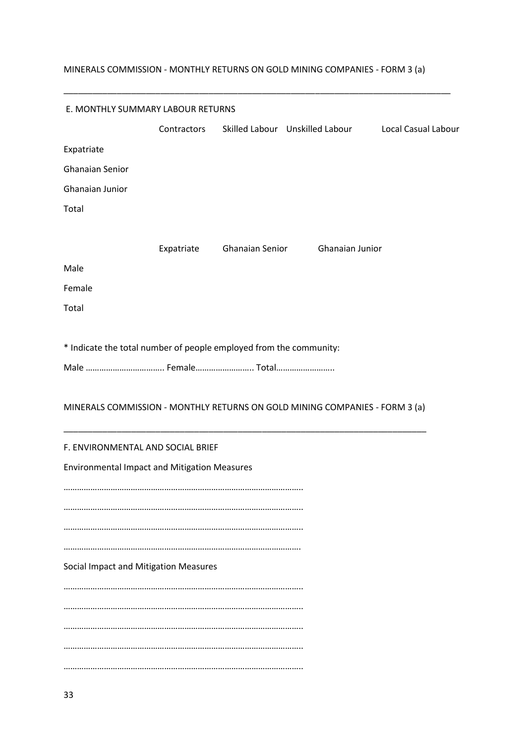MINERALS COMMISSION - MONTHLY RETURNS ON GOLD MINING COMPANIES - FORM 3 (a)

---

## E. MONTHLY SUMMARY LABOUR RETURNS

| | Contractors | Skilled Labour | Unskilled Labour | Local Casual Labour |
|---|---|---|---|---|
| Expatriate | | | | |
| Ghanaian Senior | | | | |
| Ghanaian Junior | | | | |
| Total | | | | |

| | Expatriate | Ghanaian Senior | Ghanaian Junior |
|---|---|---|---|
| Male | | | |
| Female | | | |
| Total | | | |

* Indicate the total number of people employed from the community:

Male …………………………….. Female……………………. Total…………………….

MINERALS COMMISSION - MONTHLY RETURNS ON GOLD MINING COMPANIES - FORM 3 (a)

---

## F. ENVIRONMENTAL AND SOCIAL BRIEF

Environmental Impact and Mitigation Measures

……………………………………………………………………………………

……………………………………………………………………………………

……………………………………………………………………………………

……………………………………………………………………………………

Social Impact and Mitigation Measures

……………………………………………………………………………………

……………………………………………………………………………………

……………………………………………………………………………………

……………………………………………………………………………………

……………………………………………………………………………………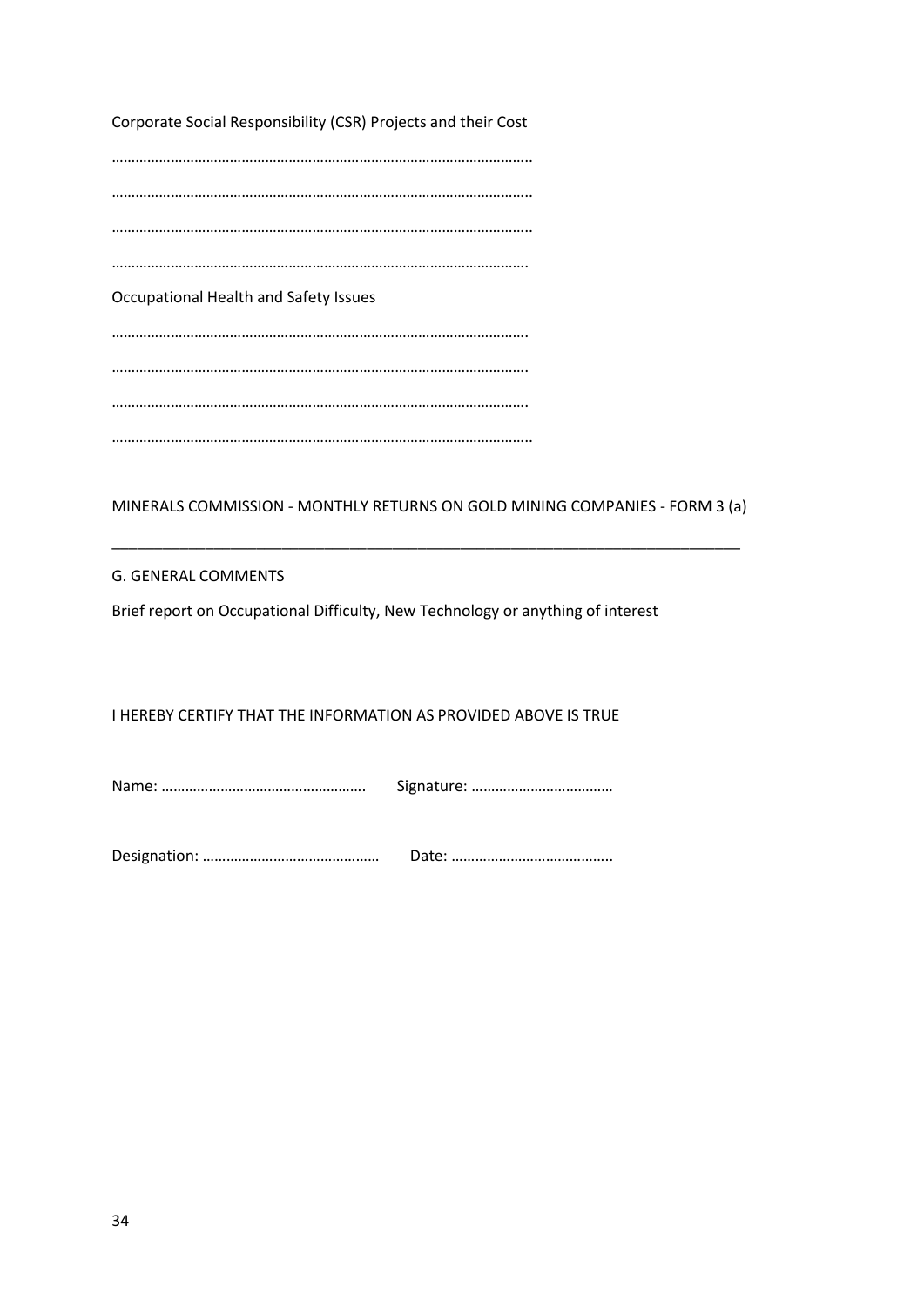Corporate Social Responsibility (CSR) Projects and their Cost

…………………………………………………………………………………………..

…………………………………………………………………………………………..

…………………………………………………………………………………………..

………………………………………………………………………………………….

Occupational Health and Safety Issues

………………………………………………………………………………………….

………………………………………………………………………………………….

………………………………………………………………………………………….

…………………………………………………………………………………………..

MINERALS COMMISSION - MONTHLY RETURNS ON GOLD MINING COMPANIES - FORM 3 (a)

---

G. GENERAL COMMENTS

Brief report on Occupational Difficulty, New Technology or anything of interest

I HEREBY CERTIFY THAT THE INFORMATION AS PROVIDED ABOVE IS TRUE

Name: ……………………………………………. Signature: ………………………………

Designation: ……………………………………… Date: …………………………………..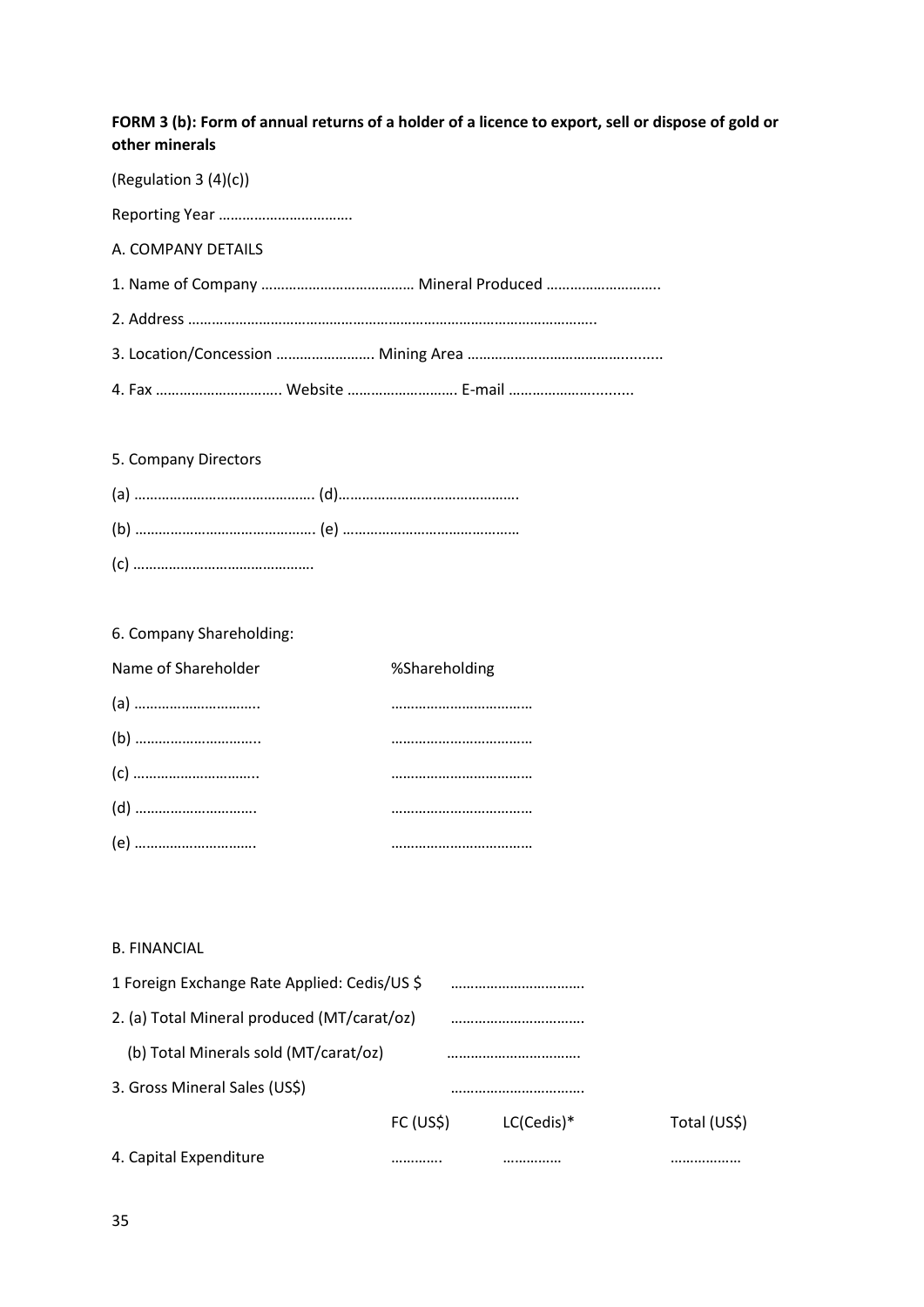**FORM 3 (b): Form of annual returns of a holder of a licence to export, sell or dispose of gold or other minerals**

(Regulation 3 (4)(c))

Reporting Year …………………………….

A. COMPANY DETAILS

1. Name of Company ………………………………… Mineral Produced ………………………..

2. Address …………………………………………………………………………………………….

3. Location/Concession ……………………. Mining Area ……………………………………..........

4. Fax ………………………….. Website ………………………. E-mail …………………….........

5. Company Directors

(a) ………………………………………. (d)……………………………………….

(b) ………………………………………. (e) ………………………………………

(c) ……………………………………….

6. Company Shareholding:

| Name of Shareholder | %Shareholding |
|---|---|
| (a) ………………………….. | ……………………………… |
| (b) ………………………….. | ……………………………… |
| (c) ………………………….. | ……………………………… |
| (d) …………………………. | ……………………………… |
| (e) …………………………. | ……………………………… |

B. FINANCIAL

1 Foreign Exchange Rate Applied: Cedis/US $ …………………………….

2. (a) Total Mineral produced (MT/carat/oz) …………………………….

(b) Total Minerals sold (MT/carat/oz) …………………………….

3. Gross Mineral Sales (US$) …………………………….

| | FC (US$) | LC(Cedis)* | Total (US$) |
|---|---|---|---|
| 4. Capital Expenditure | ……….. | …………… | …………….. |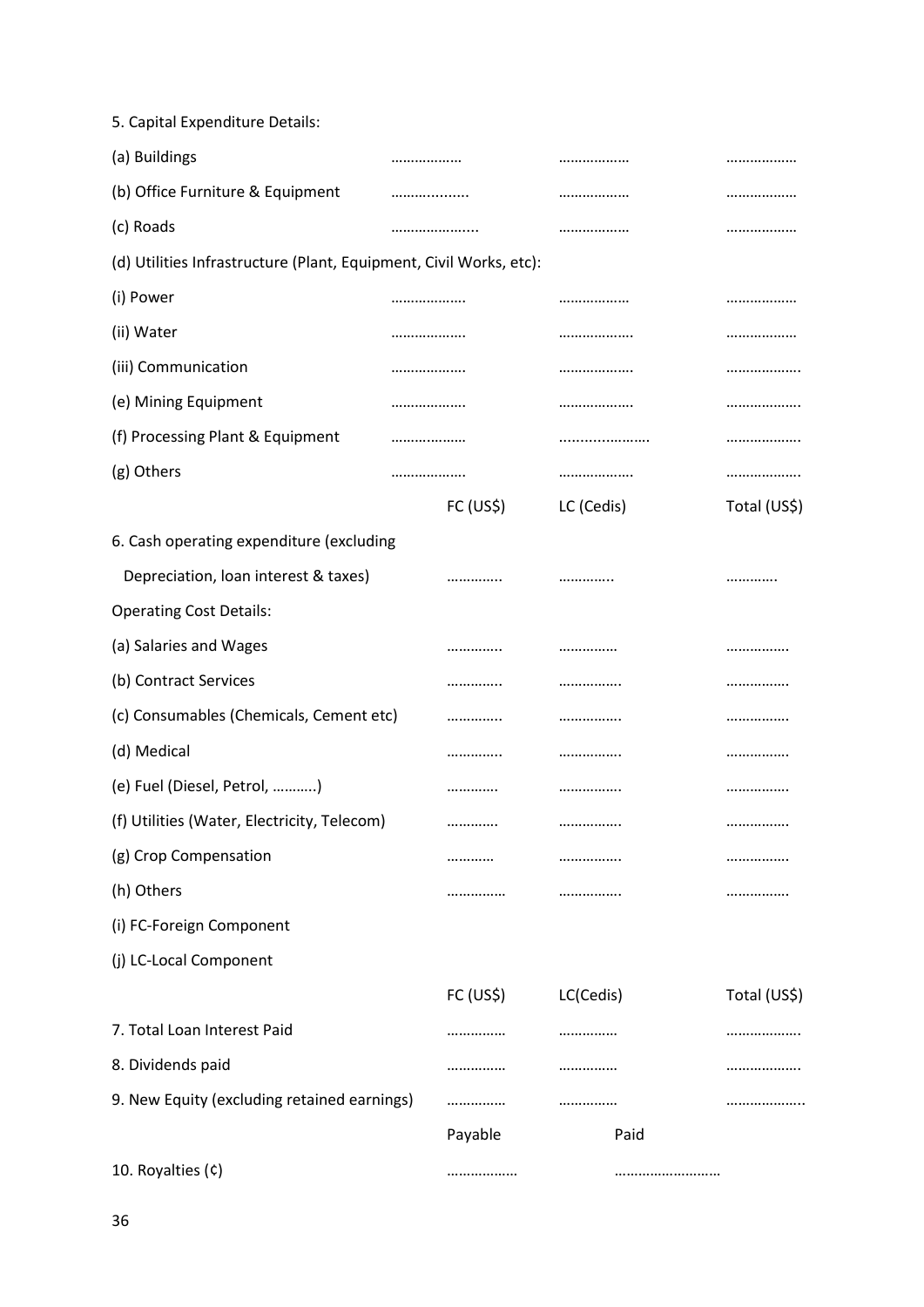5. Capital Expenditure Details:

| | | | |
|---|---|---|---|
| (a) Buildings | ……………… | ……………… | ……………… |
| (b) Office Furniture & Equipment | ……………… | ……………… | ……………… |
| (c) Roads | ………………… | ……………… | ……………… |
| (d) Utilities Infrastructure (Plant, Equipment, Civil Works, etc): | | | |
| (i) Power | ………………. | ……………… | ……………… |
| (ii) Water | ………………. | ………………. | ……………… |
| (iii) Communication | ………………. | ………………. | ………………. |
| (e) Mining Equipment | ………………. | ………………. | ………………. |
| (f) Processing Plant & Equipment | ……………… | ……………………. | ………………. |
| (g) Others | ………………. | ………………. | ………………. |

| | FC (US$) | LC (Cedis) | Total (US$) |
|---|---|---|---|
| 6. Cash operating expenditure (excluding Depreciation, loan interest & taxes) | ………….. | ………….. | …………. |
| Operating Cost Details: | | | |
| (a) Salaries and Wages | ………….. | …………… | ……………. |
| (b) Contract Services | ………….. | ……………. | ……………. |
| (c) Consumables (Chemicals, Cement etc) | ………….. | ……………. | ……………. |
| (d) Medical | ………….. | ……………. | ……………. |
| (e) Fuel (Diesel, Petrol, ………..) | …………. | ……………. | ……………. |
| (f) Utilities (Water, Electricity, Telecom) | …………. | ……………. | ……………. |
| (g) Crop Compensation | ………… | ……………. | ……………. |
| (h) Others | …………… | ……………. | ……………. |
| (i) FC-Foreign Component | | | |
| (j) LC-Local Component | | | |

| | FC (US$) | LC(Cedis) | Total (US$) |
|---|---|---|---|
| 7. Total Loan Interest Paid | …………… | …………… | ………………. |
| 8. Dividends paid | …………… | …………… | ………………. |
| 9. New Equity (excluding retained earnings) | …………… | …………… | ……………….. |

| | Payable | Paid |
|---|---|---|
| 10. Royalties (¢) | ……………… | …………………….. |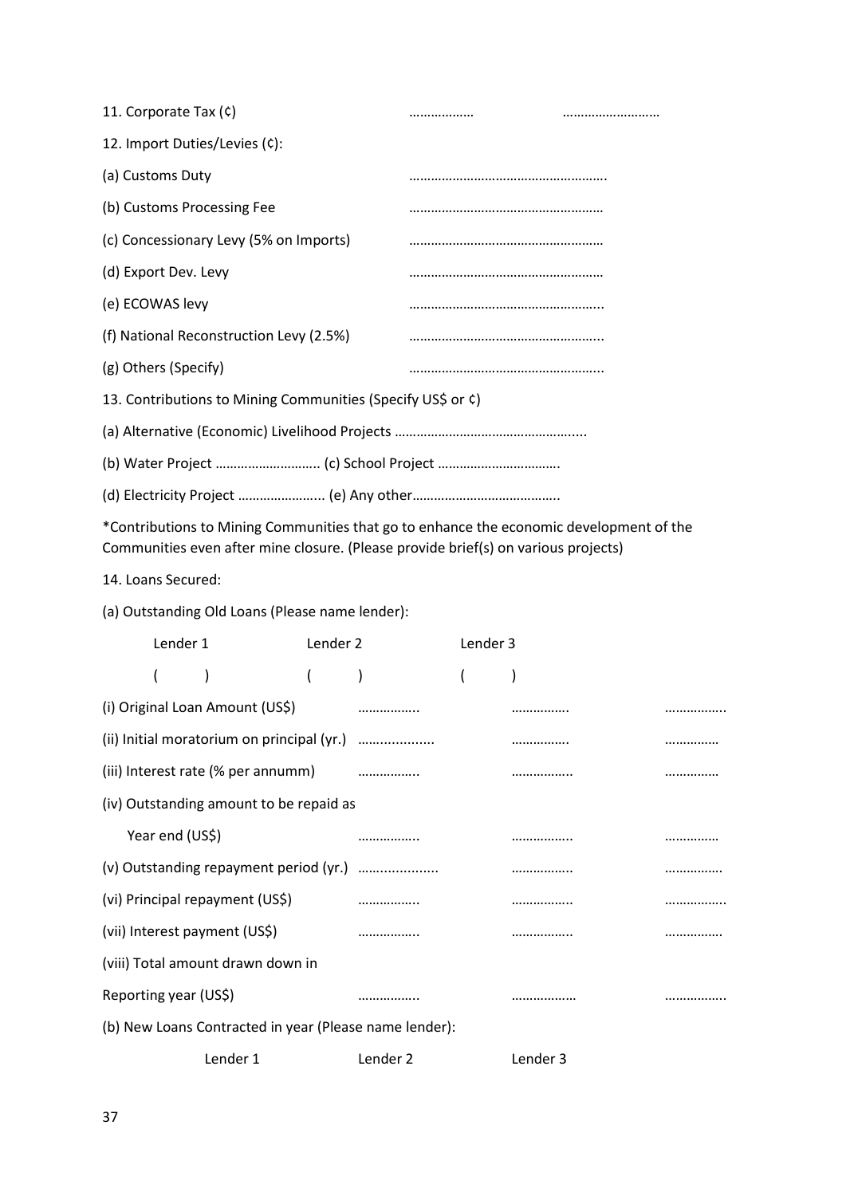11. Corporate Tax (¢) ……………… ………………………

12. Import Duties/Levies (¢):

(a) Customs Duty ……………………………………………….

(b) Customs Processing Fee ………………………………………………

(c) Concessionary Levy (5% on Imports) ………………………………………………

(d) Export Dev. Levy ………………………………………………

(e) ECOWAS levy ………………………………………………..

(f) National Reconstruction Levy (2.5%) ………………………………………………..

(g) Others (Specify) ………………………………………………..

13. Contributions to Mining Communities (Specify US$ or ¢)

(a) Alternative (Economic) Livelihood Projects …………………………………………....

(b) Water Project ……………………….. (c) School Project …………………………….

(d) Electricity Project ………………….. (e) Any other………………………………….

*Contributions to Mining Communities that go to enhance the economic development of the Communities even after mine closure. (Please provide brief(s) on various projects)

14. Loans Secured:

(a) Outstanding Old Loans (Please name lender):

| | Lender 1 ( ) | Lender 2 ( ) | Lender 3 ( ) |
|---|---|---|---|
| (i) Original Loan Amount (US$) | …………….. | ……………. | …………….. |
| (ii) Initial moratorium on principal (yr.) | …................. | ……………. | …………… |
| (iii) Interest rate (% per annumm) | …………….. | …………….. | …………… |
| (iv) Outstanding amount to be repaid as Year end (US$) | …………….. | …………….. | …………… |
| (v) Outstanding repayment period (yr.) | …................. | …………….. | ……………. |
| (vi) Principal repayment (US$) | …………….. | …………….. | …………….. |
| (vii) Interest payment (US$) | …………….. | …………….. | ……………. |
| (viii) Total amount drawn down in Reporting year (US$) | …………….. | ……………… | …………….. |

(b) New Loans Contracted in year (Please name lender):

Lender 1 Lender 2 Lender 3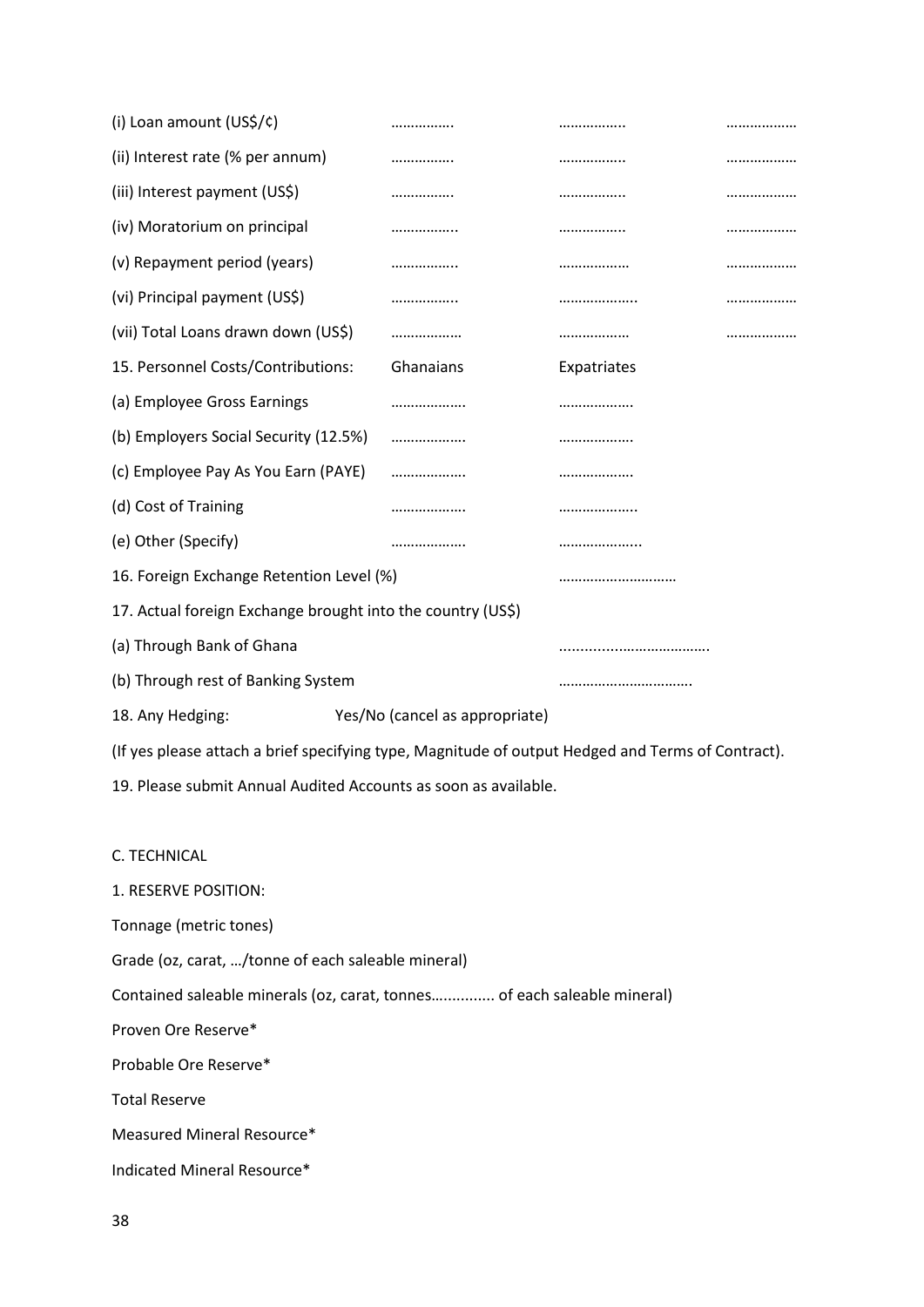| | | | |
|---|---|---|---|
| (i) Loan amount (US$/¢) | ……………. | …………….. | ……………… |
| (ii) Interest rate (% per annum) | ……………. | …………….. | ……………… |
| (iii) Interest payment (US$) | ……………. | …………….. | ……………… |
| (iv) Moratorium on principal | …………….. | …………….. | ……………… |
| (v) Repayment period (years) | …………….. | ……………… | ……………… |
| (vi) Principal payment (US$) | …………….. | ……………….. | ……………… |
| (vii) Total Loans drawn down (US$) | ……………… | ……………… | ……………… |

| 15. Personnel Costs/Contributions: | Ghanaians | Expatriates |
|---|---|---|
| (a) Employee Gross Earnings | ………………. | ………………. |
| (b) Employers Social Security (12.5%) | ………………. | ………………. |
| (c) Employee Pay As You Earn (PAYE) | ………………. | ………………. |
| (d) Cost of Training | ………………. | ……………….. |
| (e) Other (Specify) | ………………. | ……………….. |

16. Foreign Exchange Retention Level (%) …………………………

17. Actual foreign Exchange brought into the country (US$)

(a) Through Bank of Ghana ......................................

(b) Through rest of Banking System …………………………….

18. Any Hedging: Yes/No (cancel as appropriate)

(If yes please attach a brief specifying type, Magnitude of output Hedged and Terms of Contract).

19. Please submit Annual Audited Accounts as soon as available.

C. TECHNICAL

1. RESERVE POSITION:

Tonnage (metric tones)

Grade (oz, carat, …/tonne of each saleable mineral)

Contained saleable minerals (oz, carat, tonnes….......... of each saleable mineral)

Proven Ore Reserve*

Probable Ore Reserve*

Total Reserve

Measured Mineral Resource*

Indicated Mineral Resource*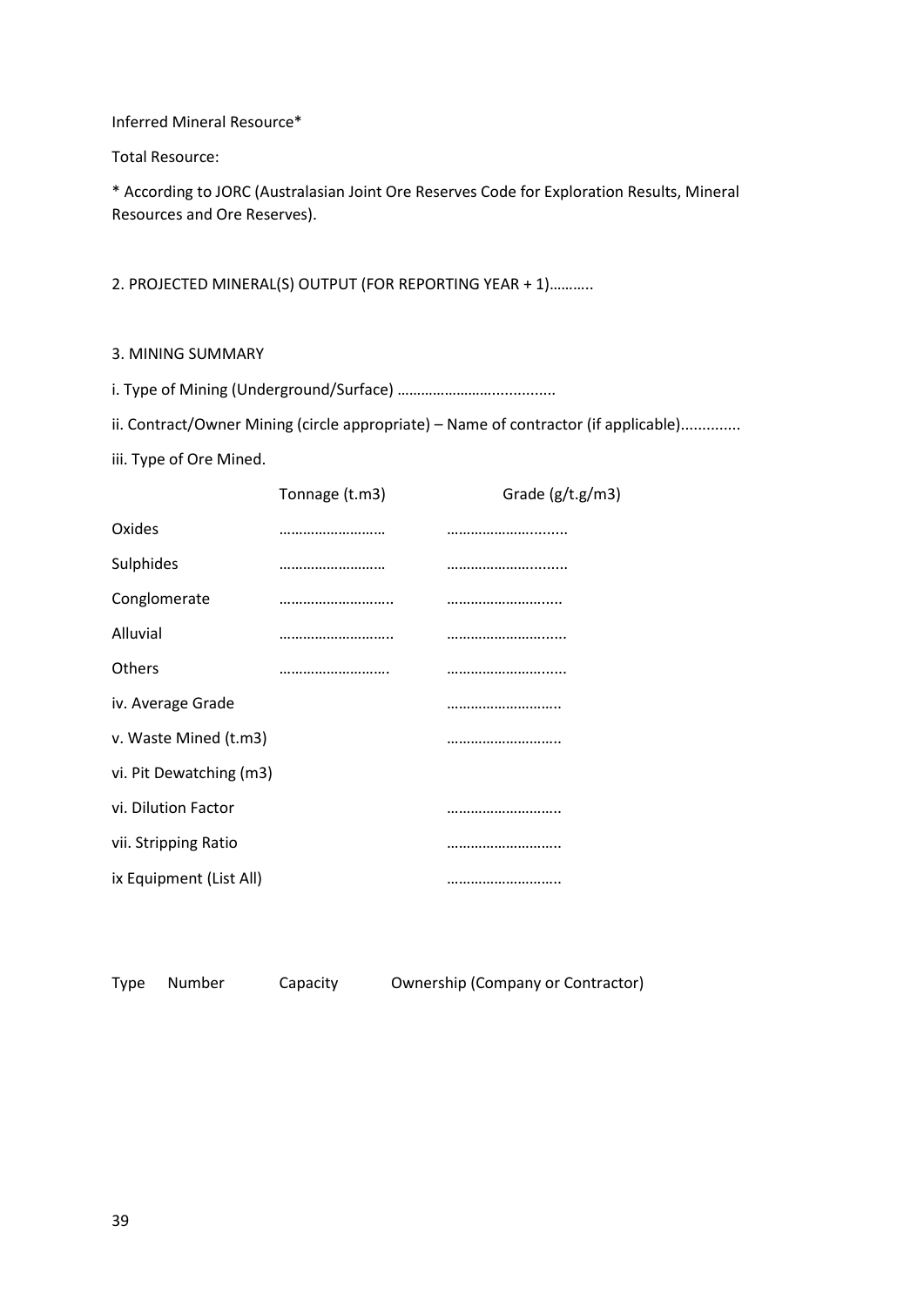Inferred Mineral Resource*

Total Resource:

\* According to JORC (Australasian Joint Ore Reserves Code for Exploration Results, Mineral Resources and Ore Reserves).

2. PROJECTED MINERAL(S) OUTPUT (FOR REPORTING YEAR + 1)………..

3. MINING SUMMARY

i. Type of Mining (Underground/Surface) …………………….............

ii. Contract/Owner Mining (circle appropriate) – Name of contractor (if applicable).............

iii. Type of Ore Mined.

| | Tonnage (t.m3) | Grade (g/t.g/m3) |
|---|---|---|
| Oxides | ……………………… | …………………......... |
| Sulphides | ……………………… | …………………......... |
| Conglomerate | ……………………….. | ………………………..... |
| Alluvial | ……………………….. | ……………………….... |
| Others | ………………………. | ……………………….... |
| iv. Average Grade | | ……………………….. |
| v. Waste Mined (t.m3) | | ……………………….. |
| vi. Pit Dewatching (m3) | | |
| vi. Dilution Factor | | ……………………….. |
| vii. Stripping Ratio | | ……………………….. |
| ix Equipment (List All) | | ……………………….. |

| Type | Number | Capacity | Ownership (Company or Contractor) |
|---|---|---|---|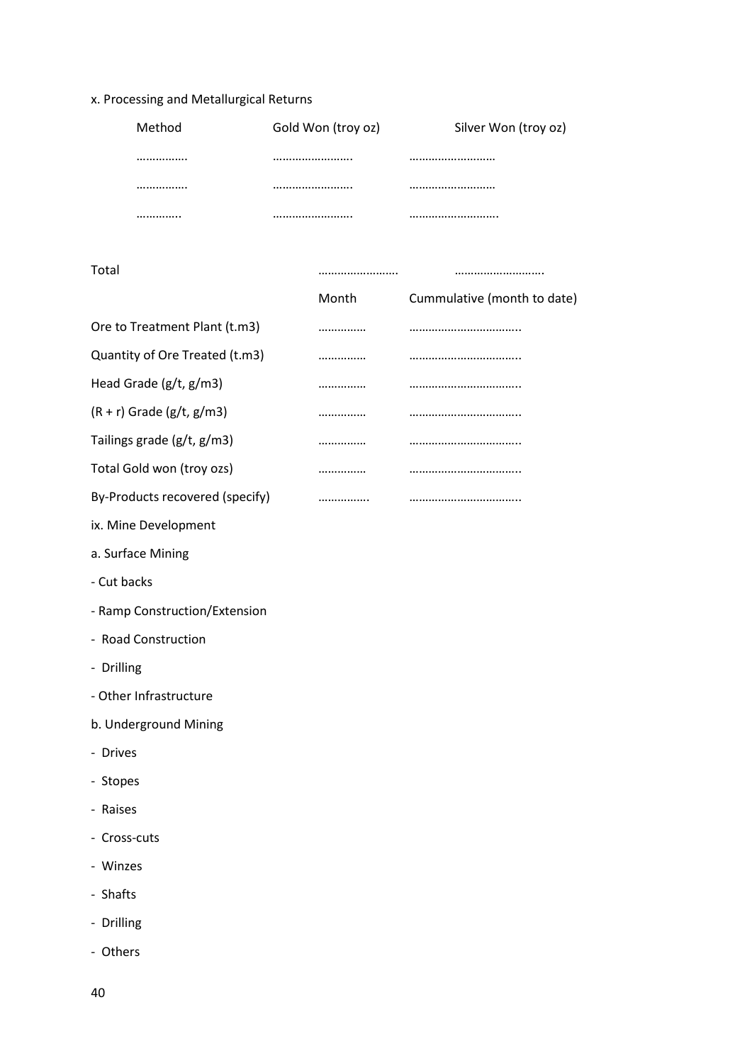x. Processing and Metallurgical Returns

| Method | Gold Won (troy oz) | Silver Won (troy oz) |
|---|---|---|
| ……………. | …………………….. | ……………………… |
| ……………. | …………………….. | ……………………… |
| ………….. | …………………….. | ……………………….. |
| Total | ……………………. | ……………………….. |

| | Month | Cummulative (month to date) |
|---|---|---|
| Ore to Treatment Plant (t.m3) | …………… | …………………………….. |
| Quantity of Ore Treated (t.m3) | …………… | …………………………….. |
| Head Grade (g/t, g/m3) | …………… | …………………………….. |
| (R + r) Grade (g/t, g/m3) | …………… | …………………………….. |
| Tailings grade (g/t, g/m3) | …………… | …………………………….. |
| Total Gold won (troy ozs) | …………… | …………………………….. |
| By-Products recovered (specify) | ……………. | …………………………….. |

ix. Mine Development

a. Surface Mining

- Cut backs
- Ramp Construction/Extension
- Road Construction
- Drilling
- Other Infrastructure

b. Underground Mining

- Drives
- Stopes
- Raises
- Cross-cuts
- Winzes
- Shafts
- Drilling
- Others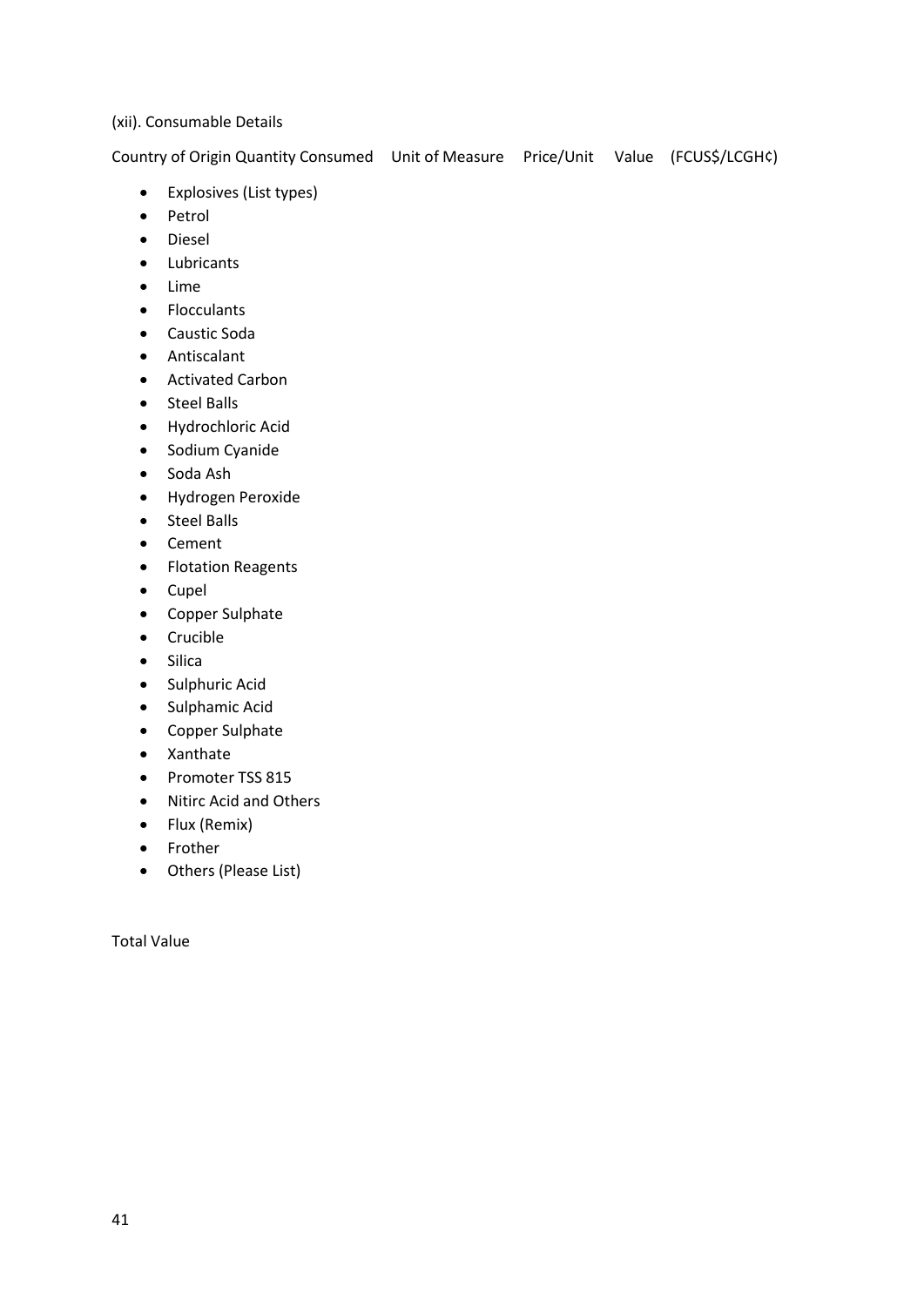(xii). Consumable Details

Country of Origin Quantity Consumed Unit of Measure Price/Unit Value (FCUS$/LCGH¢)

- Explosives (List types)
- Petrol
- Diesel
- Lubricants
- Lime
- Flocculants
- Caustic Soda
- Antiscalant
- Activated Carbon
- Steel Balls
- Hydrochloric Acid
- Sodium Cyanide
- Soda Ash
- Hydrogen Peroxide
- Steel Balls
- Cement
- Flotation Reagents
- Cupel
- Copper Sulphate
- Crucible
- Silica
- Sulphuric Acid
- Sulphamic Acid
- Copper Sulphate
- Xanthate
- Promoter TSS 815
- Nitirc Acid and Others
- Flux (Remix)
- Frother
- Others (Please List)

Total Value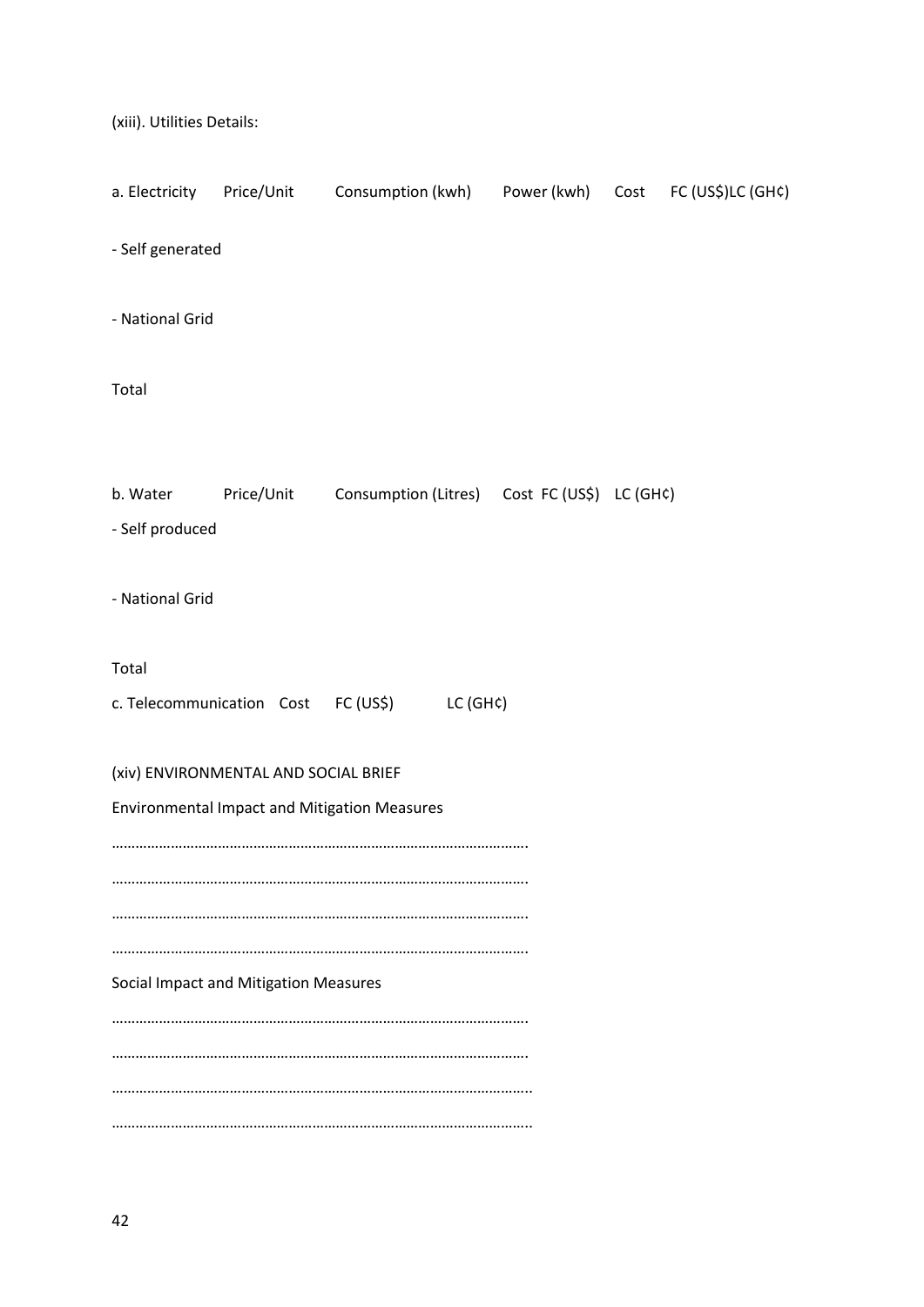(xiii). Utilities Details:

| a. Electricity | Price/Unit | Consumption (kwh) | Power (kwh) | Cost | FC (US$) | LC (GH¢) |
|---|---|---|---|---|---|---|
| - Self generated | | | | | | |
| - National Grid | | | | | | |
| Total | | | | | | |

| b. Water | Price/Unit | Consumption (Litres) | Cost | FC (US$) | LC (GH¢) |
|---|---|---|---|---|---|
| - Self produced | | | | | |
| - National Grid | | | | | |
| Total | | | | | |

| c. Telecommunication | Cost | FC (US$) | LC (GH¢) |
|---|---|---|---|

(xiv) ENVIRONMENTAL AND SOCIAL BRIEF

Environmental Impact and Mitigation Measures

……………………………………………………………………………………….

……………………………………………………………………………………….

……………………………………………………………………………………….

……………………………………………………………………………………….

Social Impact and Mitigation Measures

……………………………………………………………………………………….

……………………………………………………………………………………….

………………………………………………………………………………………..

………………………………………………………………………………………..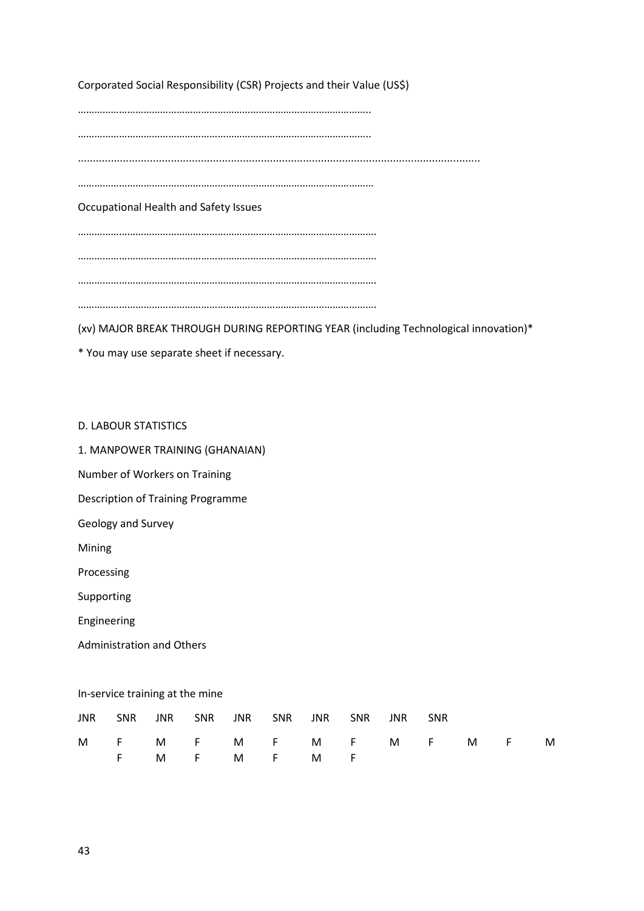Corporated Social Responsibility (CSR) Projects and their Value (US$)

……………………………………………………………………………………………..

……………………………………………………………………………………………..

……………………………………………………………………………………………………………………………………

………………………………………………………………………………………………

Occupational Health and Safety Issues

……………………………………………………………………………………………….

……………………………………………………………………………………………….

……………………………………………………………………………………………….

……………………………………………………………………………………………….

(xv) MAJOR BREAK THROUGH DURING REPORTING YEAR (including Technological innovation)*

* You may use separate sheet if necessary.

D. LABOUR STATISTICS

1. MANPOWER TRAINING (GHANAIAN)

Number of Workers on Training

Description of Training Programme

Geology and Survey

Mining

Processing

Supporting

Engineering

Administration and Others

In-service training at the mine

JNR SNR JNR SNR JNR SNR JNR SNR JNR SNR

M F M F M F M F M F M F M F M F M F M F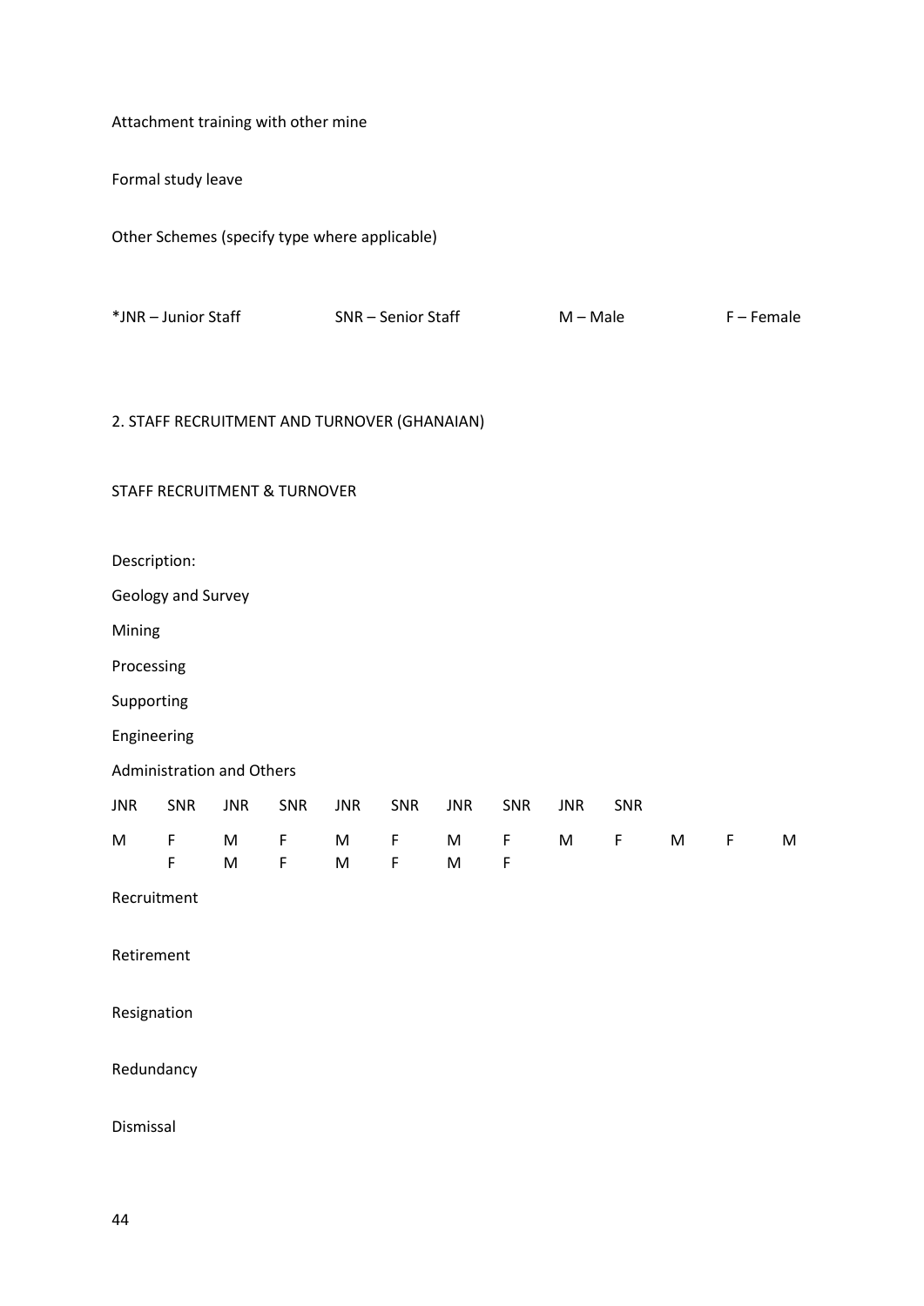Attachment training with other mine

Formal study leave

Other Schemes (specify type where applicable)

*JNR – Junior Staff SNR – Senior Staff M – Male F – Female

## 2. STAFF RECRUITMENT AND TURNOVER (GHANAIAN)

### STAFF RECRUITMENT & TURNOVER

Description:

Geology and Survey

Mining

Processing

Supporting

Engineering

Administration and Others

| JNR | SNR | JNR | SNR | JNR | SNR | JNR | SNR | JNR | SNR | | | |
|---|---|---|---|---|---|---|---|---|---|---|---|---|
| M | F | M | F | M | F | M | F | M | F | M | F | M |
| | F | M | F | M | F | M | F | | | | | |

Recruitment

Retirement

Resignation

Redundancy

Dismissal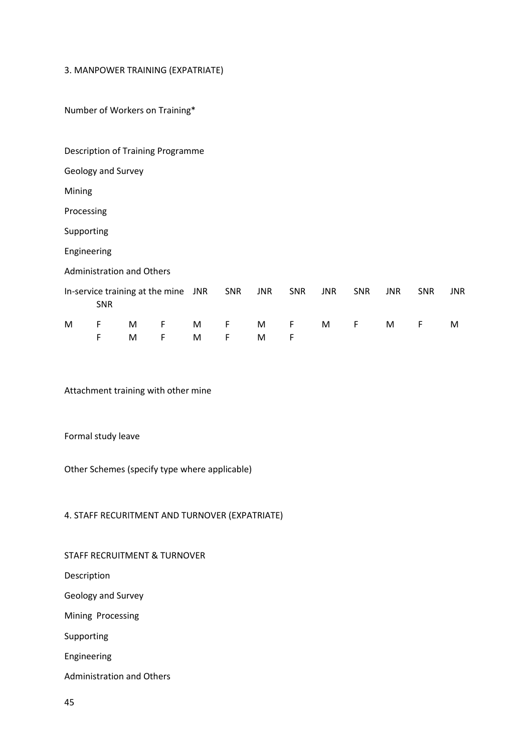3. MANPOWER TRAINING (EXPATRIATE)

Number of Workers on Training*

Description of Training Programme

Geology and Survey

Mining

Processing

Supporting

Engineering

Administration and Others

In-service training at the mine JNR SNR JNR SNR JNR SNR JNR SNR JNR SNR

M F M F M F M F M F M F M F M F M F M F

Attachment training with other mine

Formal study leave

Other Schemes (specify type where applicable)

4. STAFF RECURITMENT AND TURNOVER (EXPATRIATE)

STAFF RECRUITMENT & TURNOVER

Description

Geology and Survey

Mining Processing

Supporting

Engineering

Administration and Others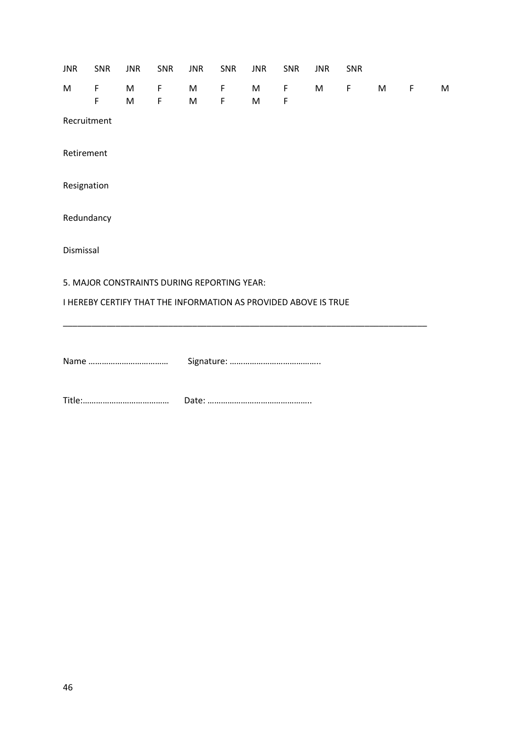JNR SNR JNR SNR JNR SNR JNR SNR JNR SNR

M F M F M F M F M F M F M
F M F M F M F

Recruitment

Retirement

Resignation

Redundancy

Dismissal

5. MAJOR CONSTRAINTS DURING REPORTING YEAR:

I HEREBY CERTIFY THAT THE INFORMATION AS PROVIDED ABOVE IS TRUE

______________________________________________________________________________

Name ……………………………… Signature: …………………………………..

Title:………………………………… Date: ………………………………………..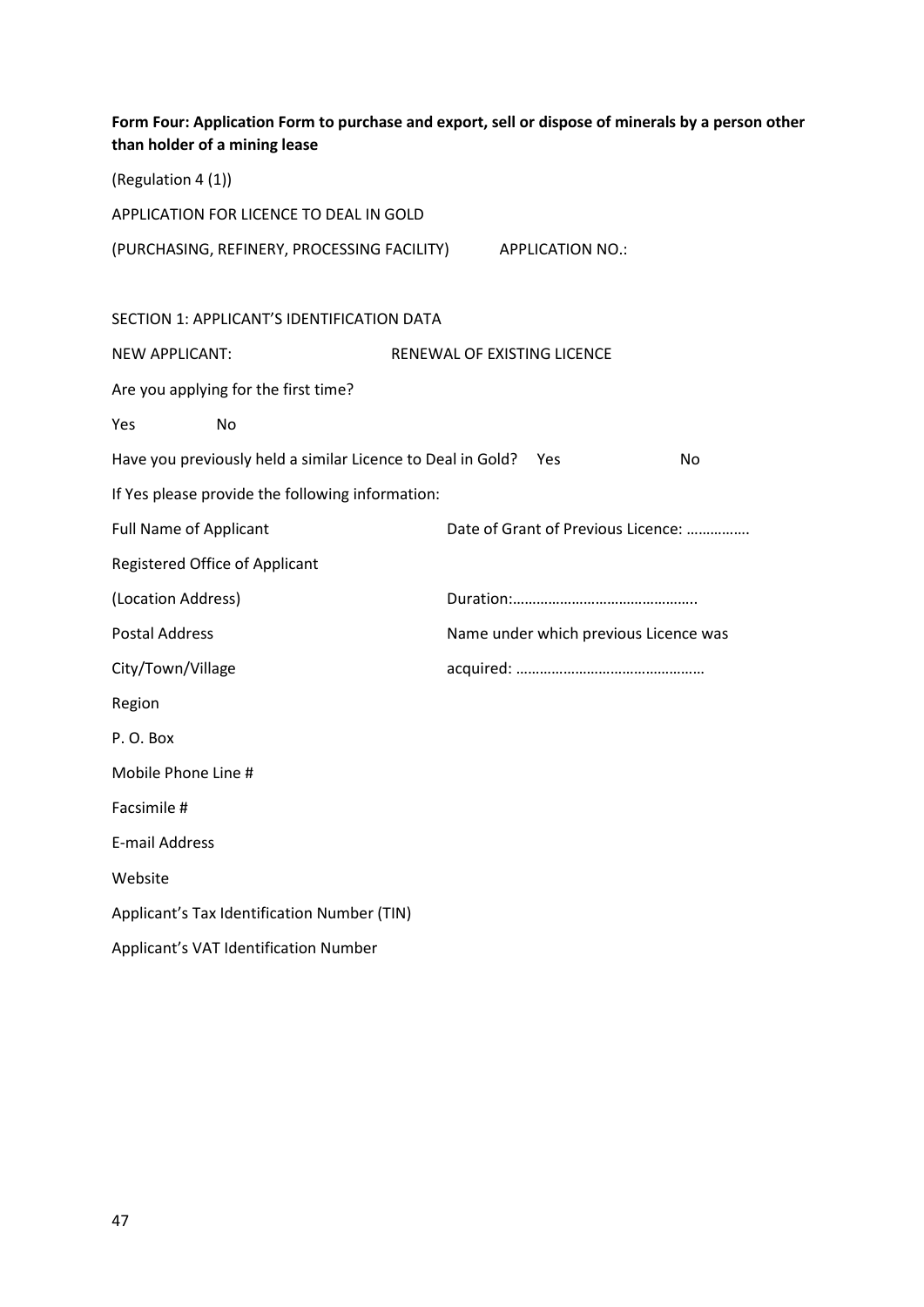**Form Four: Application Form to purchase and export, sell or dispose of minerals by a person other than holder of a mining lease**

(Regulation 4 (1))

APPLICATION FOR LICENCE TO DEAL IN GOLD

(PURCHASING, REFINERY, PROCESSING FACILITY) APPLICATION NO.:

SECTION 1: APPLICANT'S IDENTIFICATION DATA

NEW APPLICANT: RENEWAL OF EXISTING LICENCE

Are you applying for the first time?

Yes No

Have you previously held a similar Licence to Deal in Gold? Yes No

If Yes please provide the following information:

Full Name of Applicant

Registered Office of Applicant

(Location Address)

Postal Address

City/Town/Village

Region

P. O. Box

Mobile Phone Line #

Facsimile #

E-mail Address

Website

Applicant's Tax Identification Number (TIN)

Applicant's VAT Identification Number

Date of Grant of Previous Licence: …………….

Duration:………………………………………..

Name under which previous Licence was acquired: ………………………………………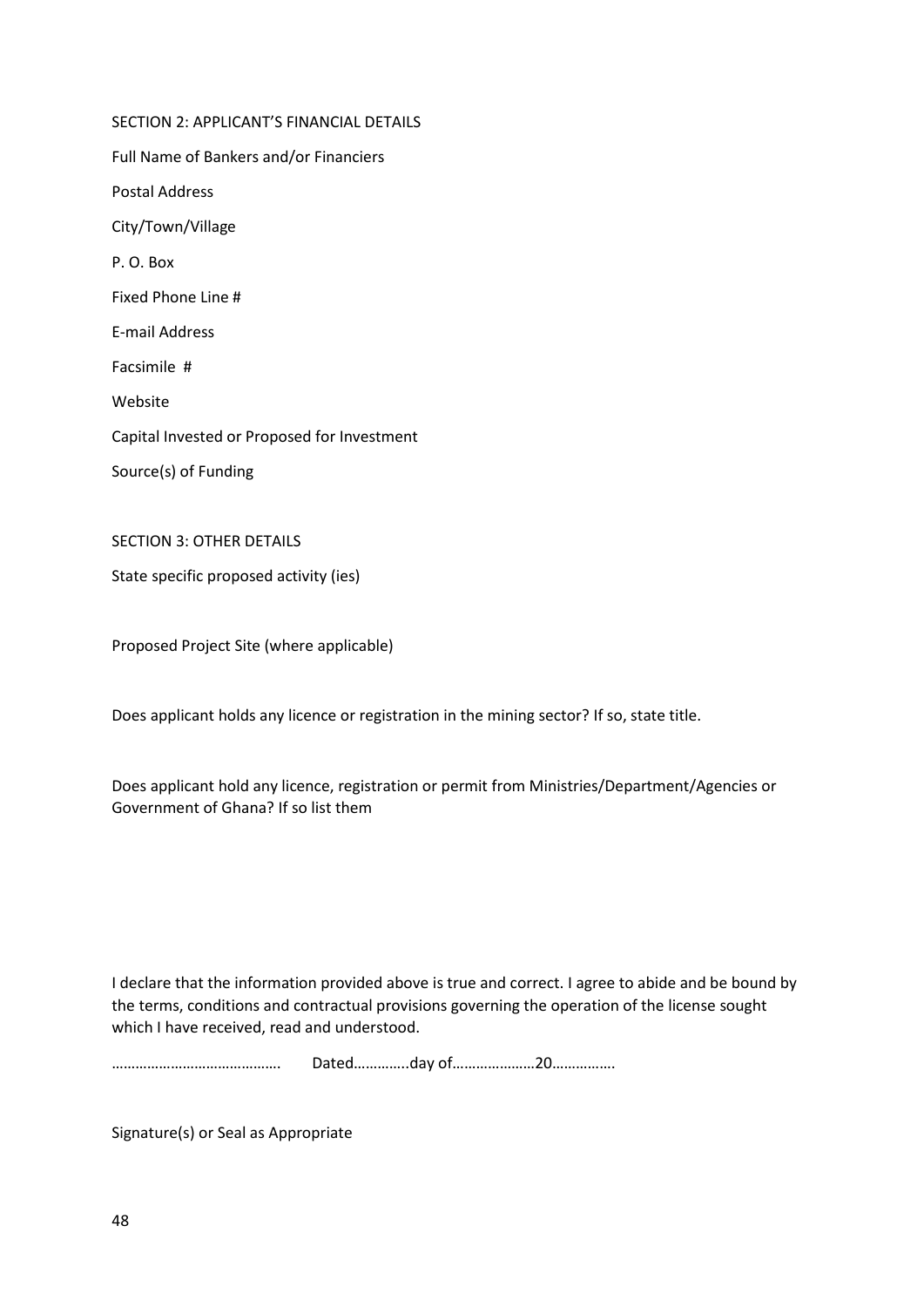SECTION 2: APPLICANT'S FINANCIAL DETAILS

Full Name of Bankers and/or Financiers

Postal Address

City/Town/Village

P. O. Box

Fixed Phone Line #

E-mail Address

Facsimile #

Website

Capital Invested or Proposed for Investment

Source(s) of Funding

SECTION 3: OTHER DETAILS

State specific proposed activity (ies)

Proposed Project Site (where applicable)

Does applicant holds any licence or registration in the mining sector? If so, state title.

Does applicant hold any licence, registration or permit from Ministries/Department/Agencies or Government of Ghana? If so list them

I declare that the information provided above is true and correct. I agree to abide and be bound by the terms, conditions and contractual provisions governing the operation of the license sought which I have received, read and understood.

……………………………………. Dated…………..day of…………………20…………….

Signature(s) or Seal as Appropriate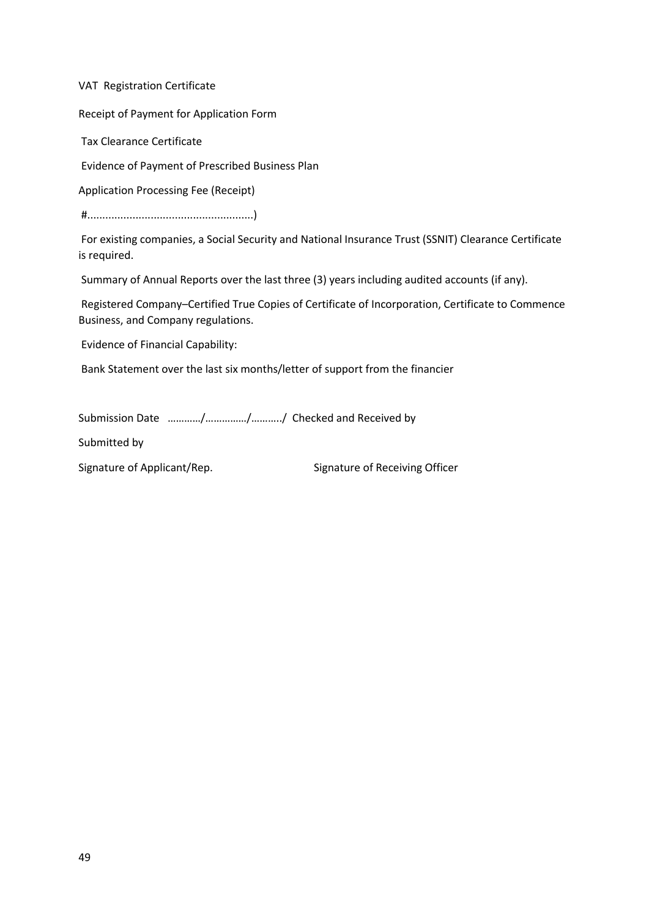VAT Registration Certificate

Receipt of Payment for Application Form

Tax Clearance Certificate

Evidence of Payment of Prescribed Business Plan

Application Processing Fee (Receipt)

#......................................................)

For existing companies, a Social Security and National Insurance Trust (SSNIT) Clearance Certificate is required.

Summary of Annual Reports over the last three (3) years including audited accounts (if any).

Registered Company–Certified True Copies of Certificate of Incorporation, Certificate to Commence Business, and Company regulations.

Evidence of Financial Capability:

Bank Statement over the last six months/letter of support from the financier

Submission Date …………/……………/………../ Checked and Received by

Submitted by

Signature of Applicant/Rep. Signature of Receiving Officer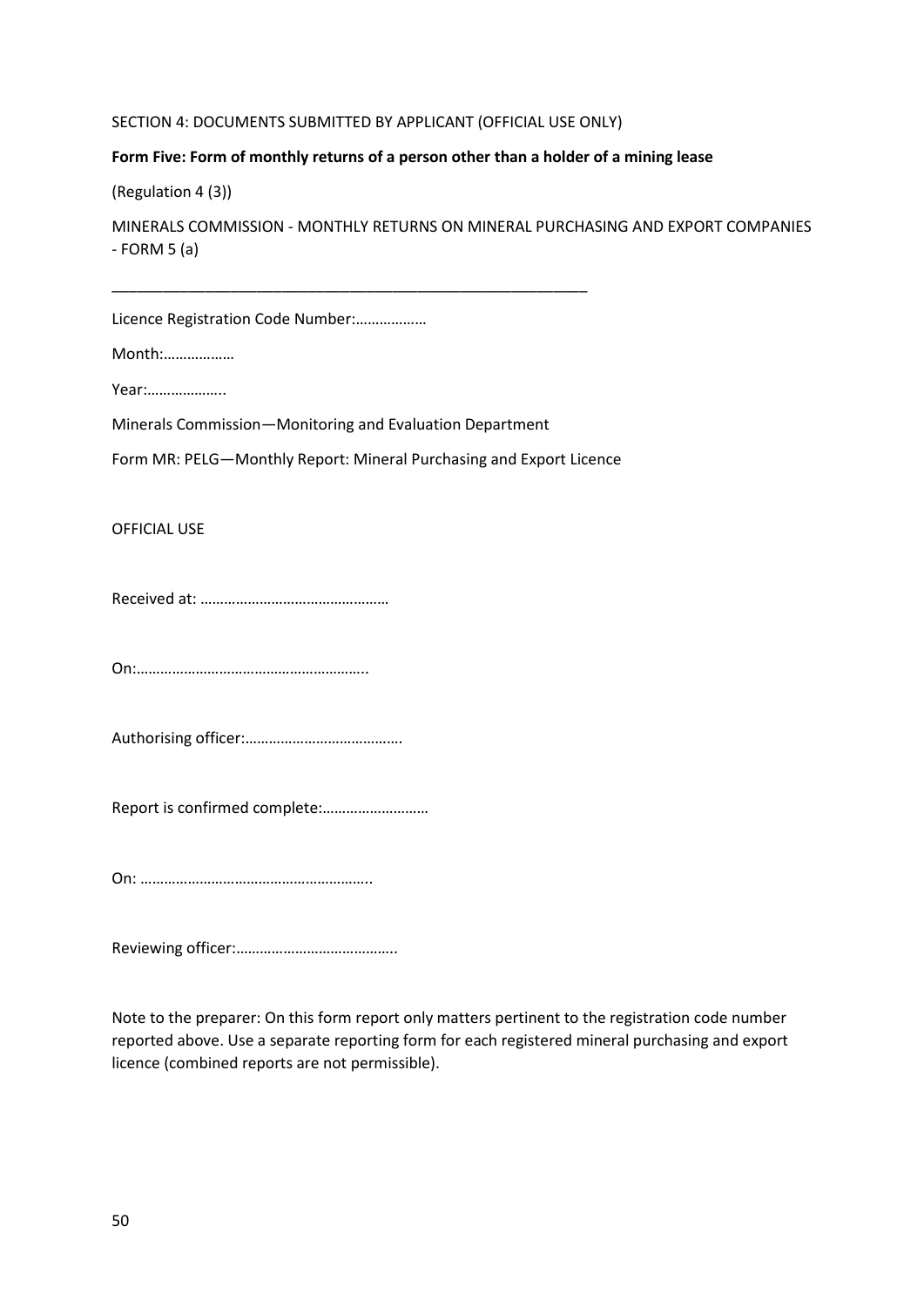SECTION 4: DOCUMENTS SUBMITTED BY APPLICANT (OFFICIAL USE ONLY)

**Form Five: Form of monthly returns of a person other than a holder of a mining lease**

(Regulation 4 (3))

MINERALS COMMISSION - MONTHLY RETURNS ON MINERAL PURCHASING AND EXPORT COMPANIES - FORM 5 (a)

---

Licence Registration Code Number:………………

Month:………………

Year:………………..

Minerals Commission—Monitoring and Evaluation Department

Form MR: PELG—Monthly Report: Mineral Purchasing and Export Licence

OFFICIAL USE

Received at: …………………………………………

On:…………………………………………………..

Authorising officer:………………………………….

Report is confirmed complete:………………………

On: …………………………………………………..

Reviewing officer:…………………………………..

Note to the preparer: On this form report only matters pertinent to the registration code number reported above. Use a separate reporting form for each registered mineral purchasing and export licence (combined reports are not permissible).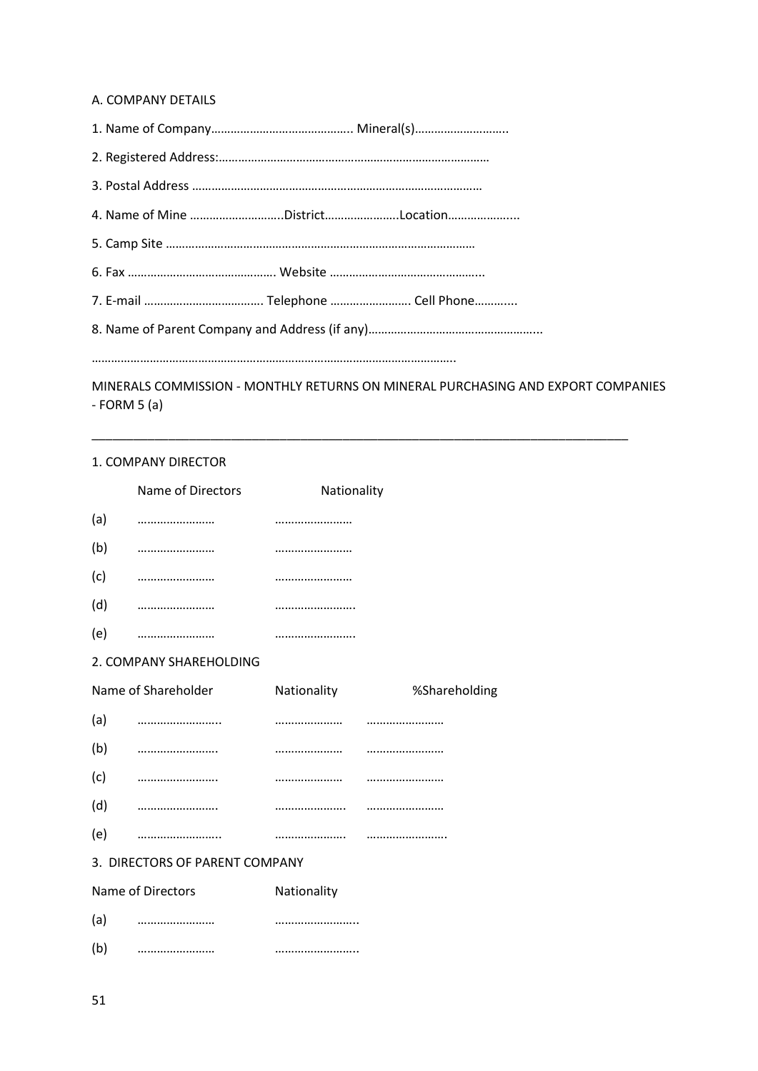A. COMPANY DETAILS

1. Name of Company……………………………………. Mineral(s)……………………….

2. Registered Address:………………………………………………………………………

3. Postal Address ……………………………………………………………………………

4. Name of Mine ………………………..District…………………..Location………………...

5. Camp Site …………………………………………………………………………………

6. Fax ………………………………………. Website ………………………………………...

7. E-mail ………………………………. Telephone ……………………. Cell Phone………...

8. Name of Parent Company and Address (if any)……………………………………………...

…………………………………………………………………………………………………..

MINERALS COMMISSION - MONTHLY RETURNS ON MINERAL PURCHASING AND EXPORT COMPANIES - FORM 5 (a)

---

1. COMPANY DIRECTOR

| | Name of Directors | Nationality |
|---|---|---|
| (a) | …………………… | …………………… |
| (b) | …………………… | …………………… |
| (c) | …………………… | …………………… |
| (d) | …………………… | ……………………. |
| (e) | …………………… | ……………………. |

2. COMPANY SHAREHOLDING

| | Name of Shareholder | Nationality | %Shareholding |
|---|---|---|---|
| (a) | …………………….. | ………………… | …………………… |
| (b) | ……………………. | ………………… | …………………… |
| (c) | ……………………. | ………………… | …………………… |
| (d) | ……………………. | …………………. | …………………… |
| (e) | …………………….. | …………………. | ……………………. |

3. DIRECTORS OF PARENT COMPANY

| | Name of Directors | Nationality |
|---|---|---|
| (a) | …………………… | …………………….. |
| (b) | …………………… | …………………….. |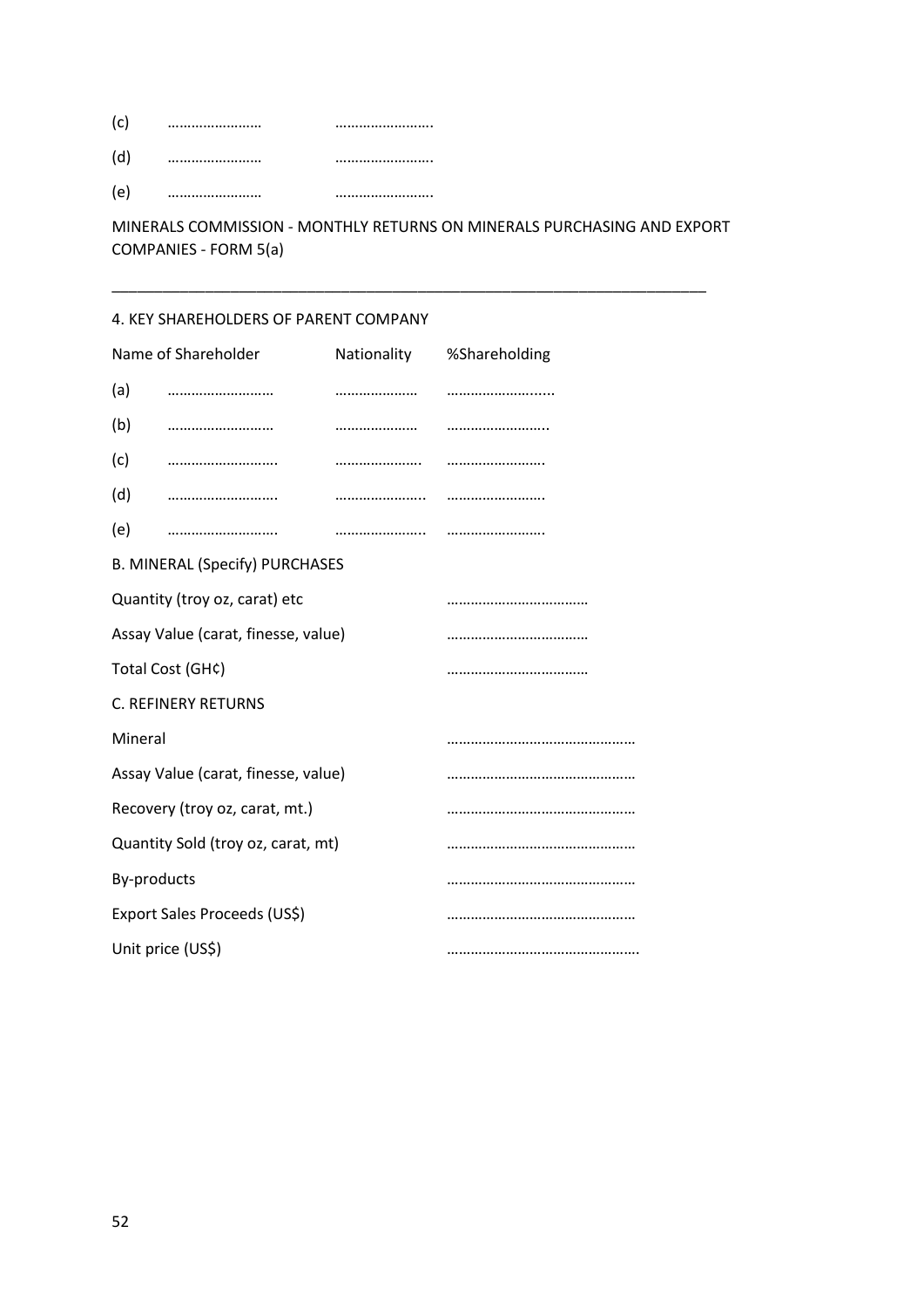(c) …………………… ……………………..

(d) …………………… ……………………..

(e) …………………… ……………………..

MINERALS COMMISSION - MONTHLY RETURNS ON MINERALS PURCHASING AND EXPORT COMPANIES - FORM 5(a)

---

4. KEY SHAREHOLDERS OF PARENT COMPANY

| Name of Shareholder | Nationality | %Shareholding |
|---|---|---|
| (a) …………………….. | ………………… | ……………………..... |
| (b) …………………….. | ………………… | …………………….. |
| (c) ……………………….. | ………………….. | ……………………. |
| (d) ……………………….. | ………………….. | ……………………. |
| (e) ……………………….. | ………………….. | ……………………. |

B. MINERAL (Specify) PURCHASES

| | |
|---|---|
| Quantity (troy oz, carat) etc | ……………………………… |
| Assay Value (carat, finesse, value) | ……………………………… |
| Total Cost (GH¢) | ……………………………… |

C. REFINERY RETURNS

| | |
|---|---|
| Mineral | ………………………………………… |
| Assay Value (carat, finesse, value) | ………………………………………… |
| Recovery (troy oz, carat, mt.) | ………………………………………… |
| Quantity Sold (troy oz, carat, mt) | ………………………………………… |
| By-products | ………………………………………… |
| Export Sales Proceeds (US$) | ………………………………………… |
| Unit price (US$) | ………………………………………….. |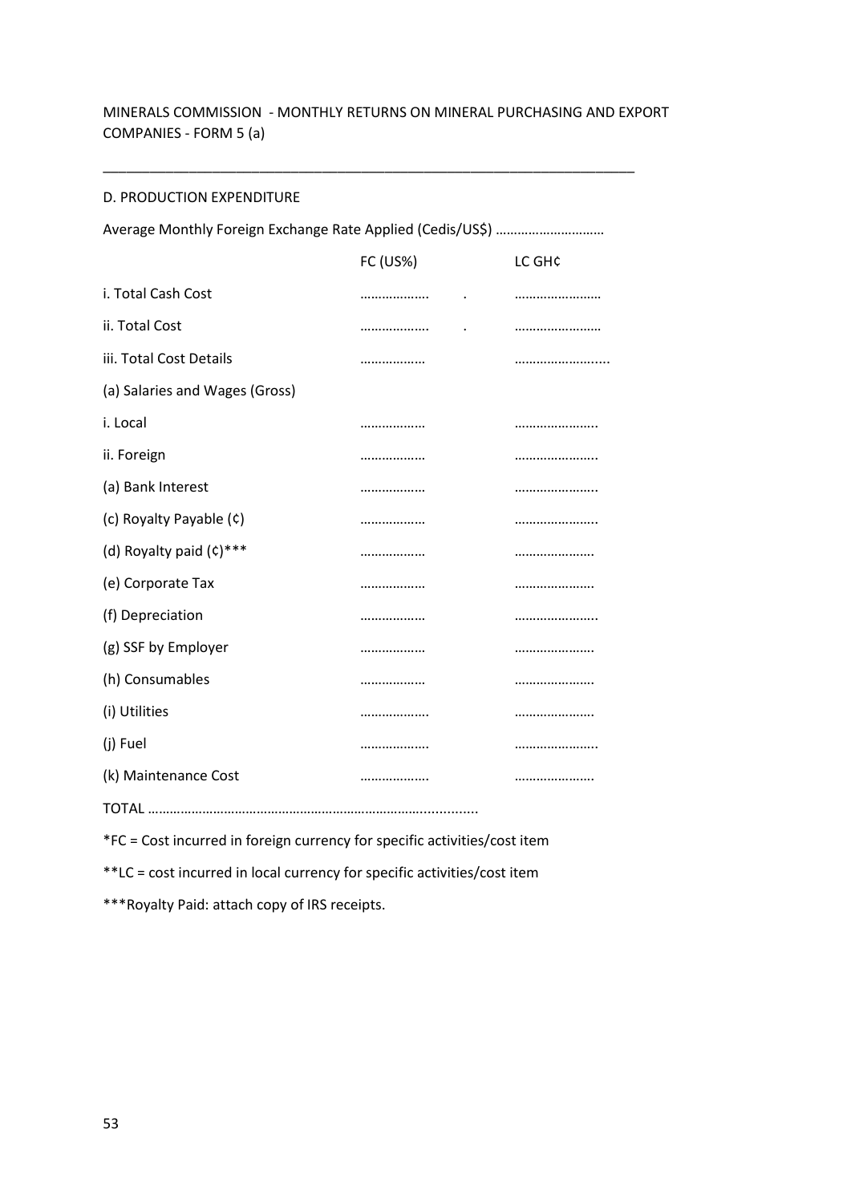MINERALS COMMISSION - MONTHLY RETURNS ON MINERAL PURCHASING AND EXPORT COMPANIES - FORM 5 (a)

---

D. PRODUCTION EXPENDITURE

Average Monthly Foreign Exchange Rate Applied (Cedis/US$) …………………………

| | FC (US%) | LC GH¢ |
|---|---|---|
| i. Total Cash Cost | ………………. | …………………… |
| ii. Total Cost | ………………. | …………………… |
| iii. Total Cost Details | ……………… | ……………………... |
| (a) Salaries and Wages (Gross) | | |
| i. Local | ……………… | ………………….. |
| ii. Foreign | ……………… | ………………….. |
| (a) Bank Interest | ……………… | ………………….. |
| (c) Royalty Payable (¢) | ……………… | ………………….. |
| (d) Royalty paid (¢)*** | ……………… | ………………… |
| (e) Corporate Tax | ……………… | ………………… |
| (f) Depreciation | ……………… | ………………….. |
| (g) SSF by Employer | ……………… | ………………… |
| (h) Consumables | ……………… | ………………… |
| (i) Utilities | ………………. | ………………… |
| (j) Fuel | ………………. | ………………….. |
| (k) Maintenance Cost | ………………. | ………………… |

TOTAL ……………………………………………………………………..............

*FC = Cost incurred in foreign currency for specific activities/cost item

**LC = cost incurred in local currency for specific activities/cost item

***Royalty Paid: attach copy of IRS receipts.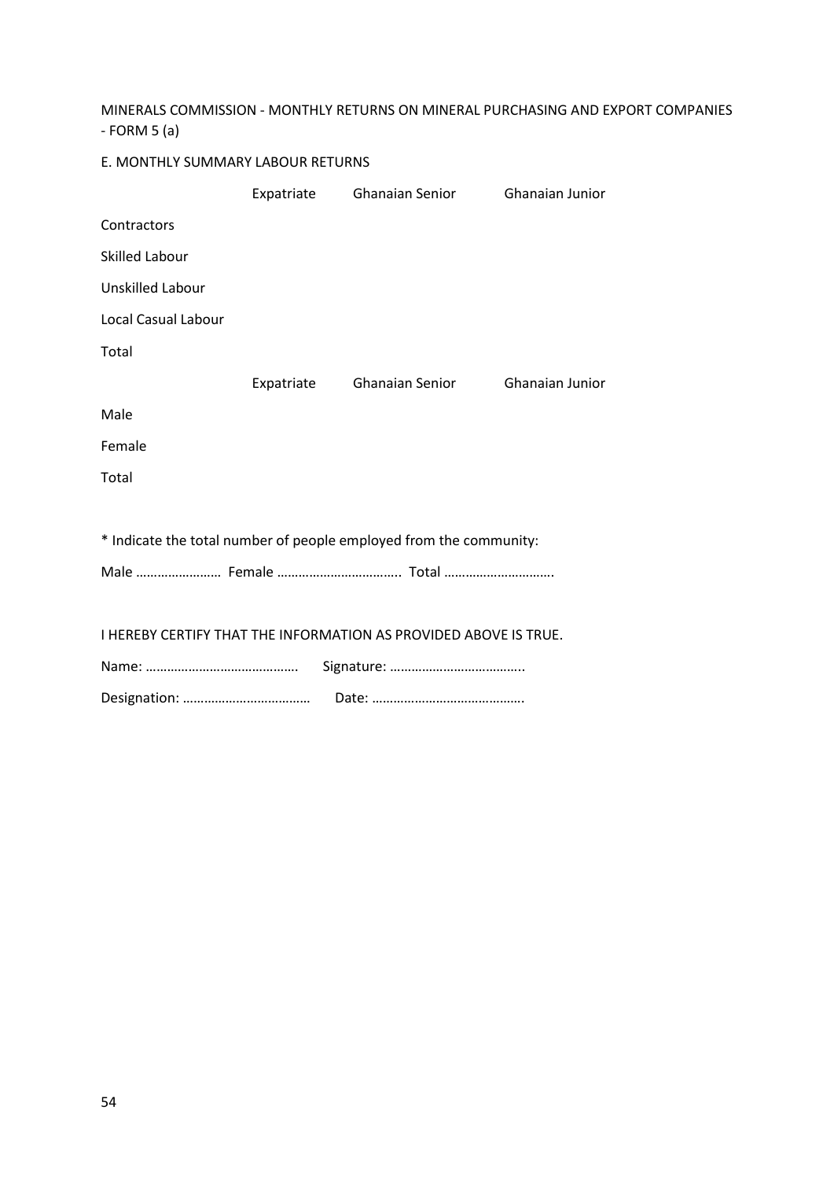MINERALS COMMISSION - MONTHLY RETURNS ON MINERAL PURCHASING AND EXPORT COMPANIES - FORM 5 (a)

E. MONTHLY SUMMARY LABOUR RETURNS

| | Expatriate | Ghanaian Senior | Ghanaian Junior |
|---|---|---|---|
| Contractors | | | |
| Skilled Labour | | | |
| Unskilled Labour | | | |
| Local Casual Labour | | | |
| Total | | | |

| | Expatriate | Ghanaian Senior | Ghanaian Junior |
|---|---|---|---|
| Male | | | |
| Female | | | |
| Total | | | |

* Indicate the total number of people employed from the community:

Male …………………… Female …………………………….. Total …………………………..

I HEREBY CERTIFY THAT THE INFORMATION AS PROVIDED ABOVE IS TRUE.

Name: ……………………………………. Signature: ………………………………..

Designation: ……………………………… Date: …………………………………….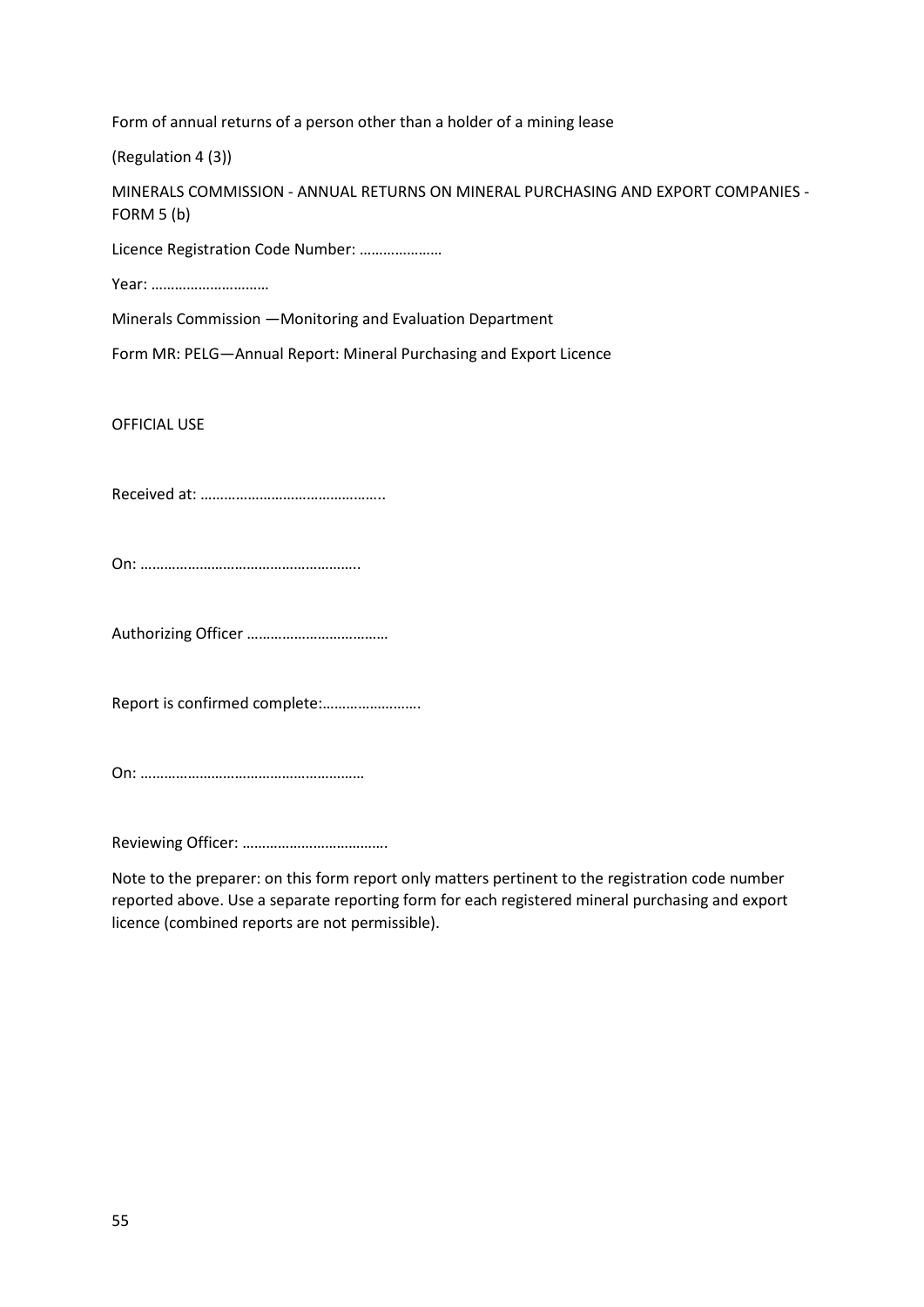Form of annual returns of a person other than a holder of a mining lease

(Regulation 4 (3))

MINERALS COMMISSION - ANNUAL RETURNS ON MINERAL PURCHASING AND EXPORT COMPANIES - FORM 5 (b)

Licence Registration Code Number: …………………

Year: …………………………

Minerals Commission —Monitoring and Evaluation Department

Form MR: PELG—Annual Report: Mineral Purchasing and Export Licence

OFFICIAL USE

Received at: ………………………………………..

On: ……………………………………………….

Authorizing Officer ………………………………

Report is confirmed complete:…………………….

On: …………………………………………………

Reviewing Officer: ……………………………….

Note to the preparer: on this form report only matters pertinent to the registration code number reported above. Use a separate reporting form for each registered mineral purchasing and export licence (combined reports are not permissible).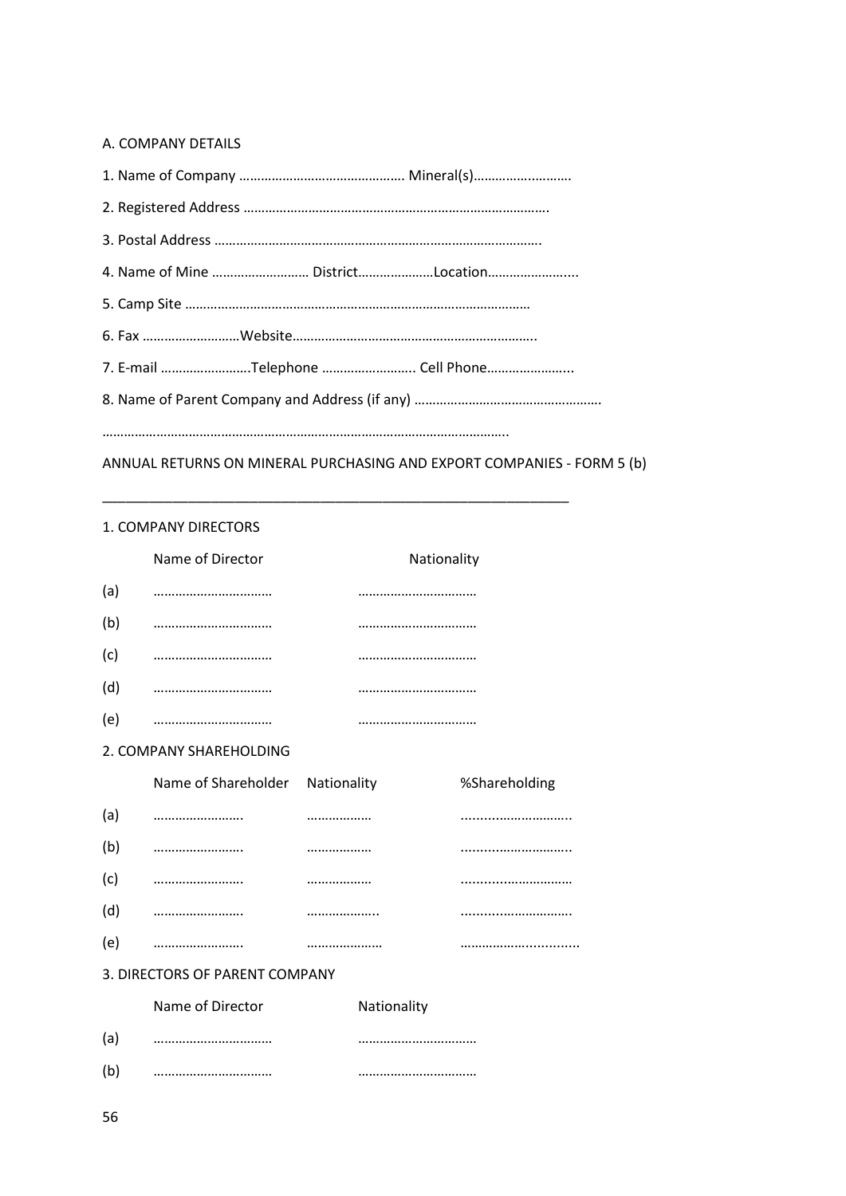A. COMPANY DETAILS

1. Name of Company ………………………………………. Mineral(s)…………..………

2. Registered Address ………………………………………………………………………….

3. Postal Address ……………………………………………………………………………….

4. Name of Mine ……………………… District…………………Location…………………...

5. Camp Site …………………………………………………………………………………

6. Fax ………………………Website…………………………………………………………..

7. E-mail …………………….Telephone …………………….. Cell Phone…………………...

8. Name of Parent Company and Address (if any) …………………………………………….

……………………………………………………………………………………………….

ANNUAL RETURNS ON MINERAL PURCHASING AND EXPORT COMPANIES - FORM 5 (b)

---

1. COMPANY DIRECTORS

| | Name of Director | Nationality |
|---|---|---|
| (a) | …………………………… | …………………………… |
| (b) | …………………………… | …………………………… |
| (c) | …………………………… | …………………………… |
| (d) | …………………………… | …………………………… |
| (e) | …………………………… | …………………………… |

2. COMPANY SHAREHOLDING

| | Name of Shareholder | Nationality | %Shareholding |
|---|---|---|---|
| (a) | ……………………. | ……………… | ..........……………….. |
| (b) | ……………………. | ……………… | ..........……………….. |
| (c) | ……………………. | ……………… | ..........………………… |
| (d) | ……………………. | ……………….. | ..........………………. |
| (e) | ……………………. | ………………… | ………………............ |

3. DIRECTORS OF PARENT COMPANY

| | Name of Director | Nationality |
|---|---|---|
| (a) | …………………………… | …………………………… |
| (b) | …………………………… | …………………………… |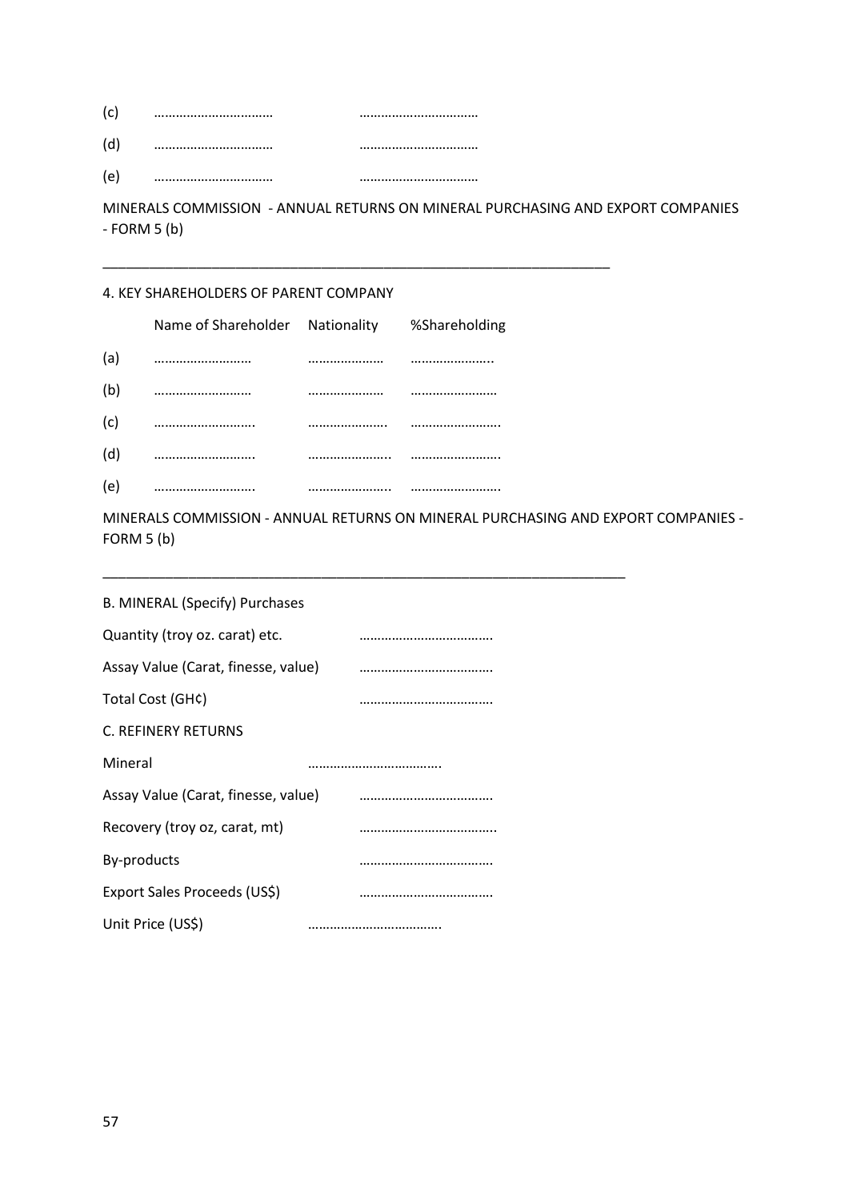(c) ………………………… …………………………

(d) ………………………… …………………………

(e) ………………………… …………………………

MINERALS COMMISSION - ANNUAL RETURNS ON MINERAL PURCHASING AND EXPORT COMPANIES - FORM 5 (b)

---

4. KEY SHAREHOLDERS OF PARENT COMPANY

| | Name of Shareholder | Nationality | %Shareholding |
|---|---|---|---|
| (a) | ……………………… | ………………… | ………………….. |
| (b) | ……………………… | ………………… | …………………… |
| (c) | ……………………….. | …………………. | ……………………. |
| (d) | ……………………….. | ………………….. | ……………………. |
| (e) | ……………………….. | ………………….. | ……………………. |

MINERALS COMMISSION - ANNUAL RETURNS ON MINERAL PURCHASING AND EXPORT COMPANIES - FORM 5 (b)

---

B. MINERAL (Specify) Purchases

Quantity (troy oz. carat) etc. ……………………………….

Assay Value (Carat, finesse, value) ……………………………….

Total Cost (GH¢) ……………………………….

C. REFINERY RETURNS

Mineral ……………………………….

Assay Value (Carat, finesse, value) ……………………………….

Recovery (troy oz, carat, mt) ………………………………..

By-products ……………………………….

Export Sales Proceeds (US$) ……………………………….

Unit Price (US$) ……………………………….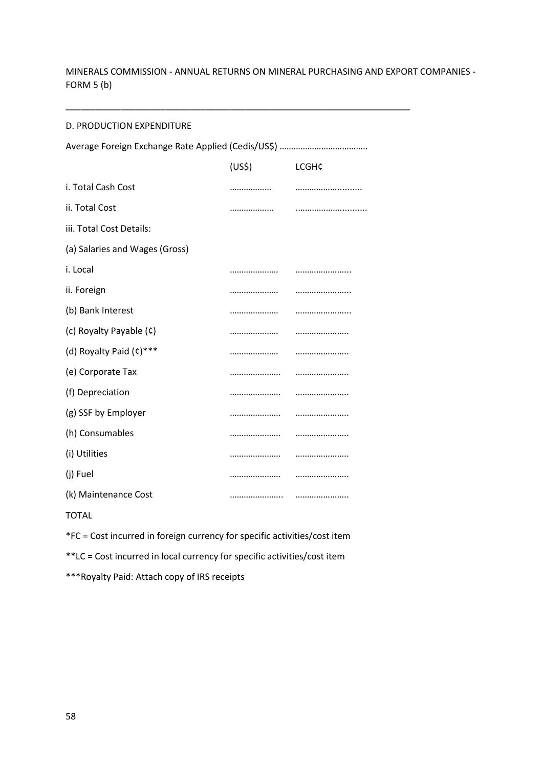MINERALS COMMISSION - ANNUAL RETURNS ON MINERAL PURCHASING AND EXPORT COMPANIES - FORM 5 (b)

---

D. PRODUCTION EXPENDITURE

Average Foreign Exchange Rate Applied (Cedis/US$) ………………………………..

| | (US$) | LCGH¢ |
|---|---|---|
| i. Total Cash Cost | ……………… | ……………….......... |
| ii. Total Cost | ………………. | ……………….......... |
| iii. Total Cost Details: | | |
| (a) Salaries and Wages (Gross) | | |
| i. Local | ………………… | …………………... |
| ii. Foreign | ………………… | …………………... |
| (b) Bank Interest | ………………… | …………………... |
| (c) Royalty Payable (¢) | ………………… | ………………….. |
| (d) Royalty Paid (¢)*** | ………………… | ………………….. |
| (e) Corporate Tax | …………………. | ………………….. |
| (f) Depreciation | …………………. | ………………….. |
| (g) SSF by Employer | …………………. | ………………….. |
| (h) Consumables | …………………. | ………………….. |
| (i) Utilities | …………………. | ………………….. |
| (j) Fuel | …………………. | ………………….. |
| (k) Maintenance Cost | ………………….. | ………………….. |
| TOTAL | | |

*FC = Cost incurred in foreign currency for specific activities/cost item

**LC = Cost incurred in local currency for specific activities/cost item

***Royalty Paid: Attach copy of IRS receipts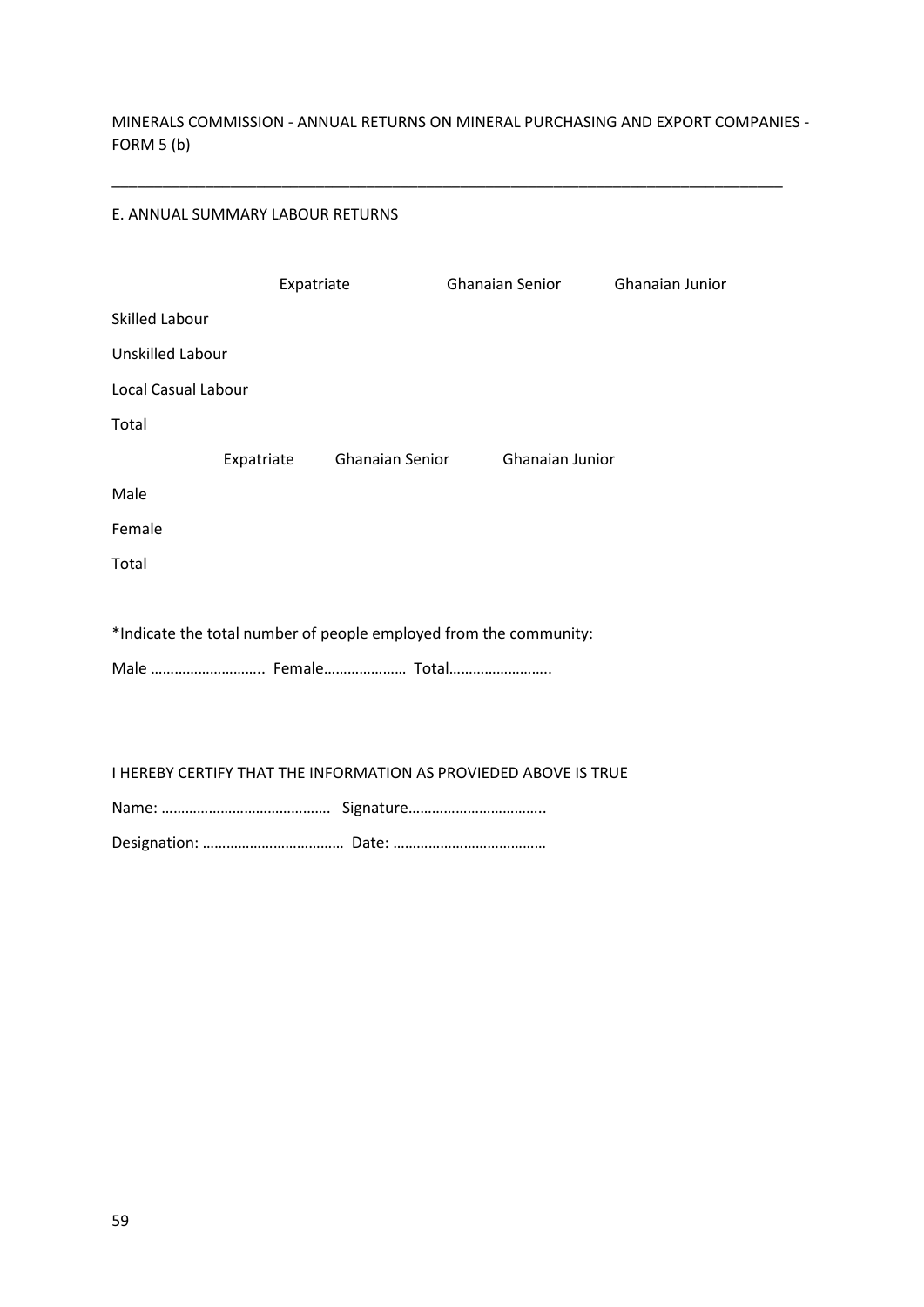MINERALS COMMISSION - ANNUAL RETURNS ON MINERAL PURCHASING AND EXPORT COMPANIES - FORM 5 (b)

---

E. ANNUAL SUMMARY LABOUR RETURNS

| | Expatriate | Ghanaian Senior | Ghanaian Junior |
|---|---|---|---|
| Skilled Labour | | | |
| Unskilled Labour | | | |
| Local Casual Labour | | | |
| Total | | | |

| | Expatriate | Ghanaian Senior | Ghanaian Junior |
|---|---|---|---|
| Male | | | |
| Female | | | |
| Total | | | |

*Indicate the total number of people employed from the community:

Male ……………………….. Female………………… Total……………………..

I HEREBY CERTIFY THAT THE INFORMATION AS PROVIEDED ABOVE IS TRUE

Name: ……………………………………. Signature……………………………..

Designation: ……………………………… Date: …………………………………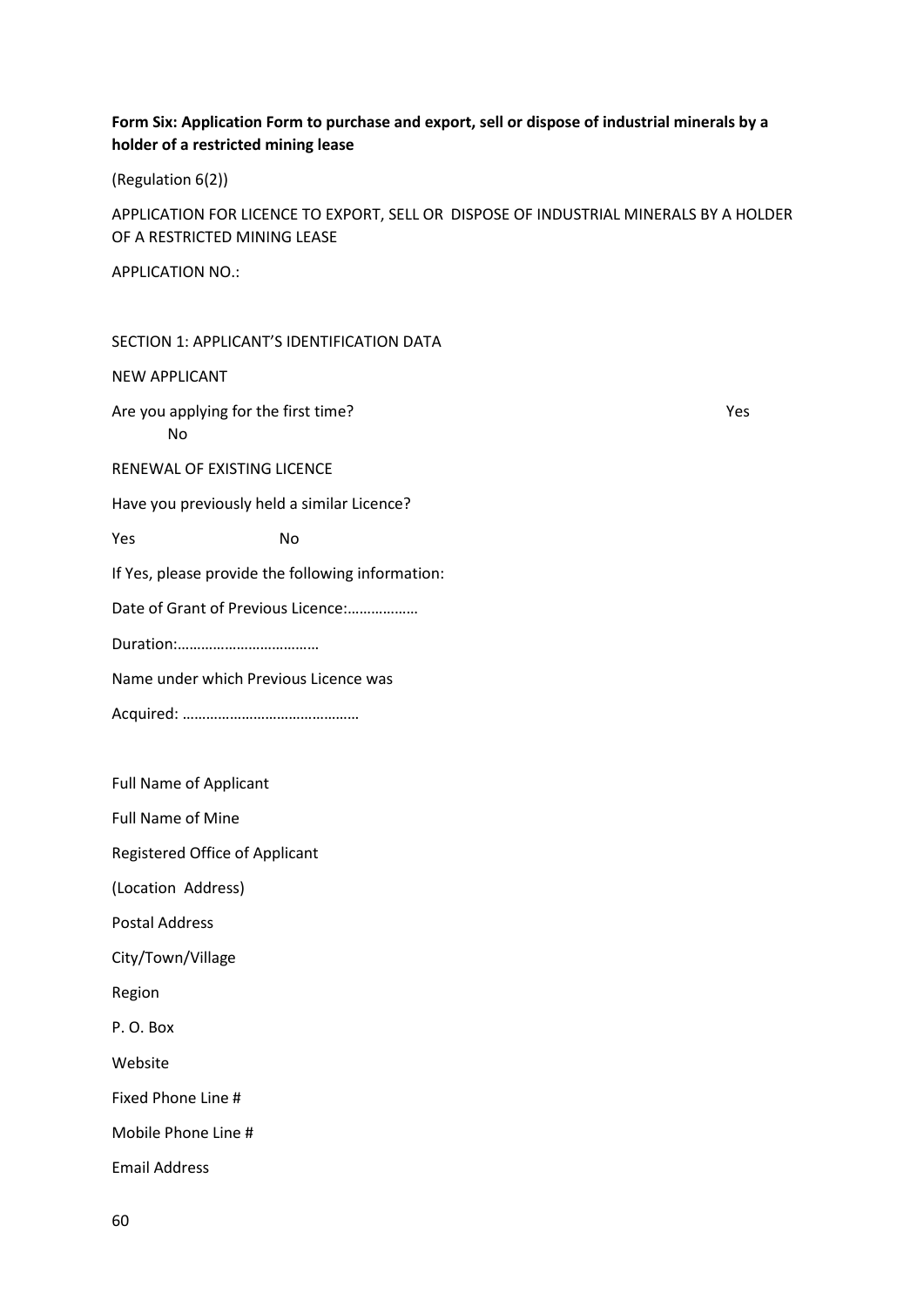**Form Six: Application Form to purchase and export, sell or dispose of industrial minerals by a holder of a restricted mining lease**

(Regulation 6(2))

APPLICATION FOR LICENCE TO EXPORT, SELL OR DISPOSE OF INDUSTRIAL MINERALS BY A HOLDER OF A RESTRICTED MINING LEASE

APPLICATION NO.:

SECTION 1: APPLICANT'S IDENTIFICATION DATA

NEW APPLICANT

Are you applying for the first time? Yes No

RENEWAL OF EXISTING LICENCE

Have you previously held a similar Licence?

Yes No

If Yes, please provide the following information:

Date of Grant of Previous Licence:………………

Duration:………………………………

Name under which Previous Licence was

Acquired: ………………………………………

Full Name of Applicant

Full Name of Mine

Registered Office of Applicant

(Location Address)

Postal Address

City/Town/Village

Region

P. O. Box

Website

Fixed Phone Line #

Mobile Phone Line #

Email Address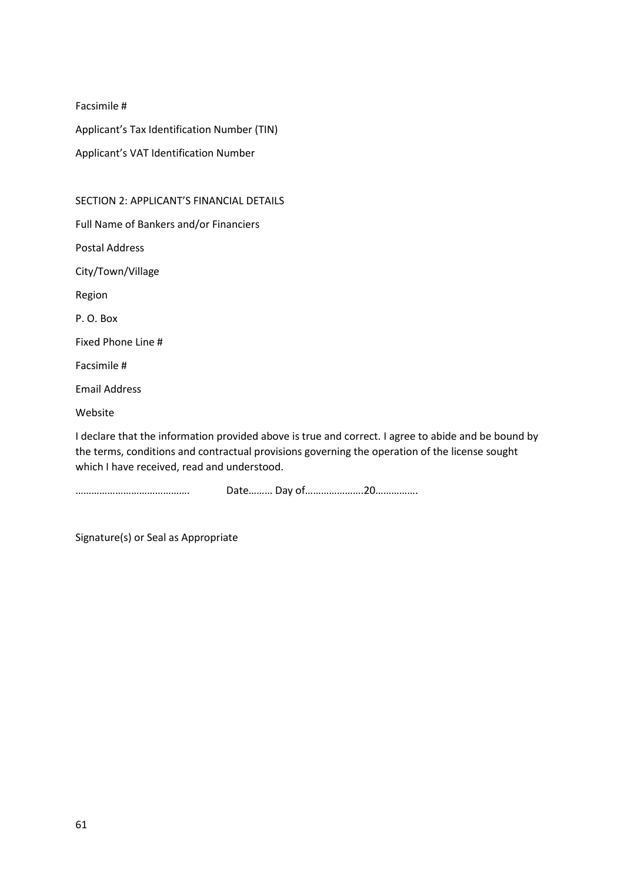Facsimile #

Applicant's Tax Identification Number (TIN)

Applicant's VAT Identification Number

SECTION 2: APPLICANT'S FINANCIAL DETAILS

Full Name of Bankers and/or Financiers

Postal Address

City/Town/Village

Region

P. O. Box

Fixed Phone Line #

Facsimile #

Email Address

Website

I declare that the information provided above is true and correct. I agree to abide and be bound by the terms, conditions and contractual provisions governing the operation of the license sought which I have received, read and understood.

……………………………………. Date……… Day of………………….20…………….

Signature(s) or Seal as Appropriate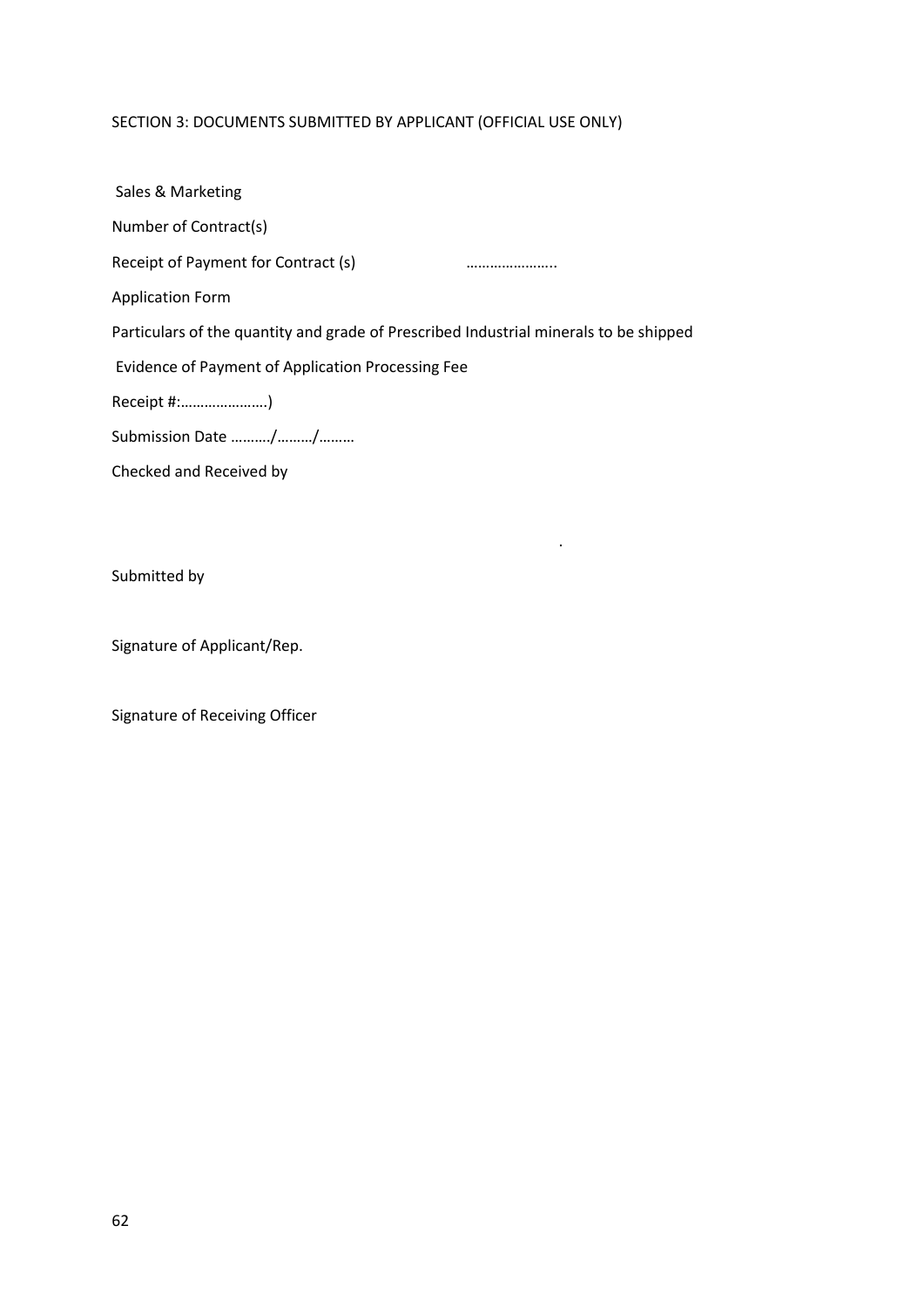SECTION 3: DOCUMENTS SUBMITTED BY APPLICANT (OFFICIAL USE ONLY)

Sales & Marketing

Number of Contract(s)

Receipt of Payment for Contract (s) …………………..

Application Form

Particulars of the quantity and grade of Prescribed Industrial minerals to be shipped

Evidence of Payment of Application Processing Fee

Receipt #:………………….)

Submission Date ………./………/………

Checked and Received by

.

Submitted by

Signature of Applicant/Rep.

Signature of Receiving Officer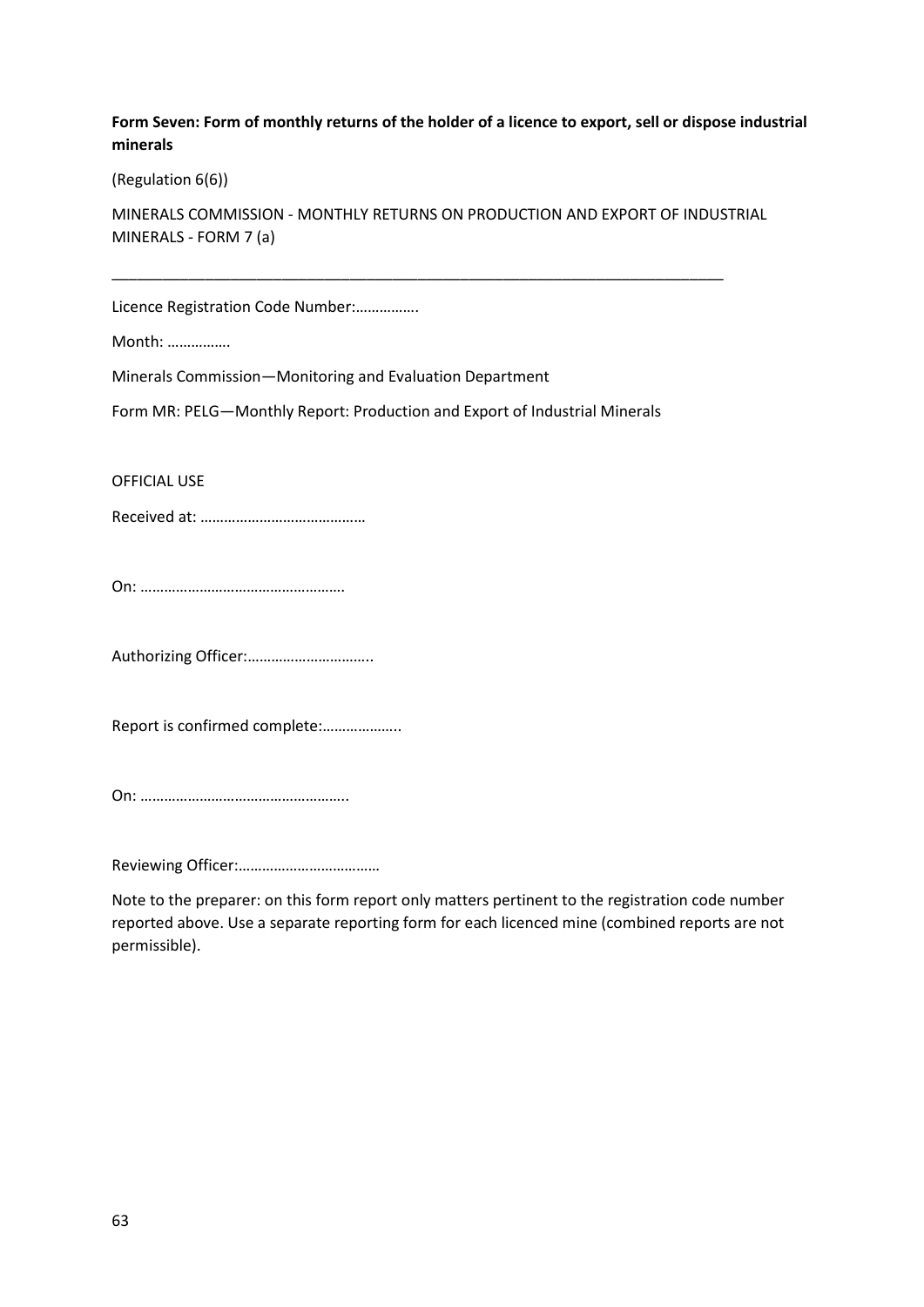**Form Seven: Form of monthly returns of the holder of a licence to export, sell or dispose industrial minerals**

(Regulation 6(6))

MINERALS COMMISSION - MONTHLY RETURNS ON PRODUCTION AND EXPORT OF INDUSTRIAL MINERALS - FORM 7 (a)

---

Licence Registration Code Number:…………….

Month: …………….

Minerals Commission—Monitoring and Evaluation Department

Form MR: PELG—Monthly Report: Production and Export of Industrial Minerals

OFFICIAL USE

Received at: ……………………………………

On: …………………………………………….

Authorizing Officer:…………………………..

Report is confirmed complete:………………..

On: ……………………………………………..

Reviewing Officer:………………………………

Note to the preparer: on this form report only matters pertinent to the registration code number reported above. Use a separate reporting form for each licenced mine (combined reports are not permissible).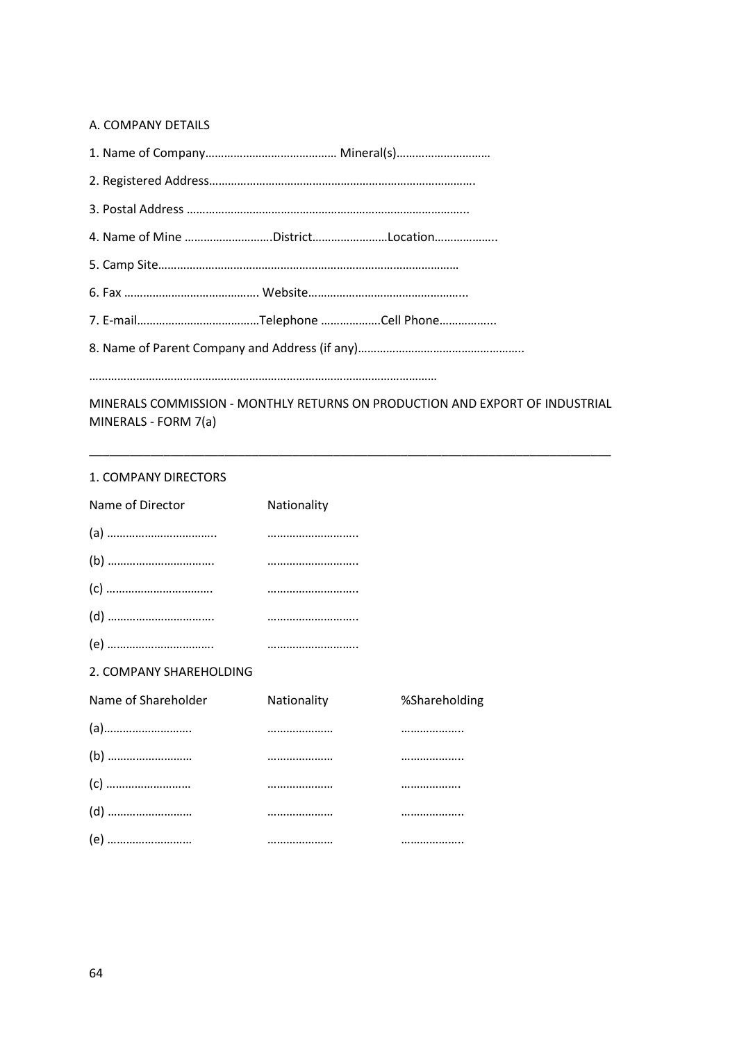A. COMPANY DETAILS

1. Name of Company…………………………………… Mineral(s)…………………………

2. Registered Address……………………………………………………………………….

3. Postal Address ……………………………………………………………………………..

4. Name of Mine ……………………….District……………………Location………………..

5. Camp Site…………………………………………………………………………………

6. Fax …………………………………….. Website…………………………………………...

7. E-mail…………………………………Telephone ……………….Cell Phone……………...

8. Name of Parent Company and Address (if any)……………………………………………..

…………………………………………………………………………………………………

MINERALS COMMISSION - MONTHLY RETURNS ON PRODUCTION AND EXPORT OF INDUSTRIAL MINERALS - FORM 7(a)

---

1. COMPANY DIRECTORS

| Name of Director | Nationality |
|---|---|
| (a) …………………………….. | ……………………….. |
| (b) ……………………………. | ……………………….. |
| (c) ……………………………. | ……………………….. |
| (d) ……………………………. | ……………………….. |
| (e) ……………………………. | ……………………….. |

2. COMPANY SHAREHOLDING

| Name of Shareholder | Nationality | %Shareholding |
|---|---|---|
| (a)………………………. | ………………… | ……………….. |
| (b) ……………………… | ………………… | ……………….. |
| (c) ……………………… | ………………… | ………………. |
| (d) ……………………… | ………………… | ……………….. |
| (e) ……………………… | ………………… | ……………….. |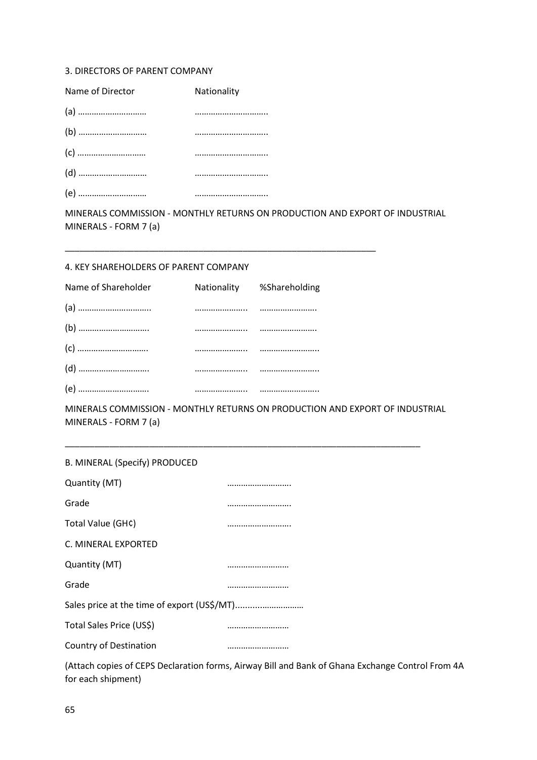3. DIRECTORS OF PARENT COMPANY

| Name of Director | Nationality |
|---|---|
| (a) ………………………… | ………………………….. |
| (b) ………………………… | ………………………….. |
| (c) ………………………… | ………………………….. |
| (d) ………………………… | ………………………….. |
| (e) ………………………… | ………………………….. |

MINERALS COMMISSION - MONTHLY RETURNS ON PRODUCTION AND EXPORT OF INDUSTRIAL MINERALS - FORM 7 (a)

---

4. KEY SHAREHOLDERS OF PARENT COMPANY

| Name of Shareholder | Nationality | %Shareholding |
|---|---|---|
| (a) ………………………….. | ………………….. | ……………………. |
| (b) …………………………. | ………………….. | ……………………. |
| (c) …………………………. | ………………….. | …………………….. |
| (d) …………………………. | ………………….. | …………………….. |
| (e) …………………………. | ………………….. | …………………….. |

MINERALS COMMISSION - MONTHLY RETURNS ON PRODUCTION AND EXPORT OF INDUSTRIAL MINERALS - FORM 7 (a)

---

B. MINERAL (Specify) PRODUCED

Quantity (MT) ……………………….

Grade ……………………….

Total Value (GH¢) ……………………….

C. MINERAL EXPORTED

Quantity (MT) ………………………

Grade ………………………

Sales price at the time of export (US$/MT)...........………………

Total Sales Price (US$) ………………………

Country of Destination ………………………

(Attach copies of CEPS Declaration forms, Airway Bill and Bank of Ghana Exchange Control From 4A for each shipment)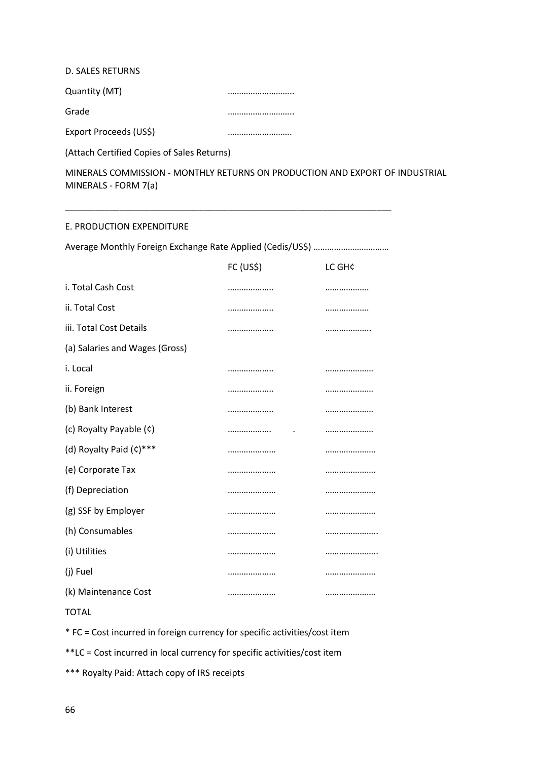D. SALES RETURNS

Quantity (MT) ………………………..

Grade ………………………..

Export Proceeds (US$) ……………………….

(Attach Certified Copies of Sales Returns)

MINERALS COMMISSION - MONTHLY RETURNS ON PRODUCTION AND EXPORT OF INDUSTRIAL MINERALS - FORM 7(a)

---

E. PRODUCTION EXPENDITURE

Average Monthly Foreign Exchange Rate Applied (Cedis/US$) ……………………………

| | FC (US$) | LC GH¢ |
|---|---|---|
| i. Total Cash Cost | ……………….. | ………………. |
| ii. Total Cost | ……………….. | ………………. |
| iii. Total Cost Details | ……………….. | ……………….. |
| (a) Salaries and Wages (Gross) | | |
| i. Local | ……………….. | ………………… |
| ii. Foreign | ……………….. | ………………… |
| (b) Bank Interest | ……………….. | ………………… |
| (c) Royalty Payable (¢) | ………………. . | ………………… |
| (d) Royalty Paid (¢)*** | ………………… | …………………. |
| (e) Corporate Tax | ………………… | …………………. |
| (f) Depreciation | ………………… | …………………. |
| (g) SSF by Employer | ………………… | …………………. |
| (h) Consumables | ………………… | ………………….. |
| (i) Utilities | ………………… | ………………….. |
| (j) Fuel | ………………… | …………………. |
| (k) Maintenance Cost | ………………… | …………………. |
| TOTAL | | |

* FC = Cost incurred in foreign currency for specific activities/cost item

**LC = Cost incurred in local currency for specific activities/cost item

*** Royalty Paid: Attach copy of IRS receipts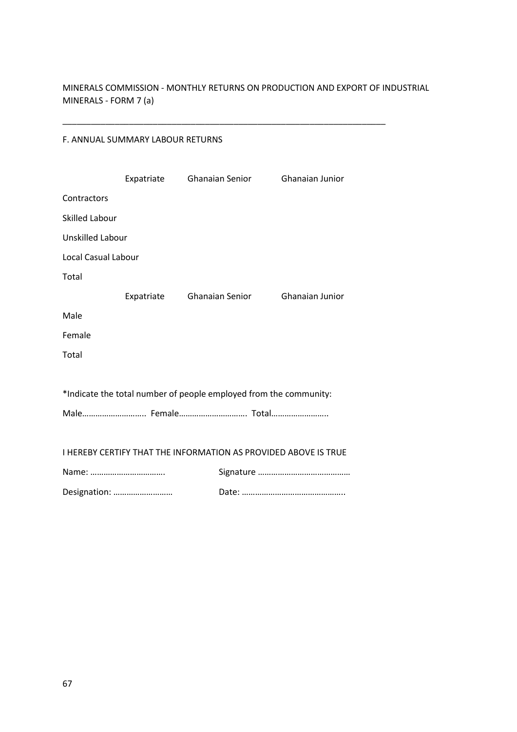MINERALS COMMISSION - MONTHLY RETURNS ON PRODUCTION AND EXPORT OF INDUSTRIAL MINERALS - FORM 7 (a)

---

F. ANNUAL SUMMARY LABOUR RETURNS

| | Expatriate | Ghanaian Senior | Ghanaian Junior |
|---|---|---|---|
| Contractors | | | |
| Skilled Labour | | | |
| Unskilled Labour | | | |
| Local Casual Labour | | | |
| Total | | | |

| | Expatriate | Ghanaian Senior | Ghanaian Junior |
|---|---|---|---|
| Male | | | |
| Female | | | |
| Total | | | |

*Indicate the total number of people employed from the community:

Male……………………….. Female…………………………. Total……………………..

I HEREBY CERTIFY THAT THE INFORMATION AS PROVIDED ABOVE IS TRUE

Name: ……………………………. Signature ……………………………………

Designation: ……………………… Date: ………………………………………..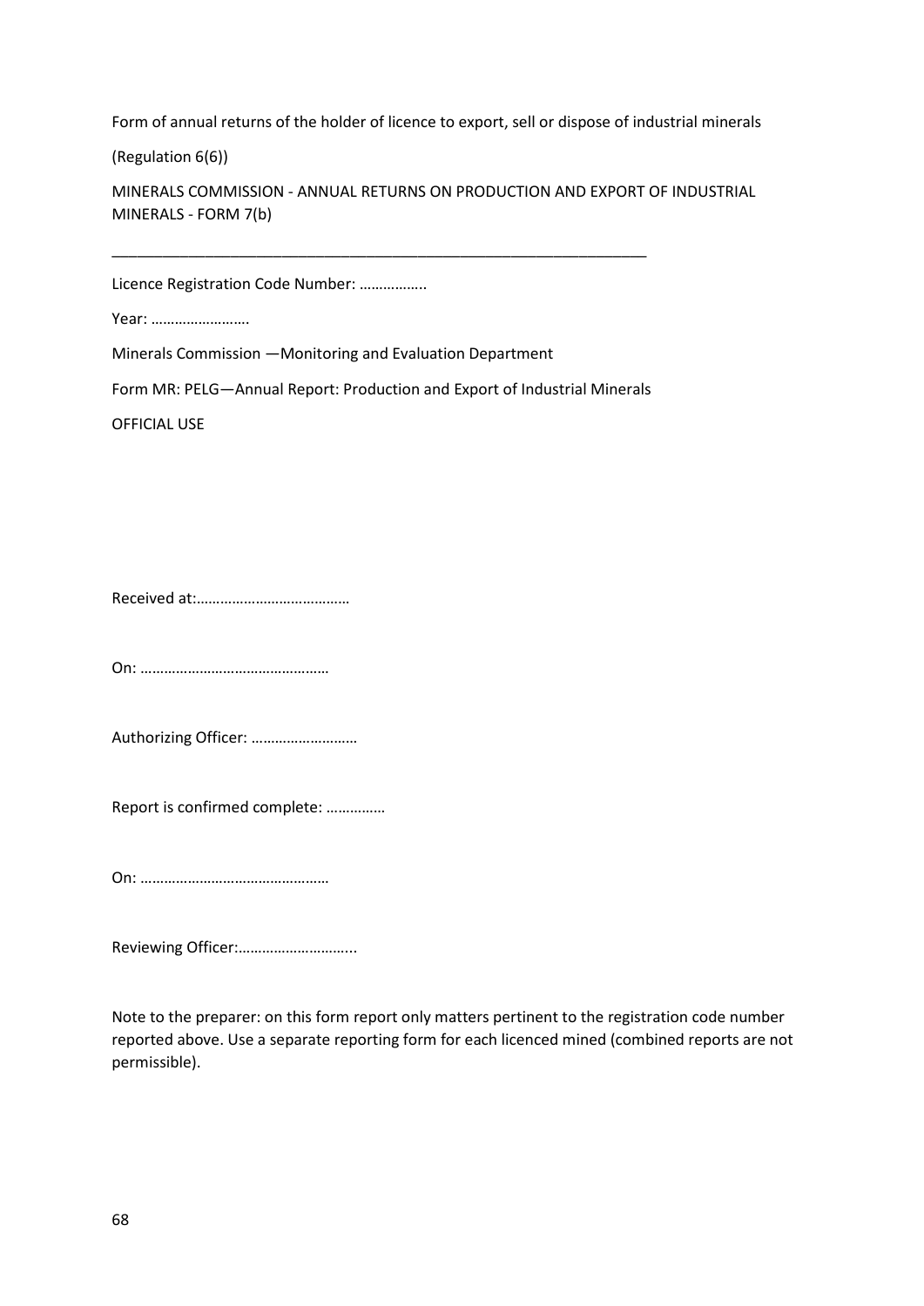Form of annual returns of the holder of licence to export, sell or dispose of industrial minerals

(Regulation 6(6))

MINERALS COMMISSION - ANNUAL RETURNS ON PRODUCTION AND EXPORT OF INDUSTRIAL MINERALS - FORM 7(b)

---

Licence Registration Code Number: ……………..

Year: …………………….

Minerals Commission —Monitoring and Evaluation Department

Form MR: PELG—Annual Report: Production and Export of Industrial Minerals

OFFICIAL USE

Received at:…………………………………

On: …………………………………………

Authorizing Officer: ………………………

Report is confirmed complete: ……………

On: …………………………………………

Reviewing Officer:………………………...

Note to the preparer: on this form report only matters pertinent to the registration code number reported above. Use a separate reporting form for each licenced mined (combined reports are not permissible).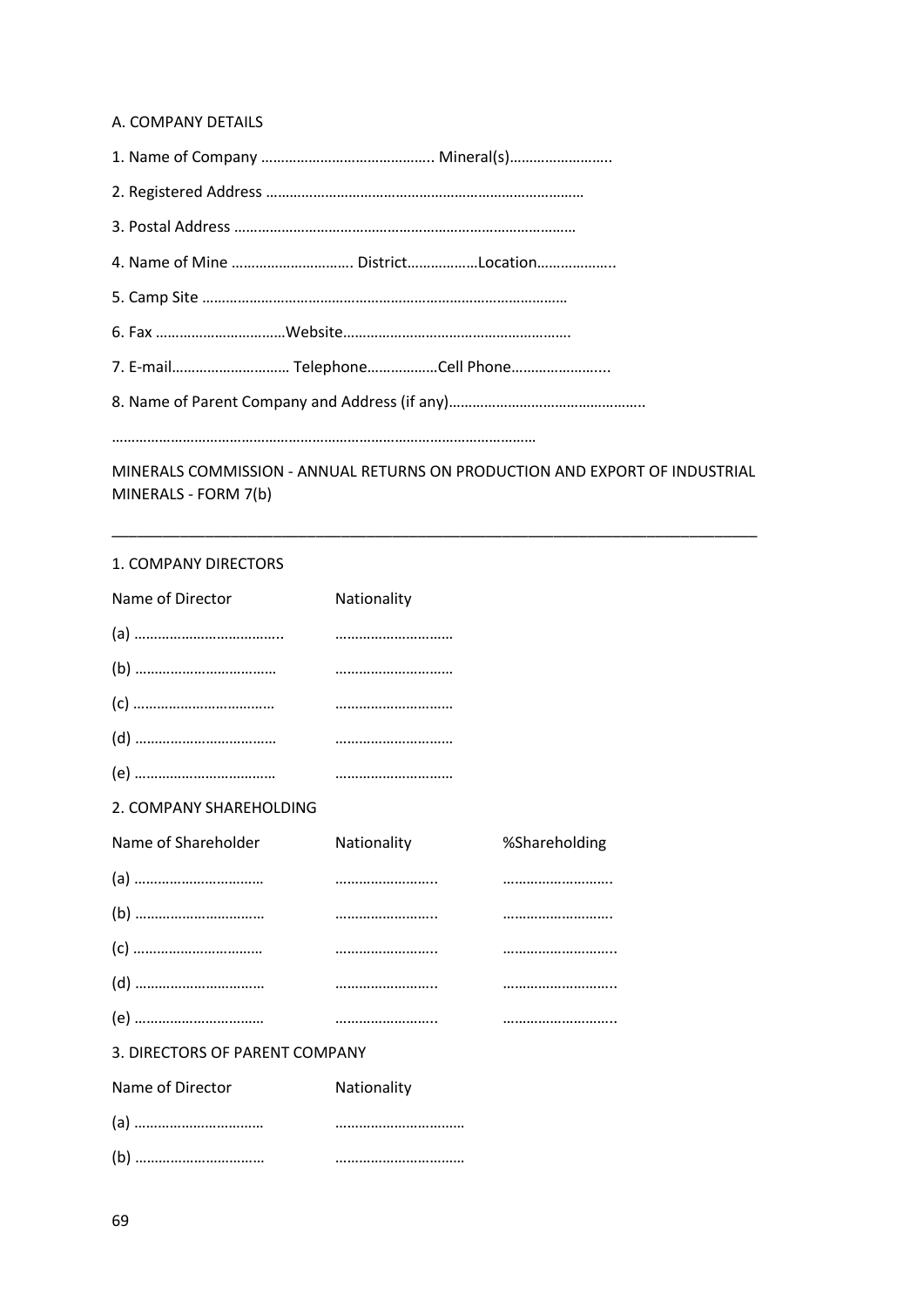A. COMPANY DETAILS

1. Name of Company ……………………………………. Mineral(s)……………………..

2. Registered Address ……………………………………………………………………

3. Postal Address …………………………………………………………………………

4. Name of Mine …………………………. District………………Location………………..

5. Camp Site ………………………………………………………………………………

6. Fax ……………………………Website…………………………………………………

7. E-mail………………………… Telephone………………Cell Phone…………………...

8. Name of Parent Company and Address (if any)…………………………………………..

…………………………………………………………………………………………………

MINERALS COMMISSION - ANNUAL RETURNS ON PRODUCTION AND EXPORT OF INDUSTRIAL MINERALS - FORM 7(b)

---

1. COMPANY DIRECTORS

| Name of Director | Nationality |
|---|---|
| (a) ……………………………….. | ………………………… |
| (b) ……………………………… | ………………………… |
| (c) ……………………………… | ………………………… |
| (d) ……………………………… | ………………………… |
| (e) ……………………………… | ………………………… |

2. COMPANY SHAREHOLDING

| Name of Shareholder | Nationality | %Shareholding |
|---|---|---|
| (a) …………………………… | …………………….. | ……………………… |
| (b) …………………………… | …………………….. | ……………………… |
| (c) …………………………… | …………………….. | ……………………….. |
| (d) …………………………… | …………………….. | ……………………….. |
| (e) …………………………… | …………………….. | ……………………….. |

3. DIRECTORS OF PARENT COMPANY

| Name of Director | Nationality |
|---|---|
| (a) …………………………… | …………………………… |
| (b) …………………………… | …………………………… |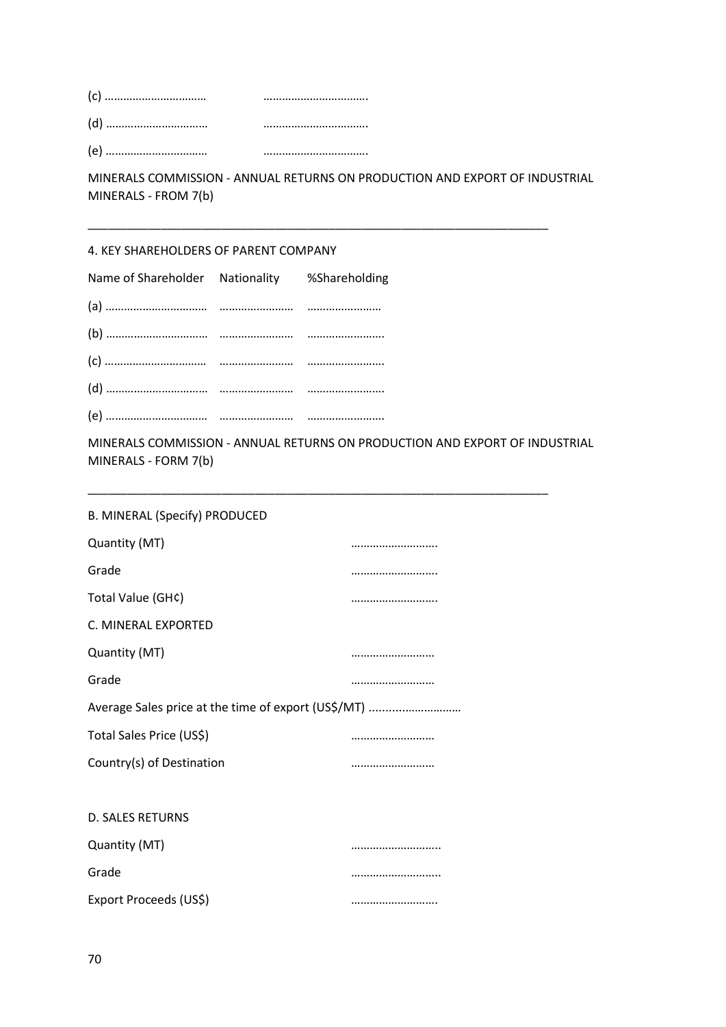(c) …………………………… ……………………………..

(d) …………………………… ……………………………..

(e) …………………………… ……………………………..

MINERALS COMMISSION - ANNUAL RETURNS ON PRODUCTION AND EXPORT OF INDUSTRIAL MINERALS - FROM 7(b)

---

4. KEY SHAREHOLDERS OF PARENT COMPANY

| Name of Shareholder | Nationality | %Shareholding |
|---|---|---|
| (a) …………………………… | …………………… | …………………… |
| (b) …………………………… | …………………… | ……………………. |
| (c) …………………………… | …………………… | ……………………. |
| (d) …………………………… | …………………… | ……………………. |
| (e) …………………………… | …………………… | ……………………. |

MINERALS COMMISSION - ANNUAL RETURNS ON PRODUCTION AND EXPORT OF INDUSTRIAL MINERALS - FORM 7(b)

---

B. MINERAL (Specify) PRODUCED

Quantity (MT) ……………………….

Grade ……………………….

Total Value (GH¢) ……………………….

C. MINERAL EXPORTED

Quantity (MT) ………………………

Grade ………………………

Average Sales price at the time of export (US$/MT) ...........………………

Total Sales Price (US$) ………………………

Country(s) of Destination ………………………

D. SALES RETURNS

Quantity (MT) ………………………..

Grade ………………………..

Export Proceeds (US$) ……………………….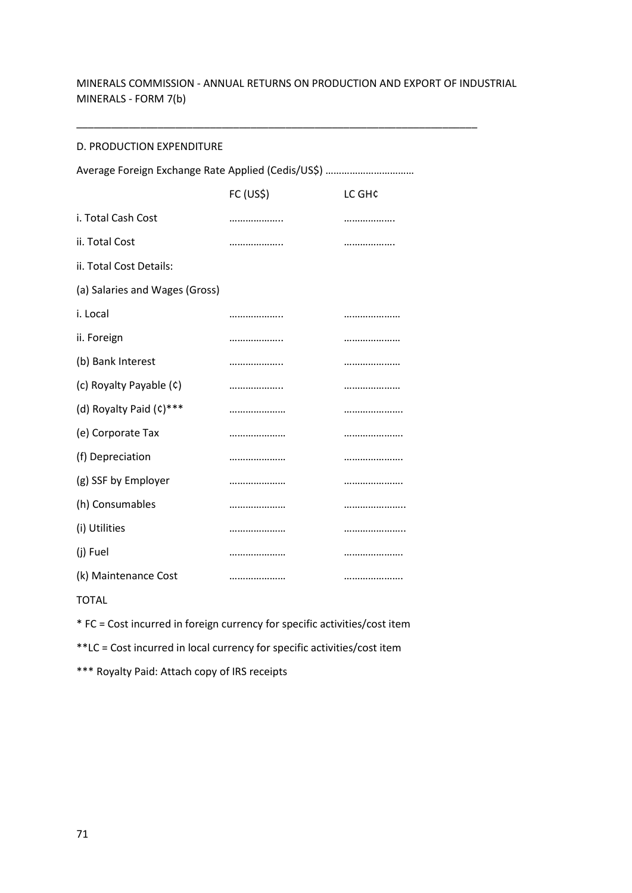MINERALS COMMISSION - ANNUAL RETURNS ON PRODUCTION AND EXPORT OF INDUSTRIAL MINERALS - FORM 7(b)

---

D. PRODUCTION EXPENDITURE

Average Foreign Exchange Rate Applied (Cedis/US$) ……………………………

| | FC (US$) | LC GH¢ |
|---|---|---|
| i. Total Cash Cost | ……………….. | ………………. |
| ii. Total Cost | ……………….. | ………………. |
| ii. Total Cost Details: | | |
| (a) Salaries and Wages (Gross) | | |
| i. Local | ……………….. | ………………… |
| ii. Foreign | ……………….. | ………………… |
| (b) Bank Interest | ……………….. | ………………… |
| (c) Royalty Payable (¢) | ……………….. | ………………… |
| (d) Royalty Paid (¢)*** | ………………… | …………………. |
| (e) Corporate Tax | ………………… | …………………. |
| (f) Depreciation | ………………… | …………………. |
| (g) SSF by Employer | ………………… | …………………. |
| (h) Consumables | ………………… | ………………….. |
| (i) Utilities | ………………… | ………………….. |
| (j) Fuel | ………………… | …………………. |
| (k) Maintenance Cost | ………………… | …………………. |
| TOTAL | | |

* FC = Cost incurred in foreign currency for specific activities/cost item

**LC = Cost incurred in local currency for specific activities/cost item

*** Royalty Paid: Attach copy of IRS receipts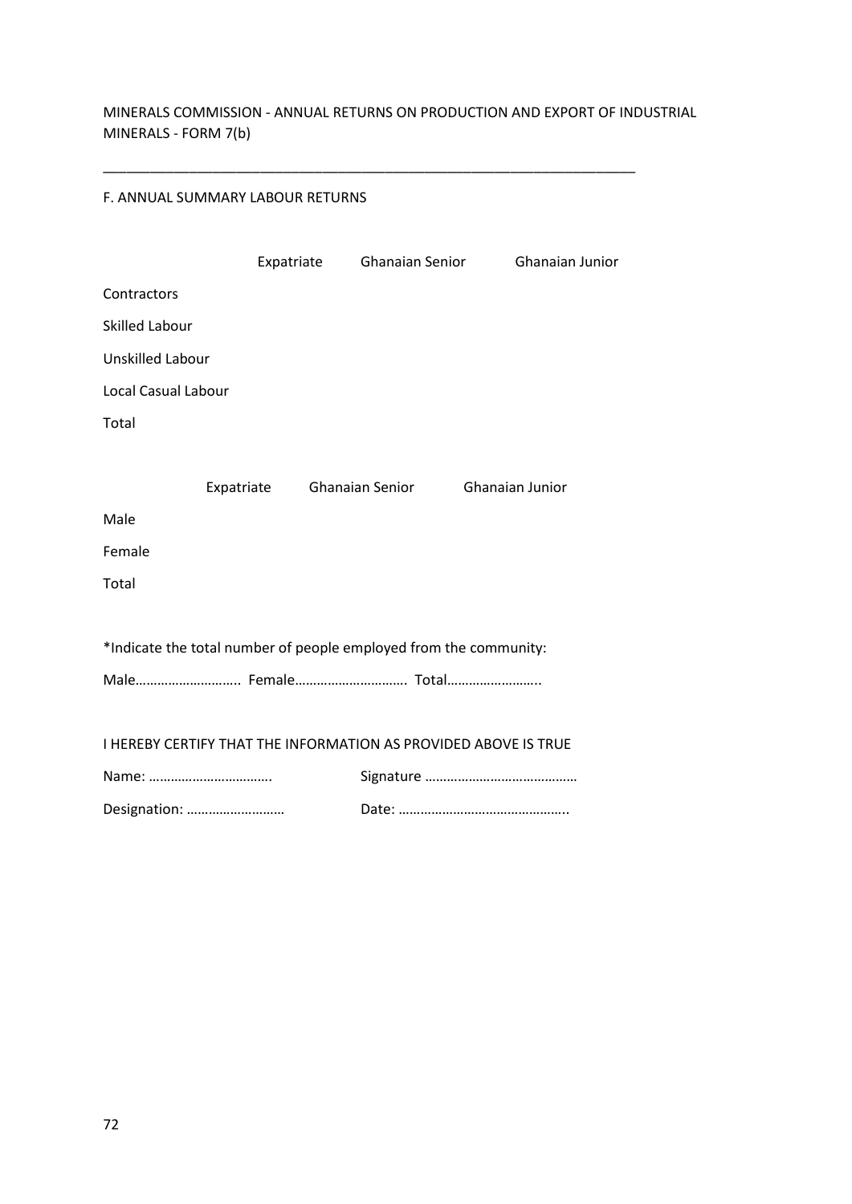MINERALS COMMISSION - ANNUAL RETURNS ON PRODUCTION AND EXPORT OF INDUSTRIAL MINERALS - FORM 7(b)

---

F. ANNUAL SUMMARY LABOUR RETURNS

| | Expatriate | Ghanaian Senior | Ghanaian Junior |
|---|---|---|---|
| Contractors | | | |
| Skilled Labour | | | |
| Unskilled Labour | | | |
| Local Casual Labour | | | |
| Total | | | |

| | Expatriate | Ghanaian Senior | Ghanaian Junior |
|---|---|---|---|
| Male | | | |
| Female | | | |
| Total | | | |

*Indicate the total number of people employed from the community:

Male……………………….. Female………………………… Total……………………..

I HEREBY CERTIFY THAT THE INFORMATION AS PROVIDED ABOVE IS TRUE

Name: …………………………….     Signature ……………………………………

Designation: ………………………     Date: ………………………………………..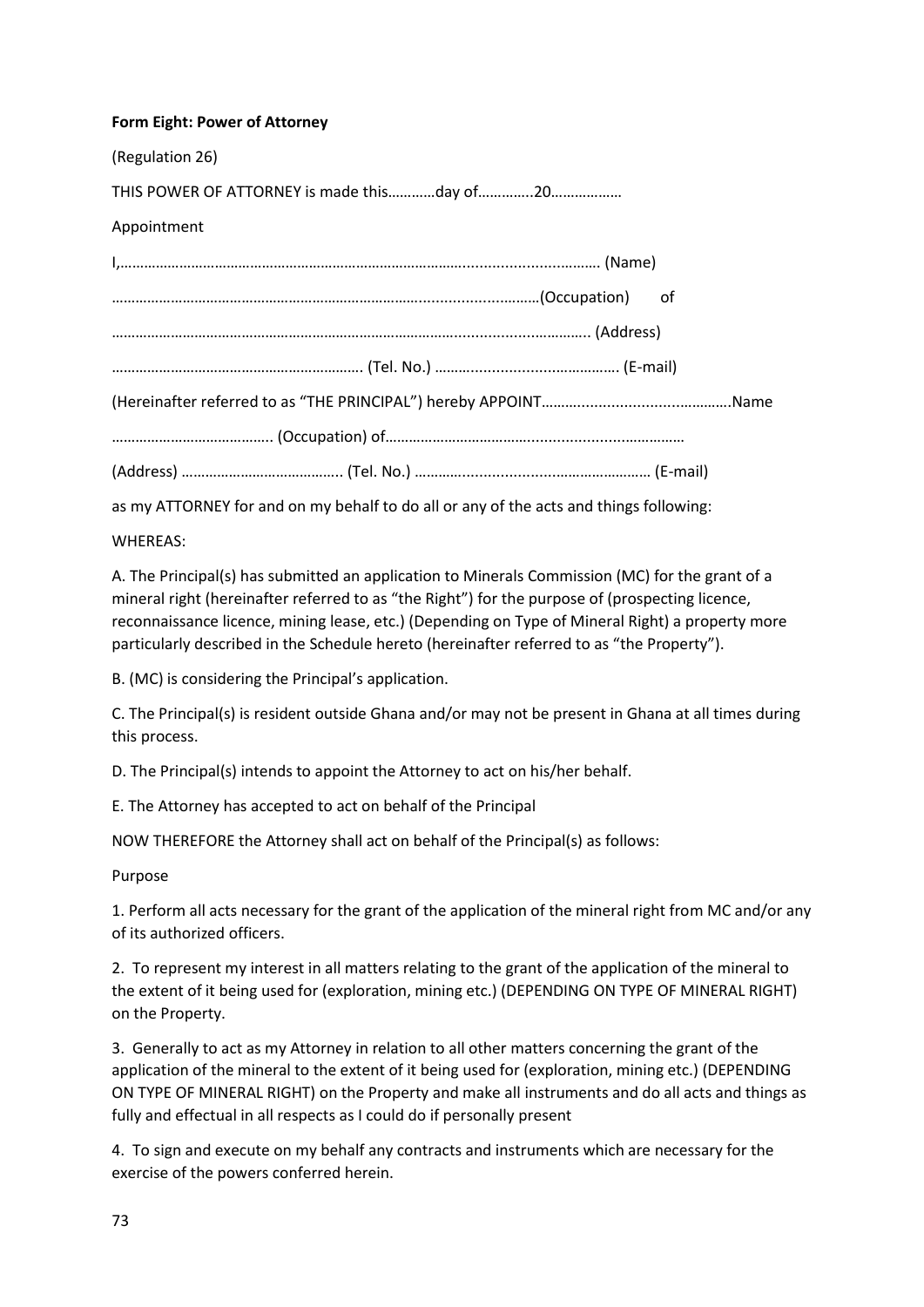**Form Eight: Power of Attorney**

(Regulation 26)

THIS POWER OF ATTORNEY is made this…………day of…………..20………………

Appointment

I,…………………………………………………………………………….................................. (Name)

……………………………………………………………………...............………(Occupation) of

…………………………………………………………………………...............………….. (Address)

…………………………………………………….. (Tel. No.) ………...............…………… (E-mail)

(Hereinafter referred to as "THE PRINCIPAL") hereby APPOINT……...................………….Name

………………………………….. (Occupation) of………………………………..............………………

(Address) ………………………………….. (Tel. No.) ………...............………………………… (E-mail)

as my ATTORNEY for and on my behalf to do all or any of the acts and things following:

WHEREAS:

A. The Principal(s) has submitted an application to Minerals Commission (MC) for the grant of a mineral right (hereinafter referred to as "the Right") for the purpose of (prospecting licence, reconnaissance licence, mining lease, etc.) (Depending on Type of Mineral Right) a property more particularly described in the Schedule hereto (hereinafter referred to as "the Property").

B. (MC) is considering the Principal's application.

C. The Principal(s) is resident outside Ghana and/or may not be present in Ghana at all times during this process.

D. The Principal(s) intends to appoint the Attorney to act on his/her behalf.

E. The Attorney has accepted to act on behalf of the Principal

NOW THEREFORE the Attorney shall act on behalf of the Principal(s) as follows:

Purpose

1. Perform all acts necessary for the grant of the application of the mineral right from MC and/or any of its authorized officers.

2. To represent my interest in all matters relating to the grant of the application of the mineral to the extent of it being used for (exploration, mining etc.) (DEPENDING ON TYPE OF MINERAL RIGHT) on the Property.

3. Generally to act as my Attorney in relation to all other matters concerning the grant of the application of the mineral to the extent of it being used for (exploration, mining etc.) (DEPENDING ON TYPE OF MINERAL RIGHT) on the Property and make all instruments and do all acts and things as fully and effectual in all respects as I could do if personally present

4. To sign and execute on my behalf any contracts and instruments which are necessary for the exercise of the powers conferred herein.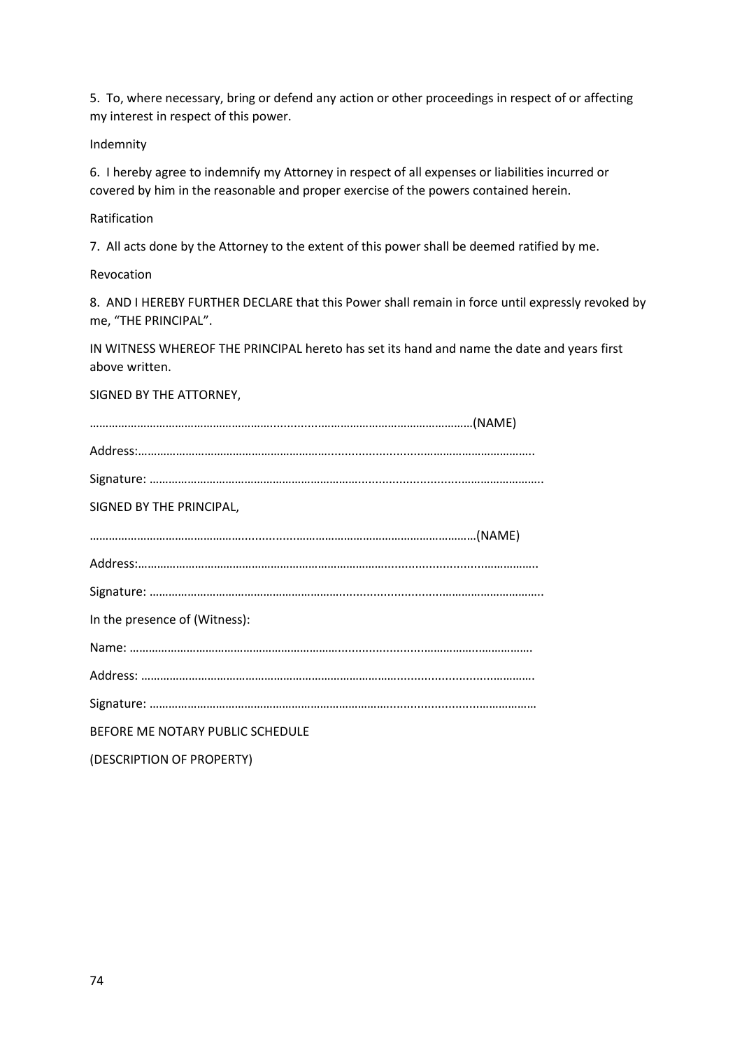5. To, where necessary, bring or defend any action or other proceedings in respect of or affecting my interest in respect of this power.

Indemnity

6. I hereby agree to indemnify my Attorney in respect of all expenses or liabilities incurred or covered by him in the reasonable and proper exercise of the powers contained herein.

Ratification

7. All acts done by the Attorney to the extent of this power shall be deemed ratified by me.

Revocation

8. AND I HEREBY FURTHER DECLARE that this Power shall remain in force until expressly revoked by me, "THE PRINCIPAL".

IN WITNESS WHEREOF THE PRINCIPAL hereto has set its hand and name the date and years first above written.

SIGNED BY THE ATTORNEY,

……………………………………………………………………………………………………………(NAME)

Address:…………………………………………………………………………………………………………..

Signature: …………………………………………………………………………………………………………..

SIGNED BY THE PRINCIPAL,

……………………………………………………………………………………………………………(NAME)

Address:…………………………………………………………………………………………………………..

Signature: …………………………………………………………………………………………………………..

In the presence of (Witness):

Name: ……………………………………………………………………………………………………….

Address: ……………………………………………………………………………………………………….

Signature: ………………………………………………………………………………………………………

BEFORE ME NOTARY PUBLIC SCHEDULE

(DESCRIPTION OF PROPERTY)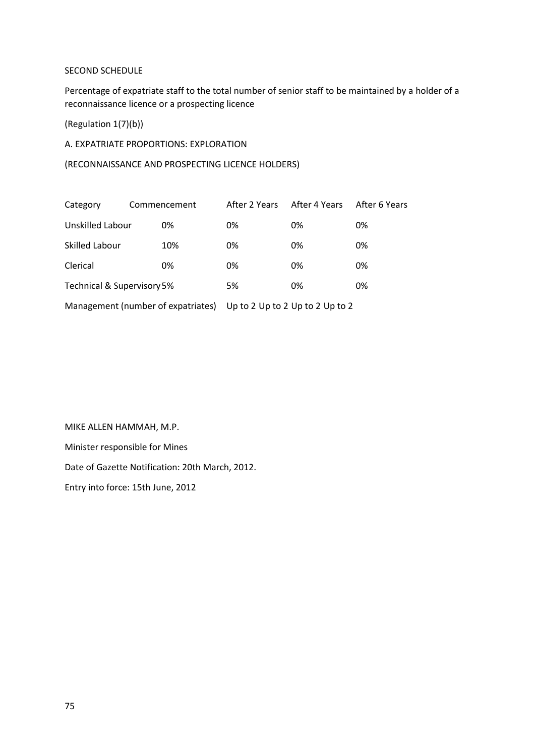SECOND SCHEDULE

Percentage of expatriate staff to the total number of senior staff to be maintained by a holder of a reconnaissance licence or a prospecting licence

(Regulation 1(7)(b))

A. EXPATRIATE PROPORTIONS: EXPLORATION

(RECONNAISSANCE AND PROSPECTING LICENCE HOLDERS)

| Category | Commencement | After 2 Years | After 4 Years | After 6 Years |
|---|---|---|---|---|
| Unskilled Labour | 0% | 0% | 0% | 0% |
| Skilled Labour | 10% | 0% | 0% | 0% |
| Clerical | 0% | 0% | 0% | 0% |
| Technical & Supervisory | 5% | 5% | 0% | 0% |
| Management (number of expatriates) | Up to 2 | Up to 2 | Up to 2 | Up to 2 |

MIKE ALLEN HAMMAH, M.P.

Minister responsible for Mines

Date of Gazette Notification: 20th March, 2012.

Entry into force: 15th June, 2012